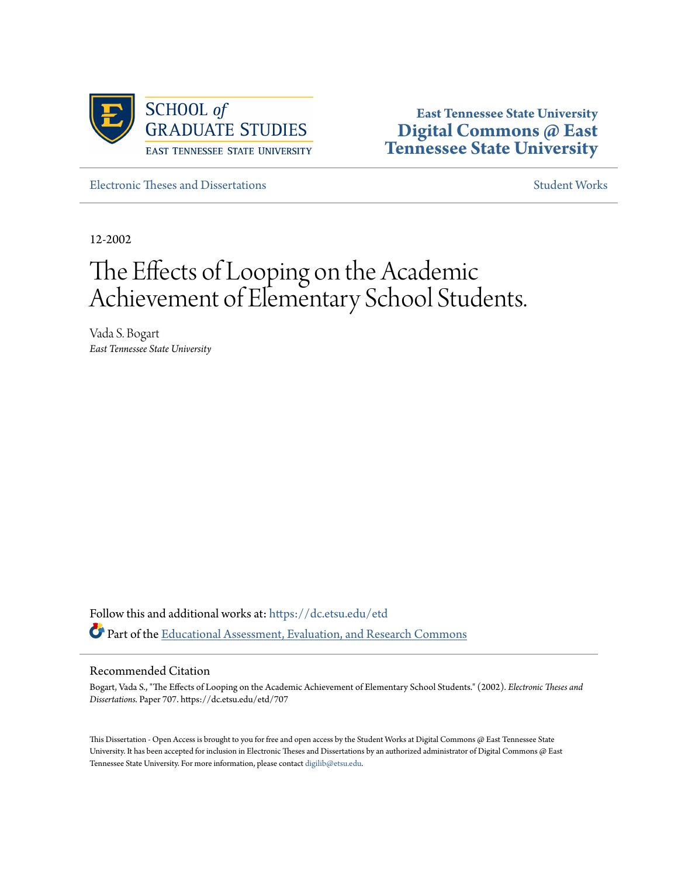SCHOOL *of* GRADUATE STUDIES
EAST TENNESSEE STATE UNIVERSITY

**East Tennessee State University**
**Digital Commons @ East Tennessee State University**

Electronic Theses and Dissertations

Student Works

12-2002

# The Effects of Looping on the Academic Achievement of Elementary School Students.

Vada S. Bogart
*East Tennessee State University*

Follow this and additional works at: https://dc.etsu.edu/etd

Part of the Educational Assessment, Evaluation, and Research Commons

## Recommended Citation

Bogart, Vada S., "The Effects of Looping on the Academic Achievement of Elementary School Students." (2002). *Electronic Theses and Dissertations.* Paper 707. https://dc.etsu.edu/etd/707

This Dissertation - Open Access is brought to you for free and open access by the Student Works at Digital Commons @ East Tennessee State University. It has been accepted for inclusion in Electronic Theses and Dissertations by an authorized administrator of Digital Commons @ East Tennessee State University. For more information, please contact digilib@etsu.edu.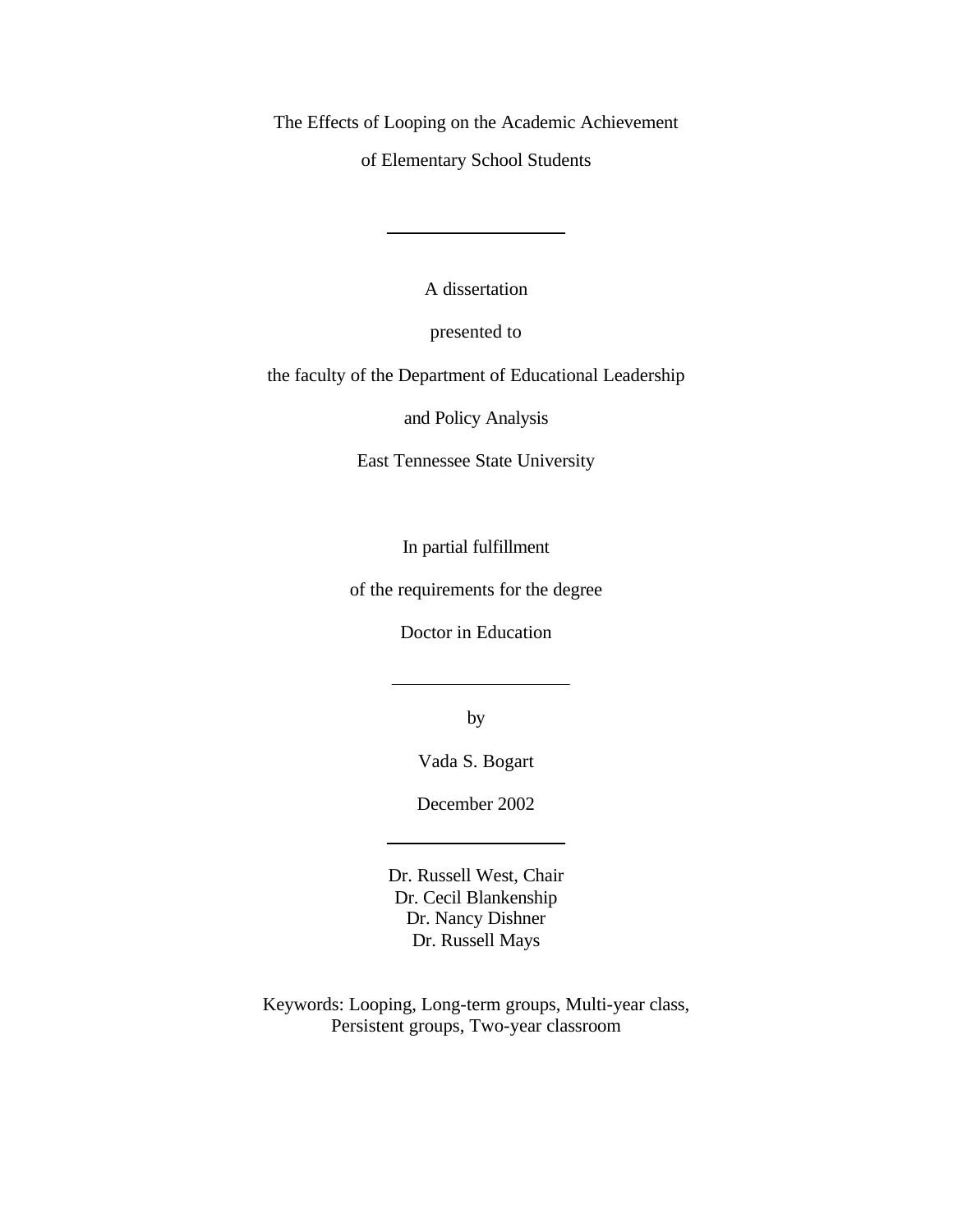The Effects of Looping on the Academic Achievement

of Elementary School Students

---

A dissertation

presented to

the faculty of the Department of Educational Leadership

and Policy Analysis

East Tennessee State University

In partial fulfillment

of the requirements for the degree

Doctor in Education

---

by

Vada S. Bogart

December 2002

---

Dr. Russell West, Chair
Dr. Cecil Blankenship
Dr. Nancy Dishner
Dr. Russell Mays

Keywords: Looping, Long-term groups, Multi-year class, Persistent groups, Two-year classroom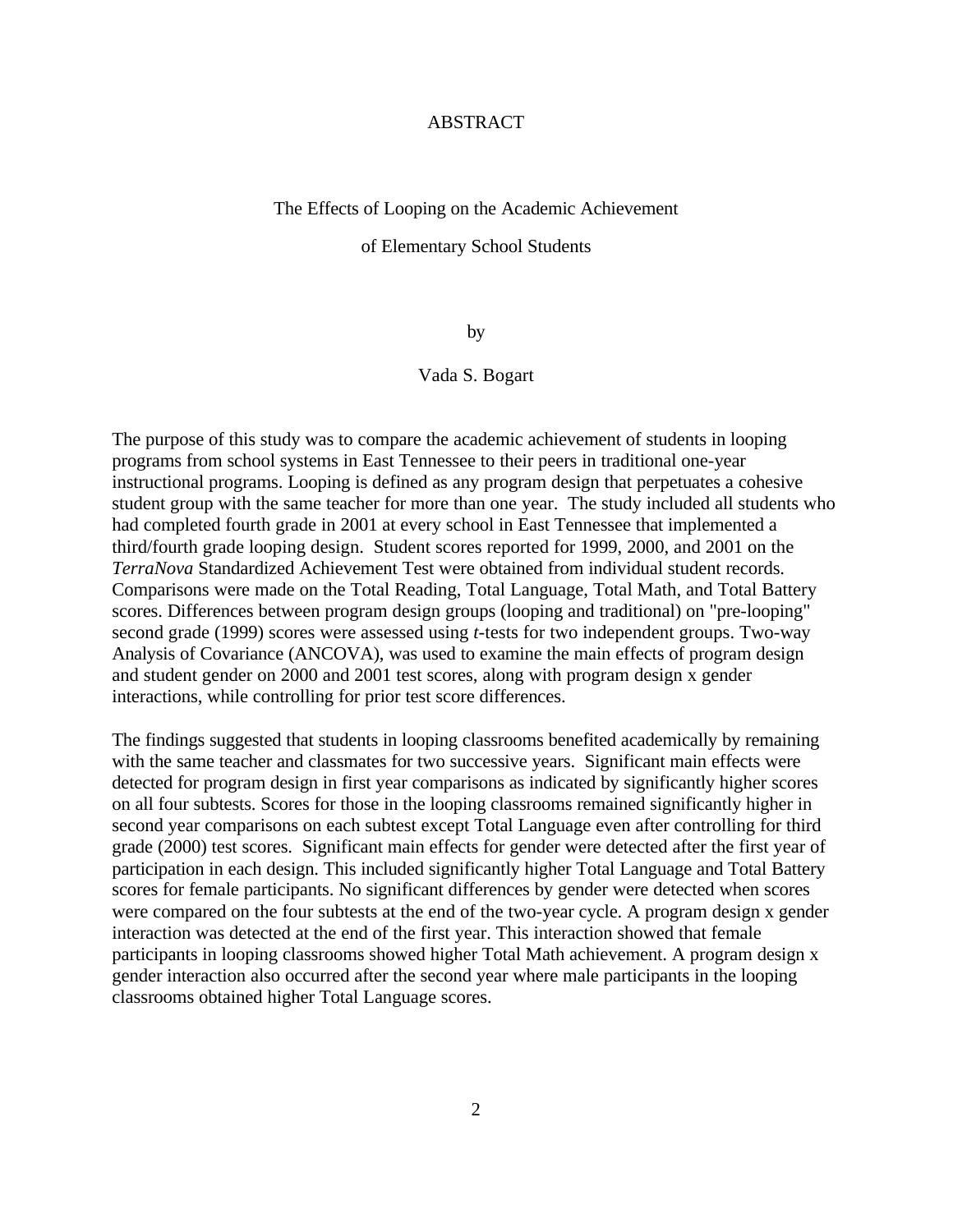# ABSTRACT

## The Effects of Looping on the Academic Achievement of Elementary School Students

by

Vada S. Bogart

The purpose of this study was to compare the academic achievement of students in looping programs from school systems in East Tennessee to their peers in traditional one-year instructional programs. Looping is defined as any program design that perpetuates a cohesive student group with the same teacher for more than one year. The study included all students who had completed fourth grade in 2001 at every school in East Tennessee that implemented a third/fourth grade looping design. Student scores reported for 1999, 2000, and 2001 on the *TerraNova* Standardized Achievement Test were obtained from individual student records. Comparisons were made on the Total Reading, Total Language, Total Math, and Total Battery scores. Differences between program design groups (looping and traditional) on "pre-looping" second grade (1999) scores were assessed using *t*-tests for two independent groups. Two-way Analysis of Covariance (ANCOVA), was used to examine the main effects of program design and student gender on 2000 and 2001 test scores, along with program design x gender interactions, while controlling for prior test score differences.

The findings suggested that students in looping classrooms benefited academically by remaining with the same teacher and classmates for two successive years. Significant main effects were detected for program design in first year comparisons as indicated by significantly higher scores on all four subtests. Scores for those in the looping classrooms remained significantly higher in second year comparisons on each subtest except Total Language even after controlling for third grade (2000) test scores. Significant main effects for gender were detected after the first year of participation in each design. This included significantly higher Total Language and Total Battery scores for female participants. No significant differences by gender were detected when scores were compared on the four subtests at the end of the two-year cycle. A program design x gender interaction was detected at the end of the first year. This interaction showed that female participants in looping classrooms showed higher Total Math achievement. A program design x gender interaction also occurred after the second year where male participants in the looping classrooms obtained higher Total Language scores.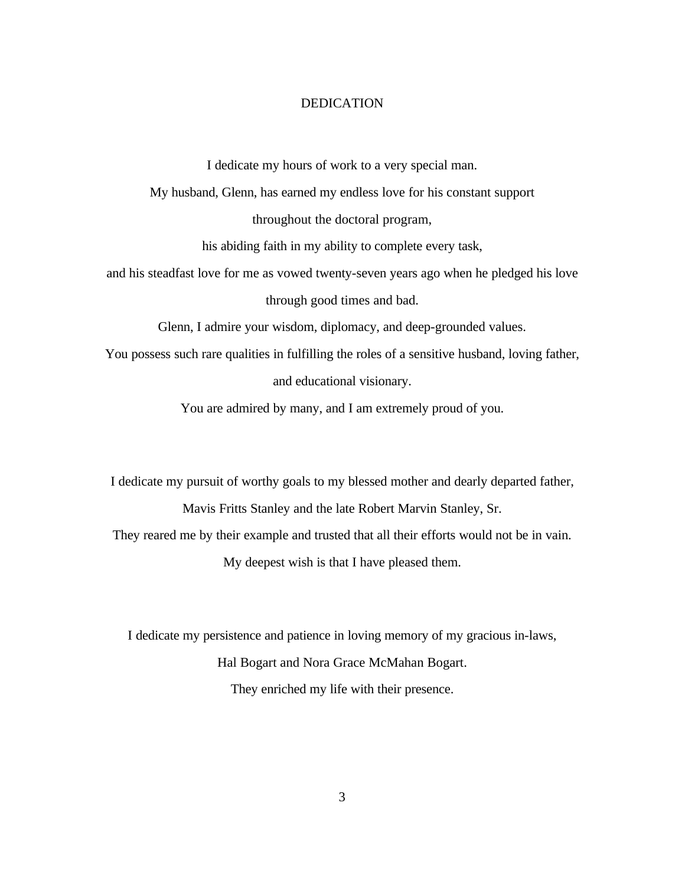# DEDICATION

I dedicate my hours of work to a very special man.

My husband, Glenn, has earned my endless love for his constant support

throughout the doctoral program,

his abiding faith in my ability to complete every task,

and his steadfast love for me as vowed twenty-seven years ago when he pledged his love

through good times and bad.

Glenn, I admire your wisdom, diplomacy, and deep-grounded values.

You possess such rare qualities in fulfilling the roles of a sensitive husband, loving father,

and educational visionary.

You are admired by many, and I am extremely proud of you.

I dedicate my pursuit of worthy goals to my blessed mother and dearly departed father,

Mavis Fritts Stanley and the late Robert Marvin Stanley, Sr.

They reared me by their example and trusted that all their efforts would not be in vain.

My deepest wish is that I have pleased them.

I dedicate my persistence and patience in loving memory of my gracious in-laws,

Hal Bogart and Nora Grace McMahan Bogart.

They enriched my life with their presence.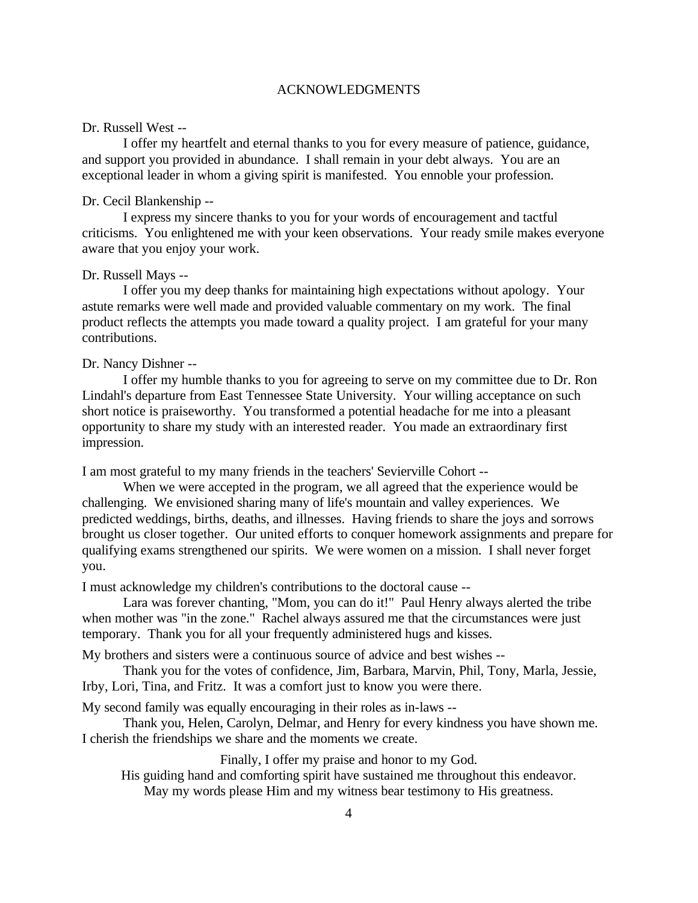# ACKNOWLEDGMENTS

Dr. Russell West --

I offer my heartfelt and eternal thanks to you for every measure of patience, guidance, and support you provided in abundance. I shall remain in your debt always. You are an exceptional leader in whom a giving spirit is manifested. You ennoble your profession.

Dr. Cecil Blankenship --

I express my sincere thanks to you for your words of encouragement and tactful criticisms. You enlightened me with your keen observations. Your ready smile makes everyone aware that you enjoy your work.

Dr. Russell Mays --

I offer you my deep thanks for maintaining high expectations without apology. Your astute remarks were well made and provided valuable commentary on my work. The final product reflects the attempts you made toward a quality project. I am grateful for your many contributions.

Dr. Nancy Dishner --

I offer my humble thanks to you for agreeing to serve on my committee due to Dr. Ron Lindahl's departure from East Tennessee State University. Your willing acceptance on such short notice is praiseworthy. You transformed a potential headache for me into a pleasant opportunity to share my study with an interested reader. You made an extraordinary first impression.

I am most grateful to my many friends in the teachers' Sevierville Cohort --

When we were accepted in the program, we all agreed that the experience would be challenging. We envisioned sharing many of life's mountain and valley experiences. We predicted weddings, births, deaths, and illnesses. Having friends to share the joys and sorrows brought us closer together. Our united efforts to conquer homework assignments and prepare for qualifying exams strengthened our spirits. We were women on a mission. I shall never forget you.

I must acknowledge my children's contributions to the doctoral cause --

Lara was forever chanting, "Mom, you can do it!" Paul Henry always alerted the tribe when mother was "in the zone." Rachel always assured me that the circumstances were just temporary. Thank you for all your frequently administered hugs and kisses.

My brothers and sisters were a continuous source of advice and best wishes --

Thank you for the votes of confidence, Jim, Barbara, Marvin, Phil, Tony, Marla, Jessie, Irby, Lori, Tina, and Fritz. It was a comfort just to know you were there.

My second family was equally encouraging in their roles as in-laws --

Thank you, Helen, Carolyn, Delmar, and Henry for every kindness you have shown me. I cherish the friendships we share and the moments we create.

Finally, I offer my praise and honor to my God.
His guiding hand and comforting spirit have sustained me throughout this endeavor.
May my words please Him and my witness bear testimony to His greatness.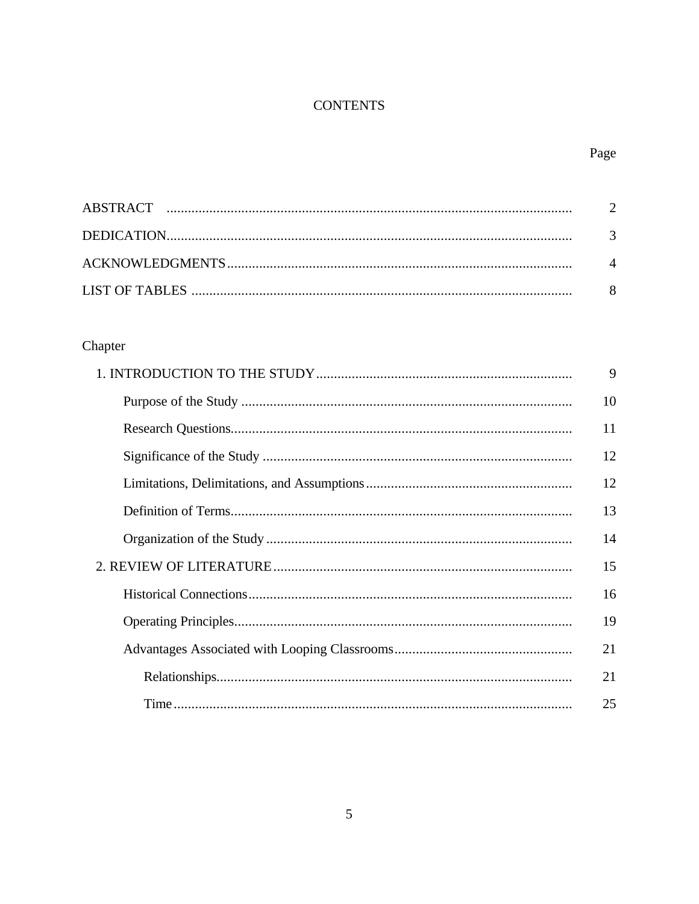# CONTENTS

| | Page |
|---|---|
| ABSTRACT | 2 |
| DEDICATION | 3 |
| ACKNOWLEDGMENTS | 4 |
| LIST OF TABLES | 8 |
| **Chapter** | |
| 1. INTRODUCTION TO THE STUDY | 9 |
| Purpose of the Study | 10 |
| Research Questions | 11 |
| Significance of the Study | 12 |
| Limitations, Delimitations, and Assumptions | 12 |
| Definition of Terms | 13 |
| Organization of the Study | 14 |
| 2. REVIEW OF LITERATURE | 15 |
| Historical Connections | 16 |
| Operating Principles | 19 |
| Advantages Associated with Looping Classrooms | 21 |
| Relationships | 21 |
| Time | 25 |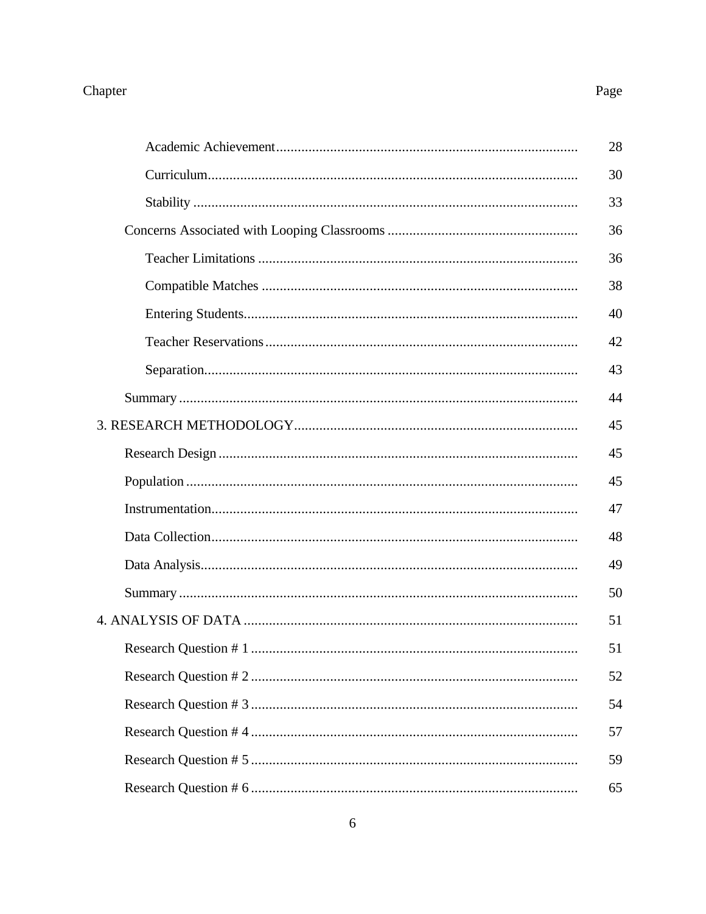| Chapter | Page |
|---|---|
| Academic Achievement | 28 |
| Curriculum | 30 |
| Stability | 33 |
| Concerns Associated with Looping Classrooms | 36 |
| Teacher Limitations | 36 |
| Compatible Matches | 38 |
| Entering Students | 40 |
| Teacher Reservations | 42 |
| Separation | 43 |
| Summary | 44 |
| 3. RESEARCH METHODOLOGY | 45 |
| Research Design | 45 |
| Population | 45 |
| Instrumentation | 47 |
| Data Collection | 48 |
| Data Analysis | 49 |
| Summary | 50 |
| 4. ANALYSIS OF DATA | 51 |
| Research Question # 1 | 51 |
| Research Question # 2 | 52 |
| Research Question # 3 | 54 |
| Research Question # 4 | 57 |
| Research Question # 5 | 59 |
| Research Question # 6 | 65 |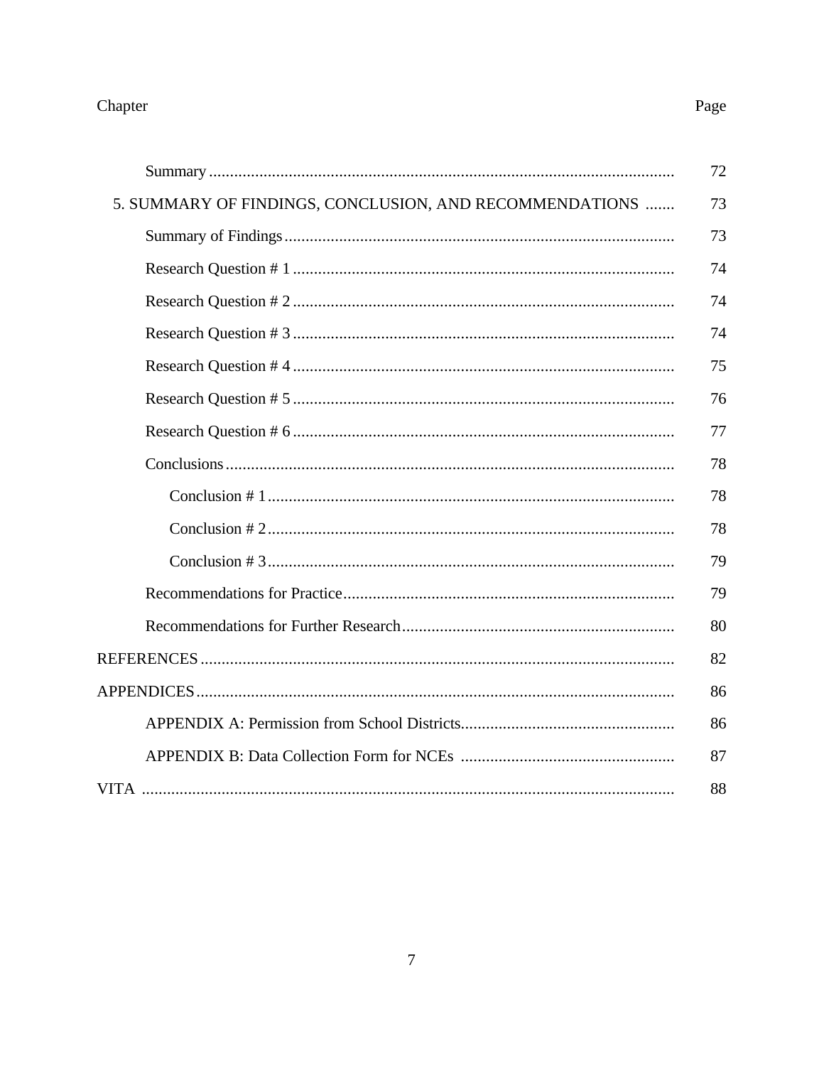| Chapter | Page |
|---|---|
| Summary | 72 |
| 5. SUMMARY OF FINDINGS, CONCLUSION, AND RECOMMENDATIONS | 73 |
| Summary of Findings | 73 |
| Research Question # 1 | 74 |
| Research Question # 2 | 74 |
| Research Question # 3 | 74 |
| Research Question # 4 | 75 |
| Research Question # 5 | 76 |
| Research Question # 6 | 77 |
| Conclusions | 78 |
| Conclusion # 1 | 78 |
| Conclusion # 2 | 78 |
| Conclusion # 3 | 79 |
| Recommendations for Practice | 79 |
| Recommendations for Further Research | 80 |
| REFERENCES | 82 |
| APPENDICES | 86 |
| APPENDIX A: Permission from School Districts | 86 |
| APPENDIX B: Data Collection Form for NCEs | 87 |
| VITA | 88 |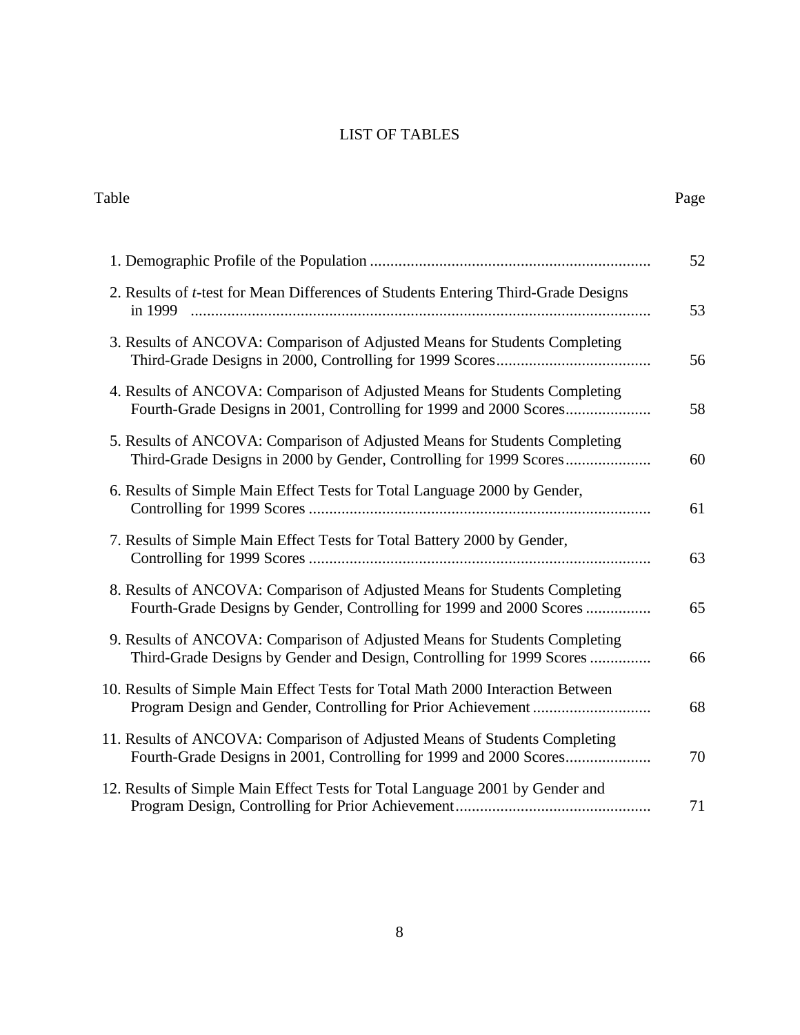# LIST OF TABLES

| Table | Page |
|---|---|
| 1. Demographic Profile of the Population | 52 |
| 2. Results of *t*-test for Mean Differences of Students Entering Third-Grade Designs in 1999 | 53 |
| 3. Results of ANCOVA: Comparison of Adjusted Means for Students Completing Third-Grade Designs in 2000, Controlling for 1999 Scores | 56 |
| 4. Results of ANCOVA: Comparison of Adjusted Means for Students Completing Fourth-Grade Designs in 2001, Controlling for 1999 and 2000 Scores | 58 |
| 5. Results of ANCOVA: Comparison of Adjusted Means for Students Completing Third-Grade Designs in 2000 by Gender, Controlling for 1999 Scores | 60 |
| 6. Results of Simple Main Effect Tests for Total Language 2000 by Gender, Controlling for 1999 Scores | 61 |
| 7. Results of Simple Main Effect Tests for Total Battery 2000 by Gender, Controlling for 1999 Scores | 63 |
| 8. Results of ANCOVA: Comparison of Adjusted Means for Students Completing Fourth-Grade Designs by Gender, Controlling for 1999 and 2000 Scores | 65 |
| 9. Results of ANCOVA: Comparison of Adjusted Means for Students Completing Third-Grade Designs by Gender and Design, Controlling for 1999 Scores | 66 |
| 10. Results of Simple Main Effect Tests for Total Math 2000 Interaction Between Program Design and Gender, Controlling for Prior Achievement | 68 |
| 11. Results of ANCOVA: Comparison of Adjusted Means of Students Completing Fourth-Grade Designs in 2001, Controlling for 1999 and 2000 Scores | 70 |
| 12. Results of Simple Main Effect Tests for Total Language 2001 by Gender and Program Design, Controlling for Prior Achievement | 71 |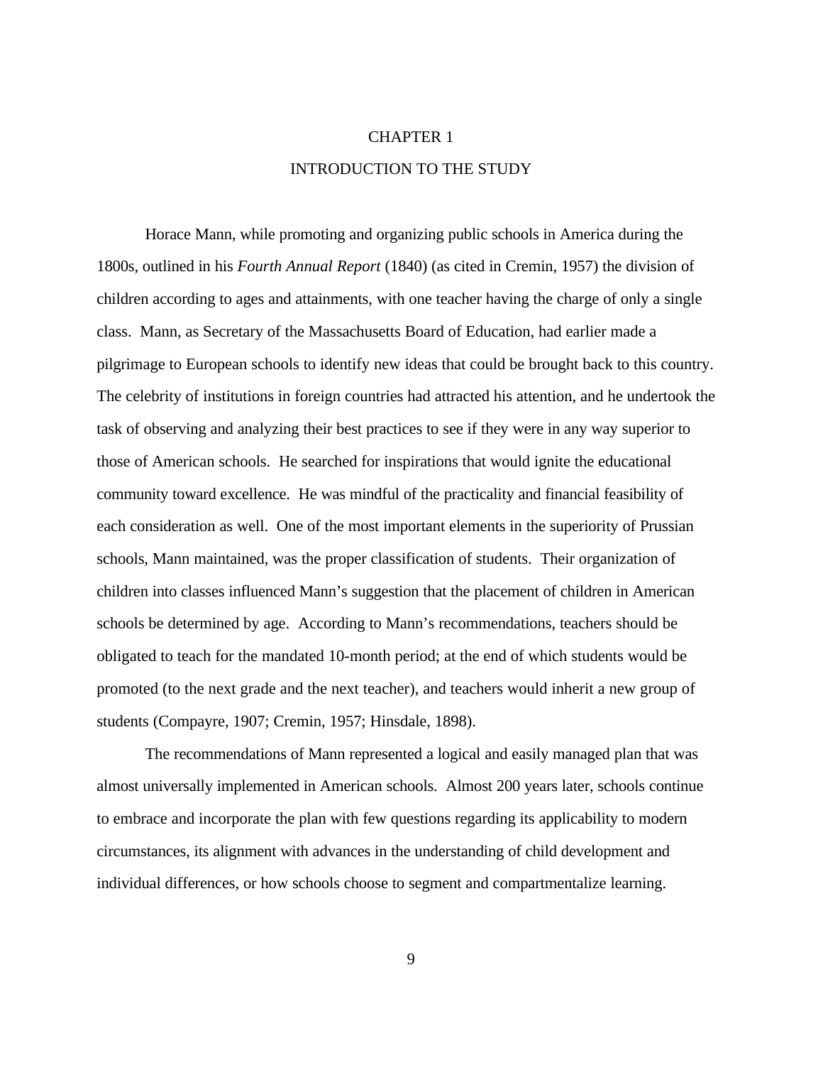# CHAPTER 1

# INTRODUCTION TO THE STUDY

Horace Mann, while promoting and organizing public schools in America during the 1800s, outlined in his *Fourth Annual Report* (1840) (as cited in Cremin, 1957) the division of children according to ages and attainments, with one teacher having the charge of only a single class. Mann, as Secretary of the Massachusetts Board of Education, had earlier made a pilgrimage to European schools to identify new ideas that could be brought back to this country. The celebrity of institutions in foreign countries had attracted his attention, and he undertook the task of observing and analyzing their best practices to see if they were in any way superior to those of American schools. He searched for inspirations that would ignite the educational community toward excellence. He was mindful of the practicality and financial feasibility of each consideration as well. One of the most important elements in the superiority of Prussian schools, Mann maintained, was the proper classification of students. Their organization of children into classes influenced Mann's suggestion that the placement of children in American schools be determined by age. According to Mann's recommendations, teachers should be obligated to teach for the mandated 10-month period; at the end of which students would be promoted (to the next grade and the next teacher), and teachers would inherit a new group of students (Compayre, 1907; Cremin, 1957; Hinsdale, 1898).

The recommendations of Mann represented a logical and easily managed plan that was almost universally implemented in American schools. Almost 200 years later, schools continue to embrace and incorporate the plan with few questions regarding its applicability to modern circumstances, its alignment with advances in the understanding of child development and individual differences, or how schools choose to segment and compartmentalize learning.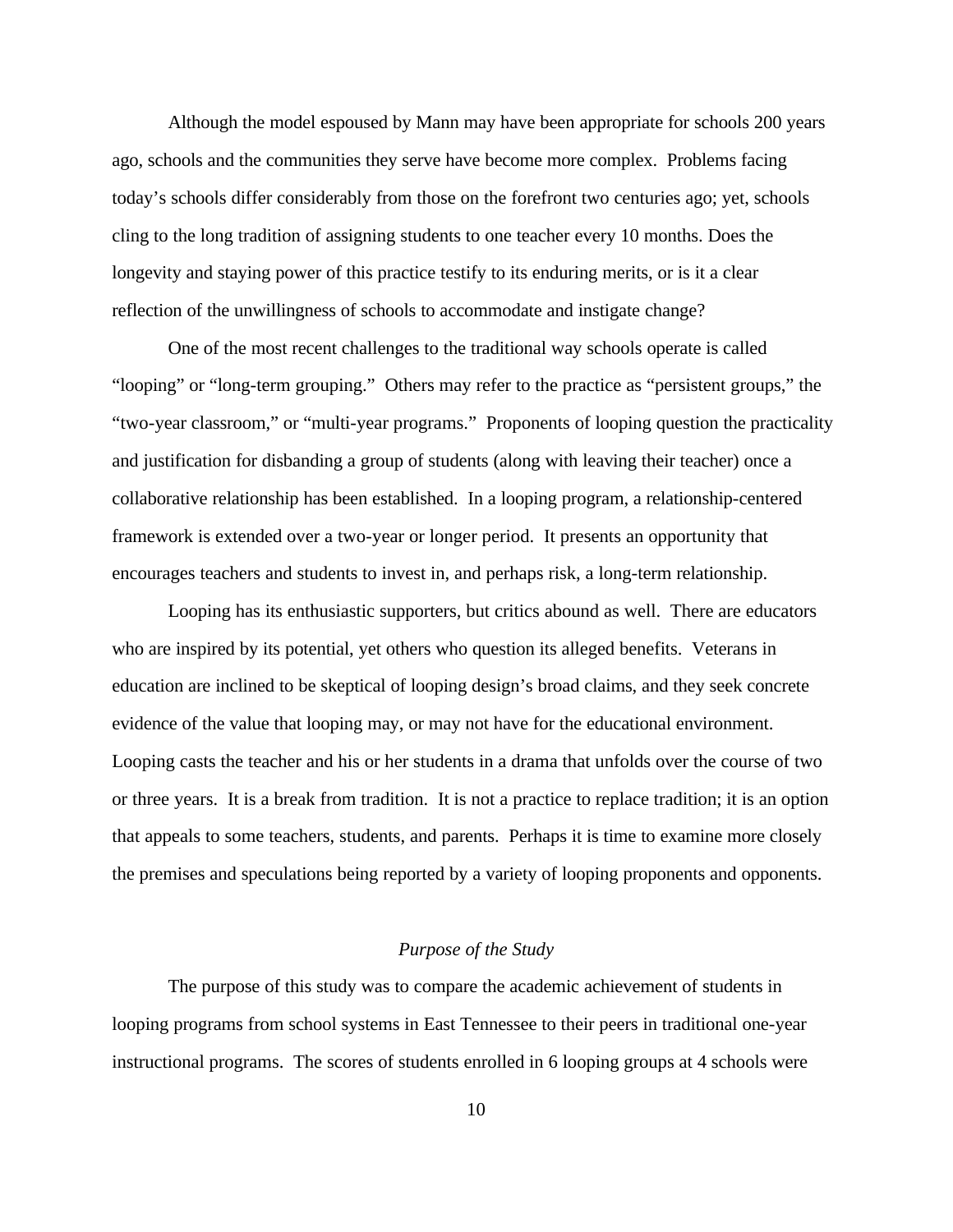Although the model espoused by Mann may have been appropriate for schools 200 years ago, schools and the communities they serve have become more complex. Problems facing today's schools differ considerably from those on the forefront two centuries ago; yet, schools cling to the long tradition of assigning students to one teacher every 10 months. Does the longevity and staying power of this practice testify to its enduring merits, or is it a clear reflection of the unwillingness of schools to accommodate and instigate change?

One of the most recent challenges to the traditional way schools operate is called "looping" or "long-term grouping." Others may refer to the practice as "persistent groups," the "two-year classroom," or "multi-year programs." Proponents of looping question the practicality and justification for disbanding a group of students (along with leaving their teacher) once a collaborative relationship has been established. In a looping program, a relationship-centered framework is extended over a two-year or longer period. It presents an opportunity that encourages teachers and students to invest in, and perhaps risk, a long-term relationship.

Looping has its enthusiastic supporters, but critics abound as well. There are educators who are inspired by its potential, yet others who question its alleged benefits. Veterans in education are inclined to be skeptical of looping design's broad claims, and they seek concrete evidence of the value that looping may, or may not have for the educational environment. Looping casts the teacher and his or her students in a drama that unfolds over the course of two or three years. It is a break from tradition. It is not a practice to replace tradition; it is an option that appeals to some teachers, students, and parents. Perhaps it is time to examine more closely the premises and speculations being reported by a variety of looping proponents and opponents.

## *Purpose of the Study*

The purpose of this study was to compare the academic achievement of students in looping programs from school systems in East Tennessee to their peers in traditional one-year instructional programs. The scores of students enrolled in 6 looping groups at 4 schools were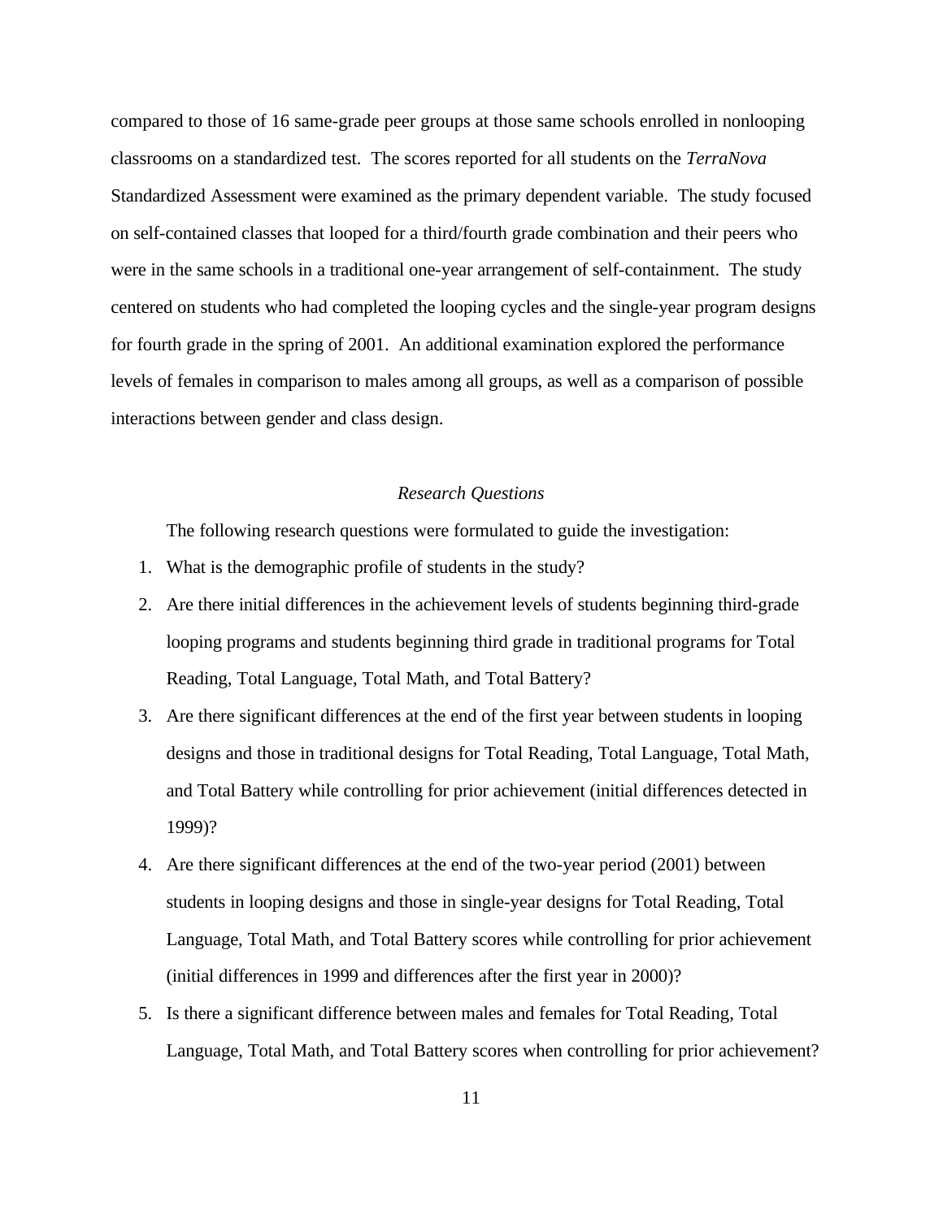compared to those of 16 same-grade peer groups at those same schools enrolled in nonlooping classrooms on a standardized test. The scores reported for all students on the *TerraNova* Standardized Assessment were examined as the primary dependent variable. The study focused on self-contained classes that looped for a third/fourth grade combination and their peers who were in the same schools in a traditional one-year arrangement of self-containment. The study centered on students who had completed the looping cycles and the single-year program designs for fourth grade in the spring of 2001. An additional examination explored the performance levels of females in comparison to males among all groups, as well as a comparison of possible interactions between gender and class design.

### *Research Questions*

The following research questions were formulated to guide the investigation:

1. What is the demographic profile of students in the study?
2. Are there initial differences in the achievement levels of students beginning third-grade looping programs and students beginning third grade in traditional programs for Total Reading, Total Language, Total Math, and Total Battery?
3. Are there significant differences at the end of the first year between students in looping designs and those in traditional designs for Total Reading, Total Language, Total Math, and Total Battery while controlling for prior achievement (initial differences detected in 1999)?
4. Are there significant differences at the end of the two-year period (2001) between students in looping designs and those in single-year designs for Total Reading, Total Language, Total Math, and Total Battery scores while controlling for prior achievement (initial differences in 1999 and differences after the first year in 2000)?
5. Is there a significant difference between males and females for Total Reading, Total Language, Total Math, and Total Battery scores when controlling for prior achievement?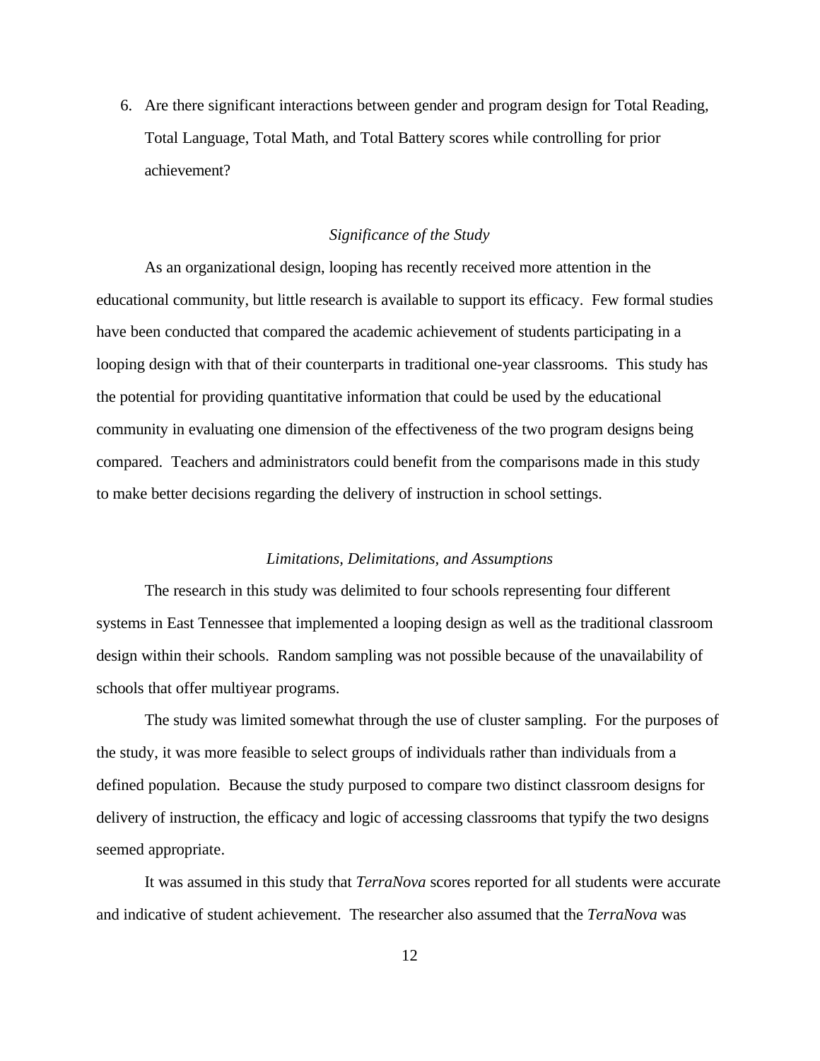6. Are there significant interactions between gender and program design for Total Reading, Total Language, Total Math, and Total Battery scores while controlling for prior achievement?

### *Significance of the Study*

As an organizational design, looping has recently received more attention in the educational community, but little research is available to support its efficacy. Few formal studies have been conducted that compared the academic achievement of students participating in a looping design with that of their counterparts in traditional one-year classrooms. This study has the potential for providing quantitative information that could be used by the educational community in evaluating one dimension of the effectiveness of the two program designs being compared. Teachers and administrators could benefit from the comparisons made in this study to make better decisions regarding the delivery of instruction in school settings.

### *Limitations, Delimitations, and Assumptions*

The research in this study was delimited to four schools representing four different systems in East Tennessee that implemented a looping design as well as the traditional classroom design within their schools. Random sampling was not possible because of the unavailability of schools that offer multiyear programs.

The study was limited somewhat through the use of cluster sampling. For the purposes of the study, it was more feasible to select groups of individuals rather than individuals from a defined population. Because the study purposed to compare two distinct classroom designs for delivery of instruction, the efficacy and logic of accessing classrooms that typify the two designs seemed appropriate.

It was assumed in this study that *TerraNova* scores reported for all students were accurate and indicative of student achievement. The researcher also assumed that the *TerraNova* was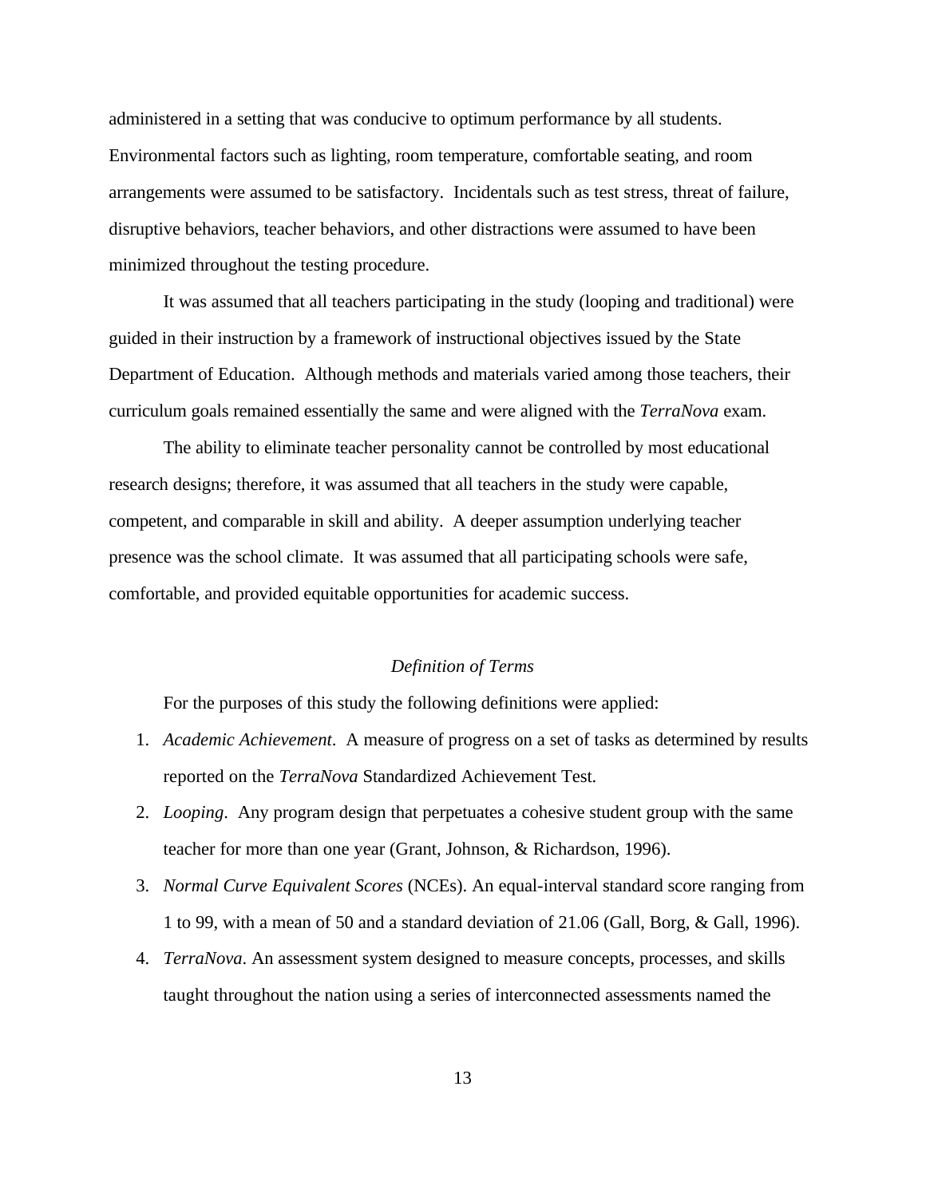administered in a setting that was conducive to optimum performance by all students. Environmental factors such as lighting, room temperature, comfortable seating, and room arrangements were assumed to be satisfactory. Incidentals such as test stress, threat of failure, disruptive behaviors, teacher behaviors, and other distractions were assumed to have been minimized throughout the testing procedure.

It was assumed that all teachers participating in the study (looping and traditional) were guided in their instruction by a framework of instructional objectives issued by the State Department of Education. Although methods and materials varied among those teachers, their curriculum goals remained essentially the same and were aligned with the *TerraNova* exam.

The ability to eliminate teacher personality cannot be controlled by most educational research designs; therefore, it was assumed that all teachers in the study were capable, competent, and comparable in skill and ability. A deeper assumption underlying teacher presence was the school climate. It was assumed that all participating schools were safe, comfortable, and provided equitable opportunities for academic success.

### *Definition of Terms*

For the purposes of this study the following definitions were applied:

1. *Academic Achievement*. A measure of progress on a set of tasks as determined by results reported on the *TerraNova* Standardized Achievement Test.
2. *Looping*. Any program design that perpetuates a cohesive student group with the same teacher for more than one year (Grant, Johnson, & Richardson, 1996).
3. *Normal Curve Equivalent Scores* (NCEs). An equal-interval standard score ranging from 1 to 99, with a mean of 50 and a standard deviation of 21.06 (Gall, Borg, & Gall, 1996).
4. *TerraNova*. An assessment system designed to measure concepts, processes, and skills taught throughout the nation using a series of interconnected assessments named the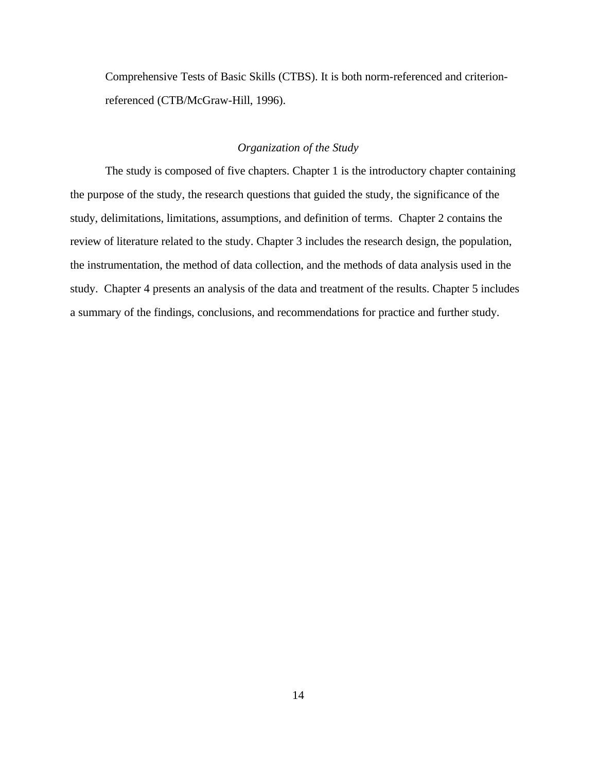Comprehensive Tests of Basic Skills (CTBS). It is both norm-referenced and criterion-referenced (CTB/McGraw-Hill, 1996).

### *Organization of the Study*

The study is composed of five chapters. Chapter 1 is the introductory chapter containing the purpose of the study, the research questions that guided the study, the significance of the study, delimitations, limitations, assumptions, and definition of terms. Chapter 2 contains the review of literature related to the study. Chapter 3 includes the research design, the population, the instrumentation, the method of data collection, and the methods of data analysis used in the study. Chapter 4 presents an analysis of the data and treatment of the results. Chapter 5 includes a summary of the findings, conclusions, and recommendations for practice and further study.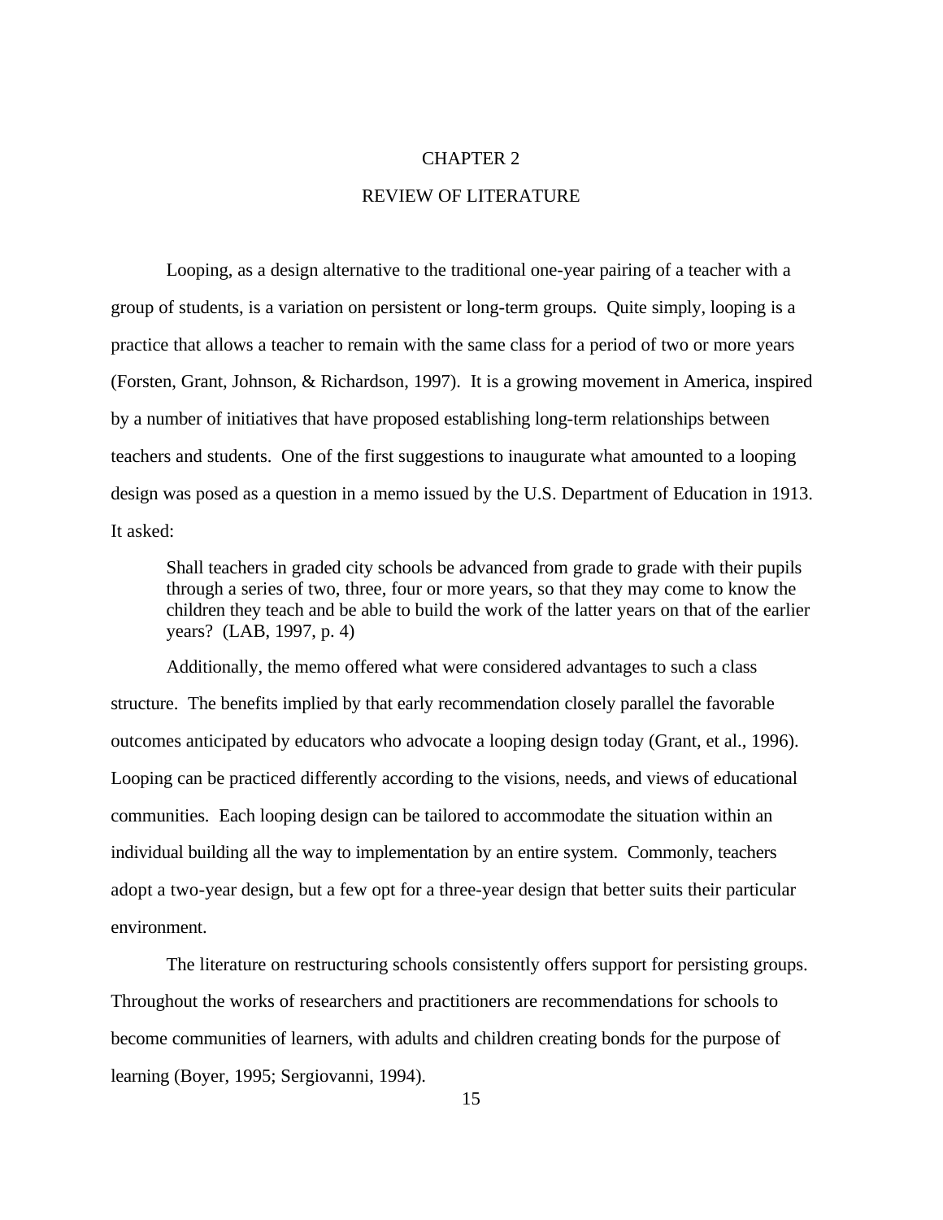# CHAPTER 2

# REVIEW OF LITERATURE

Looping, as a design alternative to the traditional one-year pairing of a teacher with a group of students, is a variation on persistent or long-term groups. Quite simply, looping is a practice that allows a teacher to remain with the same class for a period of two or more years (Forsten, Grant, Johnson, & Richardson, 1997). It is a growing movement in America, inspired by a number of initiatives that have proposed establishing long-term relationships between teachers and students. One of the first suggestions to inaugurate what amounted to a looping design was posed as a question in a memo issued by the U.S. Department of Education in 1913. It asked:

> Shall teachers in graded city schools be advanced from grade to grade with their pupils through a series of two, three, four or more years, so that they may come to know the children they teach and be able to build the work of the latter years on that of the earlier years? (LAB, 1997, p. 4)

Additionally, the memo offered what were considered advantages to such a class structure. The benefits implied by that early recommendation closely parallel the favorable outcomes anticipated by educators who advocate a looping design today (Grant, et al., 1996). Looping can be practiced differently according to the visions, needs, and views of educational communities. Each looping design can be tailored to accommodate the situation within an individual building all the way to implementation by an entire system. Commonly, teachers adopt a two-year design, but a few opt for a three-year design that better suits their particular environment.

The literature on restructuring schools consistently offers support for persisting groups. Throughout the works of researchers and practitioners are recommendations for schools to become communities of learners, with adults and children creating bonds for the purpose of learning (Boyer, 1995; Sergiovanni, 1994).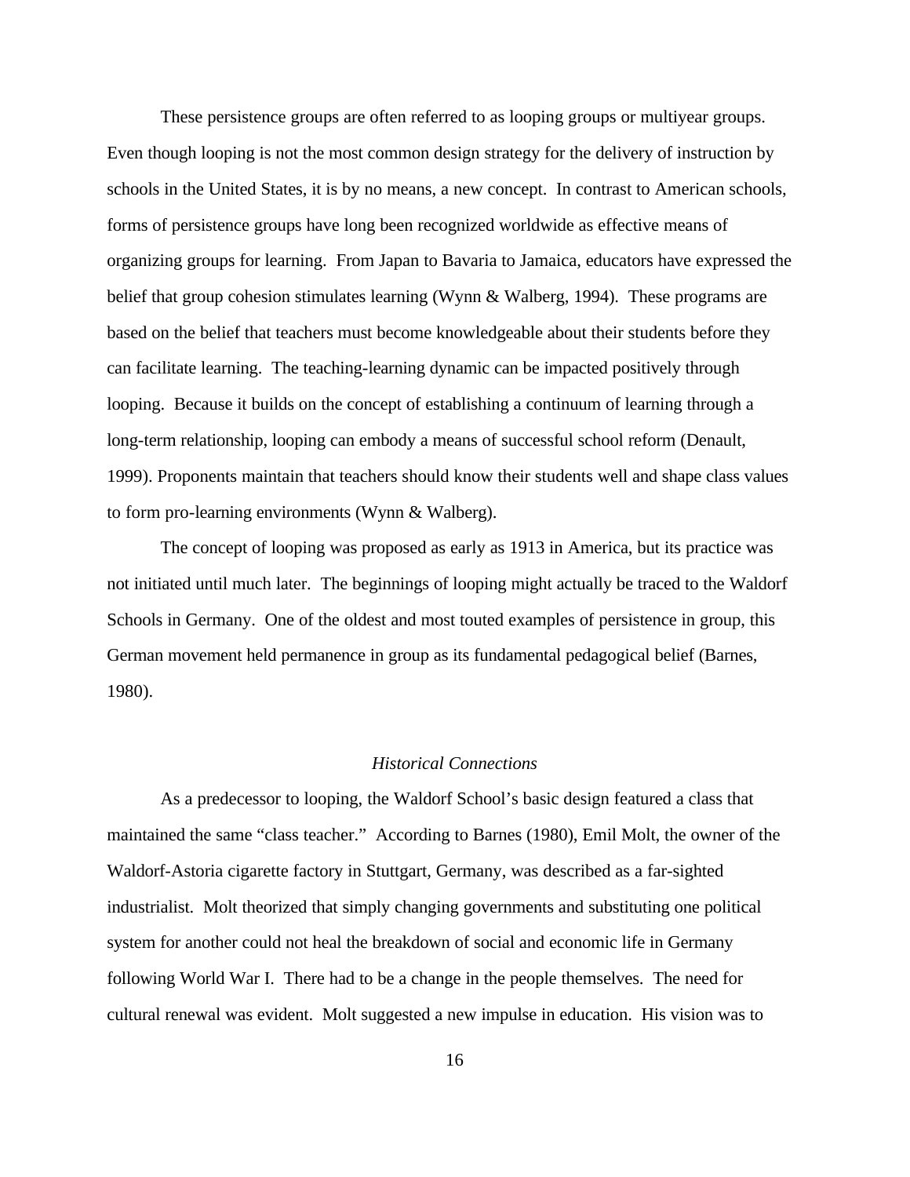These persistence groups are often referred to as looping groups or multiyear groups. Even though looping is not the most common design strategy for the delivery of instruction by schools in the United States, it is by no means, a new concept. In contrast to American schools, forms of persistence groups have long been recognized worldwide as effective means of organizing groups for learning. From Japan to Bavaria to Jamaica, educators have expressed the belief that group cohesion stimulates learning (Wynn & Walberg, 1994). These programs are based on the belief that teachers must become knowledgeable about their students before they can facilitate learning. The teaching-learning dynamic can be impacted positively through looping. Because it builds on the concept of establishing a continuum of learning through a long-term relationship, looping can embody a means of successful school reform (Denault, 1999). Proponents maintain that teachers should know their students well and shape class values to form pro-learning environments (Wynn & Walberg).

The concept of looping was proposed as early as 1913 in America, but its practice was not initiated until much later. The beginnings of looping might actually be traced to the Waldorf Schools in Germany. One of the oldest and most touted examples of persistence in group, this German movement held permanence in group as its fundamental pedagogical belief (Barnes, 1980).

### *Historical Connections*

As a predecessor to looping, the Waldorf School's basic design featured a class that maintained the same "class teacher." According to Barnes (1980), Emil Molt, the owner of the Waldorf-Astoria cigarette factory in Stuttgart, Germany, was described as a far-sighted industrialist. Molt theorized that simply changing governments and substituting one political system for another could not heal the breakdown of social and economic life in Germany following World War I. There had to be a change in the people themselves. The need for cultural renewal was evident. Molt suggested a new impulse in education. His vision was to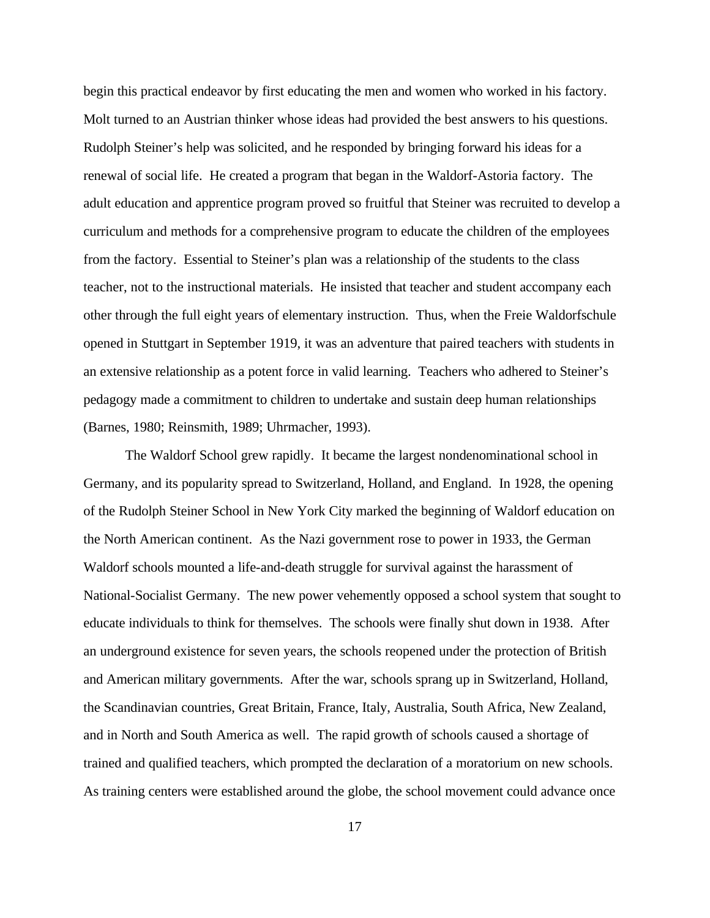begin this practical endeavor by first educating the men and women who worked in his factory. Molt turned to an Austrian thinker whose ideas had provided the best answers to his questions. Rudolph Steiner's help was solicited, and he responded by bringing forward his ideas for a renewal of social life. He created a program that began in the Waldorf-Astoria factory. The adult education and apprentice program proved so fruitful that Steiner was recruited to develop a curriculum and methods for a comprehensive program to educate the children of the employees from the factory. Essential to Steiner's plan was a relationship of the students to the class teacher, not to the instructional materials. He insisted that teacher and student accompany each other through the full eight years of elementary instruction. Thus, when the Freie Waldorfschule opened in Stuttgart in September 1919, it was an adventure that paired teachers with students in an extensive relationship as a potent force in valid learning. Teachers who adhered to Steiner's pedagogy made a commitment to children to undertake and sustain deep human relationships (Barnes, 1980; Reinsmith, 1989; Uhrmacher, 1993).

The Waldorf School grew rapidly. It became the largest nondenominational school in Germany, and its popularity spread to Switzerland, Holland, and England. In 1928, the opening of the Rudolph Steiner School in New York City marked the beginning of Waldorf education on the North American continent. As the Nazi government rose to power in 1933, the German Waldorf schools mounted a life-and-death struggle for survival against the harassment of National-Socialist Germany. The new power vehemently opposed a school system that sought to educate individuals to think for themselves. The schools were finally shut down in 1938. After an underground existence for seven years, the schools reopened under the protection of British and American military governments. After the war, schools sprang up in Switzerland, Holland, the Scandinavian countries, Great Britain, France, Italy, Australia, South Africa, New Zealand, and in North and South America as well. The rapid growth of schools caused a shortage of trained and qualified teachers, which prompted the declaration of a moratorium on new schools. As training centers were established around the globe, the school movement could advance once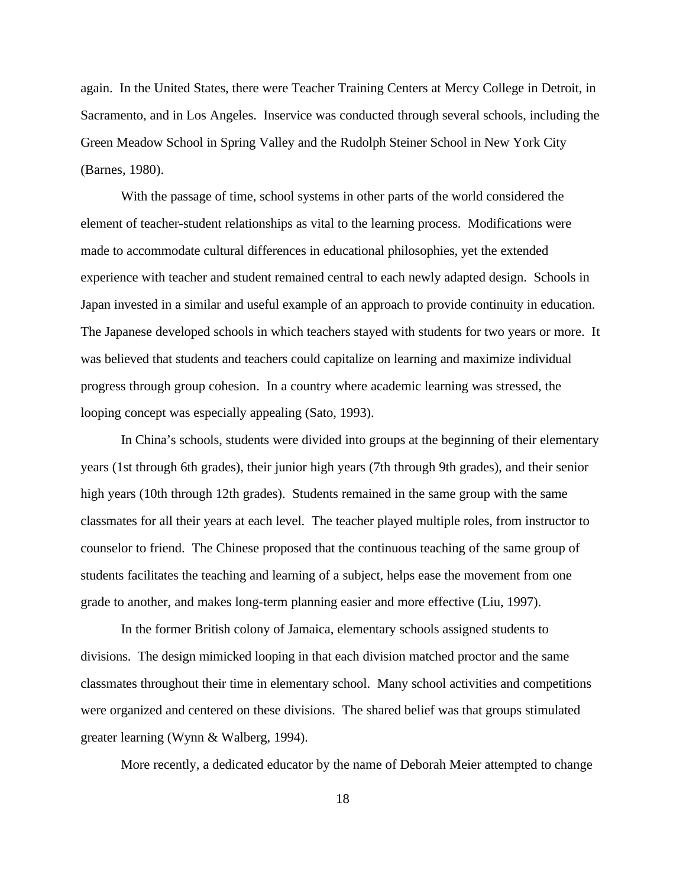again. In the United States, there were Teacher Training Centers at Mercy College in Detroit, in Sacramento, and in Los Angeles. Inservice was conducted through several schools, including the Green Meadow School in Spring Valley and the Rudolph Steiner School in New York City (Barnes, 1980).

With the passage of time, school systems in other parts of the world considered the element of teacher-student relationships as vital to the learning process. Modifications were made to accommodate cultural differences in educational philosophies, yet the extended experience with teacher and student remained central to each newly adapted design. Schools in Japan invested in a similar and useful example of an approach to provide continuity in education. The Japanese developed schools in which teachers stayed with students for two years or more. It was believed that students and teachers could capitalize on learning and maximize individual progress through group cohesion. In a country where academic learning was stressed, the looping concept was especially appealing (Sato, 1993).

In China's schools, students were divided into groups at the beginning of their elementary years (1st through 6th grades), their junior high years (7th through 9th grades), and their senior high years (10th through 12th grades). Students remained in the same group with the same classmates for all their years at each level. The teacher played multiple roles, from instructor to counselor to friend. The Chinese proposed that the continuous teaching of the same group of students facilitates the teaching and learning of a subject, helps ease the movement from one grade to another, and makes long-term planning easier and more effective (Liu, 1997).

In the former British colony of Jamaica, elementary schools assigned students to divisions. The design mimicked looping in that each division matched proctor and the same classmates throughout their time in elementary school. Many school activities and competitions were organized and centered on these divisions. The shared belief was that groups stimulated greater learning (Wynn & Walberg, 1994).

More recently, a dedicated educator by the name of Deborah Meier attempted to change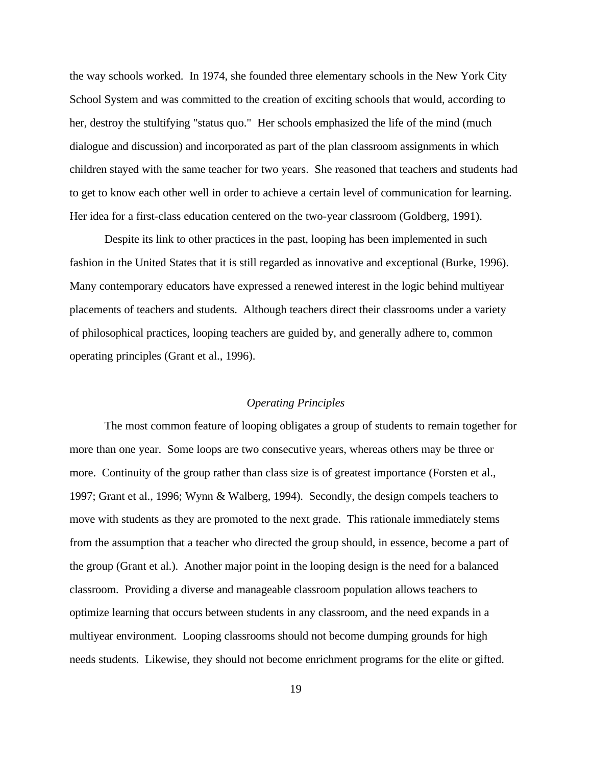the way schools worked. In 1974, she founded three elementary schools in the New York City School System and was committed to the creation of exciting schools that would, according to her, destroy the stultifying "status quo." Her schools emphasized the life of the mind (much dialogue and discussion) and incorporated as part of the plan classroom assignments in which children stayed with the same teacher for two years. She reasoned that teachers and students had to get to know each other well in order to achieve a certain level of communication for learning. Her idea for a first-class education centered on the two-year classroom (Goldberg, 1991).

Despite its link to other practices in the past, looping has been implemented in such fashion in the United States that it is still regarded as innovative and exceptional (Burke, 1996). Many contemporary educators have expressed a renewed interest in the logic behind multiyear placements of teachers and students. Although teachers direct their classrooms under a variety of philosophical practices, looping teachers are guided by, and generally adhere to, common operating principles (Grant et al., 1996).

### *Operating Principles*

The most common feature of looping obligates a group of students to remain together for more than one year. Some loops are two consecutive years, whereas others may be three or more. Continuity of the group rather than class size is of greatest importance (Forsten et al., 1997; Grant et al., 1996; Wynn & Walberg, 1994). Secondly, the design compels teachers to move with students as they are promoted to the next grade. This rationale immediately stems from the assumption that a teacher who directed the group should, in essence, become a part of the group (Grant et al.). Another major point in the looping design is the need for a balanced classroom. Providing a diverse and manageable classroom population allows teachers to optimize learning that occurs between students in any classroom, and the need expands in a multiyear environment. Looping classrooms should not become dumping grounds for high needs students. Likewise, they should not become enrichment programs for the elite or gifted.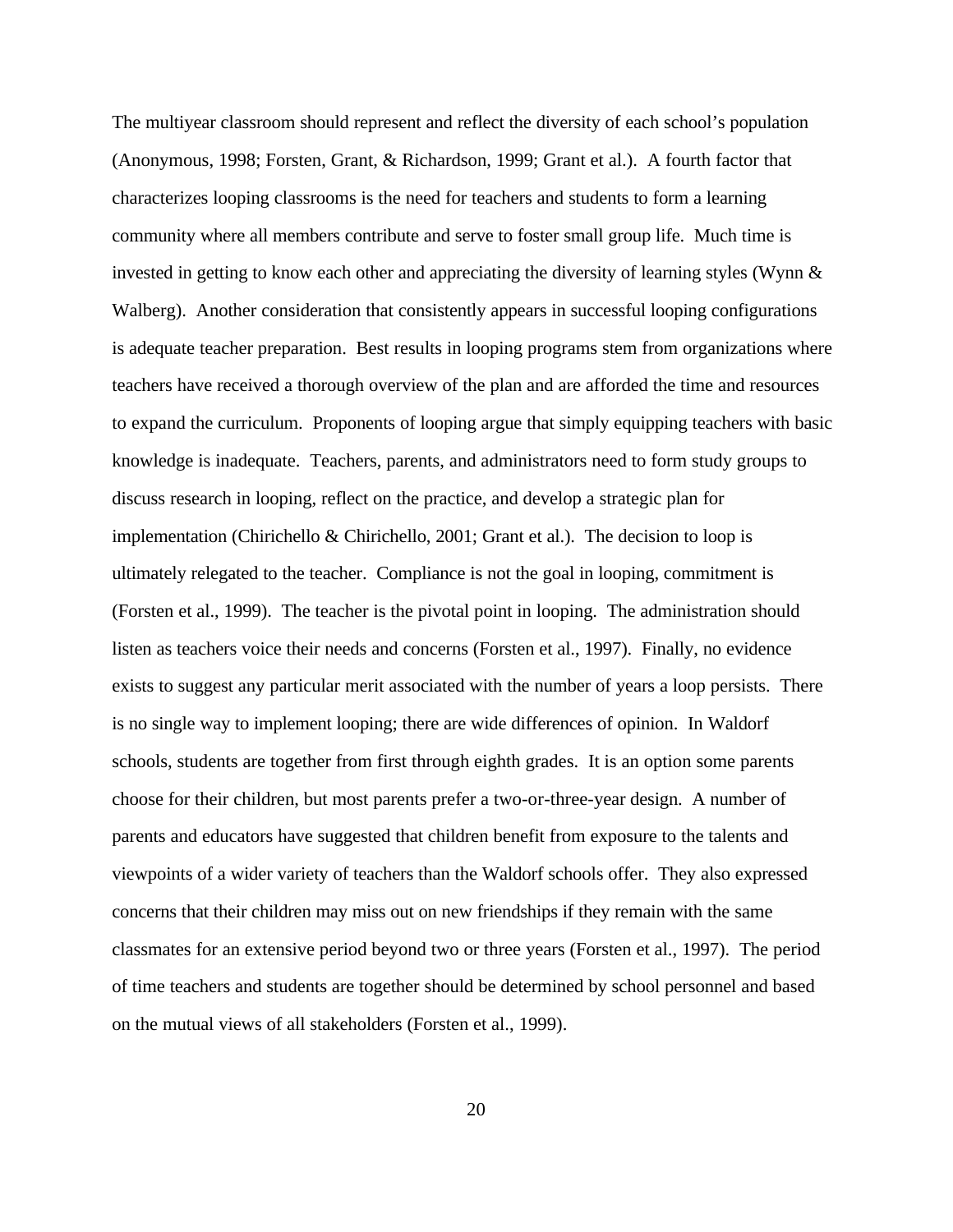The multiyear classroom should represent and reflect the diversity of each school's population (Anonymous, 1998; Forsten, Grant, & Richardson, 1999; Grant et al.). A fourth factor that characterizes looping classrooms is the need for teachers and students to form a learning community where all members contribute and serve to foster small group life. Much time is invested in getting to know each other and appreciating the diversity of learning styles (Wynn & Walberg). Another consideration that consistently appears in successful looping configurations is adequate teacher preparation. Best results in looping programs stem from organizations where teachers have received a thorough overview of the plan and are afforded the time and resources to expand the curriculum. Proponents of looping argue that simply equipping teachers with basic knowledge is inadequate. Teachers, parents, and administrators need to form study groups to discuss research in looping, reflect on the practice, and develop a strategic plan for implementation (Chirichello & Chirichello, 2001; Grant et al.). The decision to loop is ultimately relegated to the teacher. Compliance is not the goal in looping, commitment is (Forsten et al., 1999). The teacher is the pivotal point in looping. The administration should listen as teachers voice their needs and concerns (Forsten et al., 1997). Finally, no evidence exists to suggest any particular merit associated with the number of years a loop persists. There is no single way to implement looping; there are wide differences of opinion. In Waldorf schools, students are together from first through eighth grades. It is an option some parents choose for their children, but most parents prefer a two-or-three-year design. A number of parents and educators have suggested that children benefit from exposure to the talents and viewpoints of a wider variety of teachers than the Waldorf schools offer. They also expressed concerns that their children may miss out on new friendships if they remain with the same classmates for an extensive period beyond two or three years (Forsten et al., 1997). The period of time teachers and students are together should be determined by school personnel and based on the mutual views of all stakeholders (Forsten et al., 1999).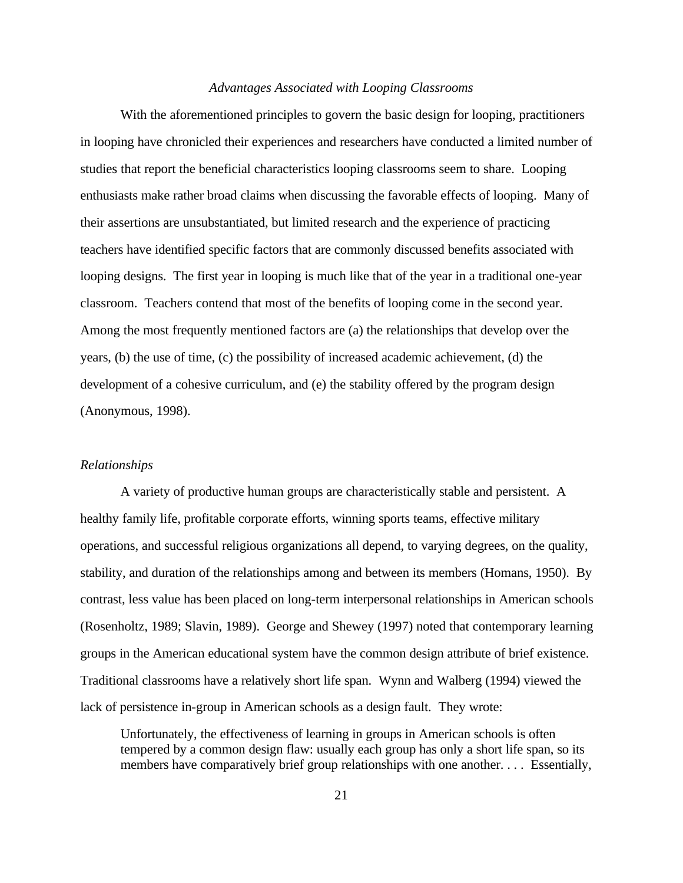*Advantages Associated with Looping Classrooms*

With the aforementioned principles to govern the basic design for looping, practitioners in looping have chronicled their experiences and researchers have conducted a limited number of studies that report the beneficial characteristics looping classrooms seem to share. Looping enthusiasts make rather broad claims when discussing the favorable effects of looping. Many of their assertions are unsubstantiated, but limited research and the experience of practicing teachers have identified specific factors that are commonly discussed benefits associated with looping designs. The first year in looping is much like that of the year in a traditional one-year classroom. Teachers contend that most of the benefits of looping come in the second year. Among the most frequently mentioned factors are (a) the relationships that develop over the years, (b) the use of time, (c) the possibility of increased academic achievement, (d) the development of a cohesive curriculum, and (e) the stability offered by the program design (Anonymous, 1998).

*Relationships*

A variety of productive human groups are characteristically stable and persistent. A healthy family life, profitable corporate efforts, winning sports teams, effective military operations, and successful religious organizations all depend, to varying degrees, on the quality, stability, and duration of the relationships among and between its members (Homans, 1950). By contrast, less value has been placed on long-term interpersonal relationships in American schools (Rosenholtz, 1989; Slavin, 1989). George and Shewey (1997) noted that contemporary learning groups in the American educational system have the common design attribute of brief existence. Traditional classrooms have a relatively short life span. Wynn and Walberg (1994) viewed the lack of persistence in-group in American schools as a design fault. They wrote:

> Unfortunately, the effectiveness of learning in groups in American schools is often tempered by a common design flaw: usually each group has only a short life span, so its members have comparatively brief group relationships with one another. . . . Essentially,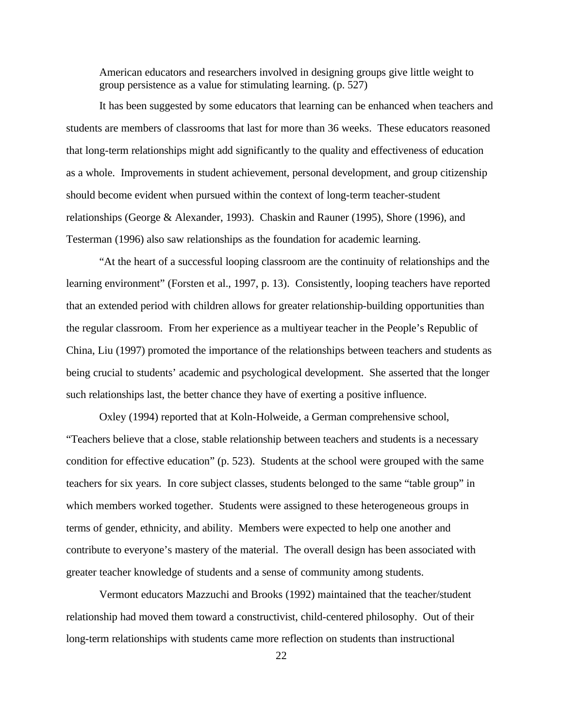> American educators and researchers involved in designing groups give little weight to group persistence as a value for stimulating learning. (p. 527)

It has been suggested by some educators that learning can be enhanced when teachers and students are members of classrooms that last for more than 36 weeks. These educators reasoned that long-term relationships might add significantly to the quality and effectiveness of education as a whole. Improvements in student achievement, personal development, and group citizenship should become evident when pursued within the context of long-term teacher-student relationships (George & Alexander, 1993). Chaskin and Rauner (1995), Shore (1996), and Testerman (1996) also saw relationships as the foundation for academic learning.

"At the heart of a successful looping classroom are the continuity of relationships and the learning environment" (Forsten et al., 1997, p. 13). Consistently, looping teachers have reported that an extended period with children allows for greater relationship-building opportunities than the regular classroom. From her experience as a multiyear teacher in the People's Republic of China, Liu (1997) promoted the importance of the relationships between teachers and students as being crucial to students' academic and psychological development. She asserted that the longer such relationships last, the better chance they have of exerting a positive influence.

Oxley (1994) reported that at Koln-Holweide, a German comprehensive school, "Teachers believe that a close, stable relationship between teachers and students is a necessary condition for effective education" (p. 523). Students at the school were grouped with the same teachers for six years. In core subject classes, students belonged to the same "table group" in which members worked together. Students were assigned to these heterogeneous groups in terms of gender, ethnicity, and ability. Members were expected to help one another and contribute to everyone's mastery of the material. The overall design has been associated with greater teacher knowledge of students and a sense of community among students.

Vermont educators Mazzuchi and Brooks (1992) maintained that the teacher/student relationship had moved them toward a constructivist, child-centered philosophy. Out of their long-term relationships with students came more reflection on students than instructional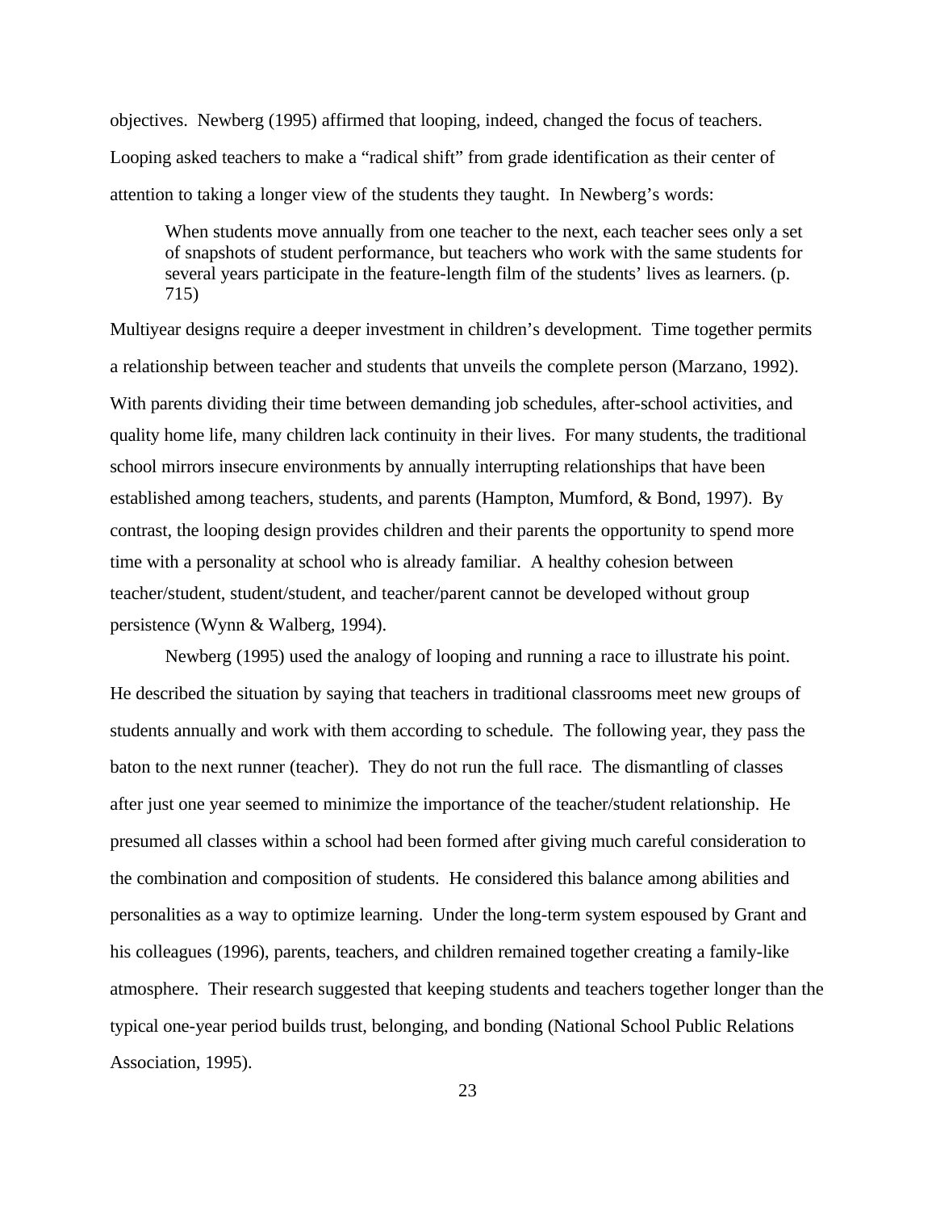objectives. Newberg (1995) affirmed that looping, indeed, changed the focus of teachers. Looping asked teachers to make a "radical shift" from grade identification as their center of attention to taking a longer view of the students they taught. In Newberg's words:

> When students move annually from one teacher to the next, each teacher sees only a set of snapshots of student performance, but teachers who work with the same students for several years participate in the feature-length film of the students' lives as learners. (p. 715)

Multiyear designs require a deeper investment in children's development. Time together permits a relationship between teacher and students that unveils the complete person (Marzano, 1992). With parents dividing their time between demanding job schedules, after-school activities, and quality home life, many children lack continuity in their lives. For many students, the traditional school mirrors insecure environments by annually interrupting relationships that have been established among teachers, students, and parents (Hampton, Mumford, & Bond, 1997). By contrast, the looping design provides children and their parents the opportunity to spend more time with a personality at school who is already familiar. A healthy cohesion between teacher/student, student/student, and teacher/parent cannot be developed without group persistence (Wynn & Walberg, 1994).

Newberg (1995) used the analogy of looping and running a race to illustrate his point. He described the situation by saying that teachers in traditional classrooms meet new groups of students annually and work with them according to schedule. The following year, they pass the baton to the next runner (teacher). They do not run the full race. The dismantling of classes after just one year seemed to minimize the importance of the teacher/student relationship. He presumed all classes within a school had been formed after giving much careful consideration to the combination and composition of students. He considered this balance among abilities and personalities as a way to optimize learning. Under the long-term system espoused by Grant and his colleagues (1996), parents, teachers, and children remained together creating a family-like atmosphere. Their research suggested that keeping students and teachers together longer than the typical one-year period builds trust, belonging, and bonding (National School Public Relations Association, 1995).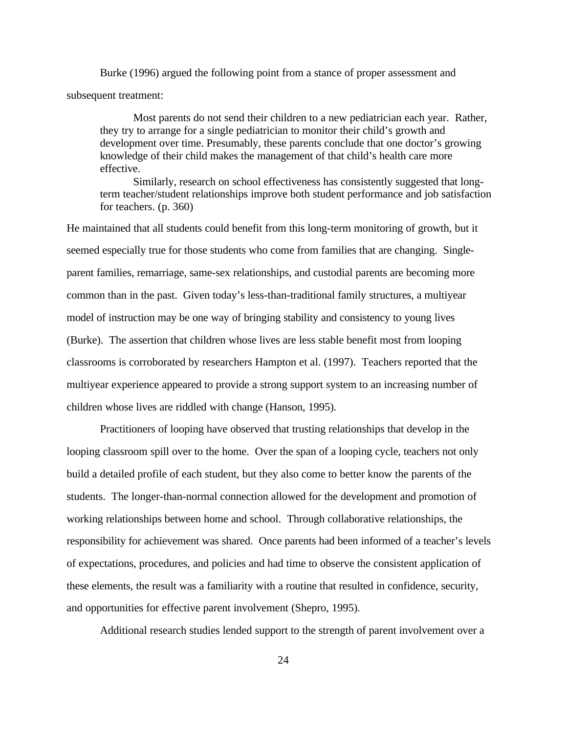Burke (1996) argued the following point from a stance of proper assessment and subsequent treatment:

> Most parents do not send their children to a new pediatrician each year. Rather, they try to arrange for a single pediatrician to monitor their child's growth and development over time. Presumably, these parents conclude that one doctor's growing knowledge of their child makes the management of that child's health care more effective.
>
> Similarly, research on school effectiveness has consistently suggested that long-term teacher/student relationships improve both student performance and job satisfaction for teachers. (p. 360)

He maintained that all students could benefit from this long-term monitoring of growth, but it seemed especially true for those students who come from families that are changing. Single-parent families, remarriage, same-sex relationships, and custodial parents are becoming more common than in the past. Given today's less-than-traditional family structures, a multiyear model of instruction may be one way of bringing stability and consistency to young lives (Burke). The assertion that children whose lives are less stable benefit most from looping classrooms is corroborated by researchers Hampton et al. (1997). Teachers reported that the multiyear experience appeared to provide a strong support system to an increasing number of children whose lives are riddled with change (Hanson, 1995).

Practitioners of looping have observed that trusting relationships that develop in the looping classroom spill over to the home. Over the span of a looping cycle, teachers not only build a detailed profile of each student, but they also come to better know the parents of the students. The longer-than-normal connection allowed for the development and promotion of working relationships between home and school. Through collaborative relationships, the responsibility for achievement was shared. Once parents had been informed of a teacher's levels of expectations, procedures, and policies and had time to observe the consistent application of these elements, the result was a familiarity with a routine that resulted in confidence, security, and opportunities for effective parent involvement (Shepro, 1995).

Additional research studies lended support to the strength of parent involvement over a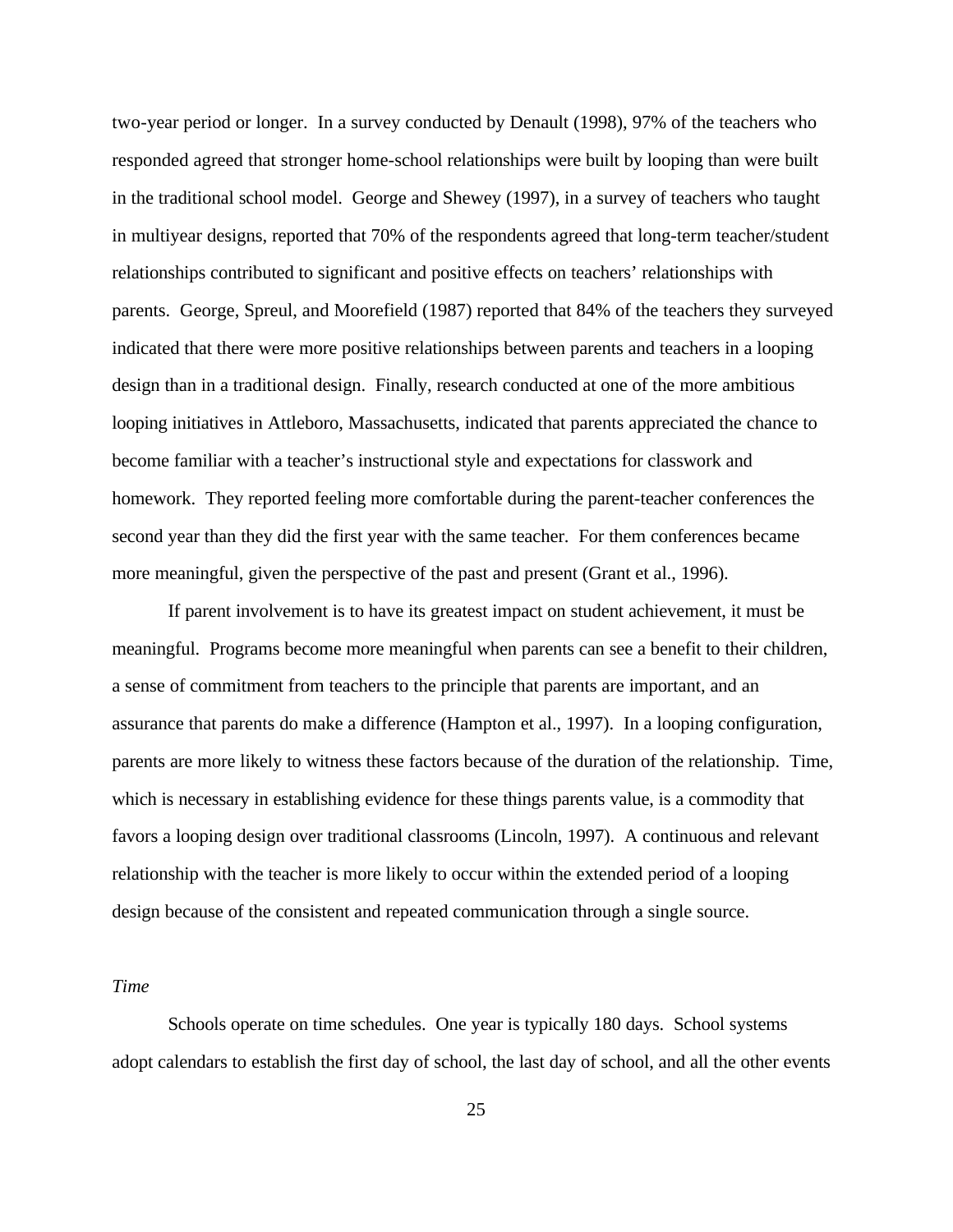two-year period or longer. In a survey conducted by Denault (1998), 97% of the teachers who responded agreed that stronger home-school relationships were built by looping than were built in the traditional school model. George and Shewey (1997), in a survey of teachers who taught in multiyear designs, reported that 70% of the respondents agreed that long-term teacher/student relationships contributed to significant and positive effects on teachers' relationships with parents. George, Spreul, and Moorefield (1987) reported that 84% of the teachers they surveyed indicated that there were more positive relationships between parents and teachers in a looping design than in a traditional design. Finally, research conducted at one of the more ambitious looping initiatives in Attleboro, Massachusetts, indicated that parents appreciated the chance to become familiar with a teacher's instructional style and expectations for classwork and homework. They reported feeling more comfortable during the parent-teacher conferences the second year than they did the first year with the same teacher. For them conferences became more meaningful, given the perspective of the past and present (Grant et al., 1996).

If parent involvement is to have its greatest impact on student achievement, it must be meaningful. Programs become more meaningful when parents can see a benefit to their children, a sense of commitment from teachers to the principle that parents are important, and an assurance that parents do make a difference (Hampton et al., 1997). In a looping configuration, parents are more likely to witness these factors because of the duration of the relationship. Time, which is necessary in establishing evidence for these things parents value, is a commodity that favors a looping design over traditional classrooms (Lincoln, 1997). A continuous and relevant relationship with the teacher is more likely to occur within the extended period of a looping design because of the consistent and repeated communication through a single source.

*Time*

Schools operate on time schedules. One year is typically 180 days. School systems adopt calendars to establish the first day of school, the last day of school, and all the other events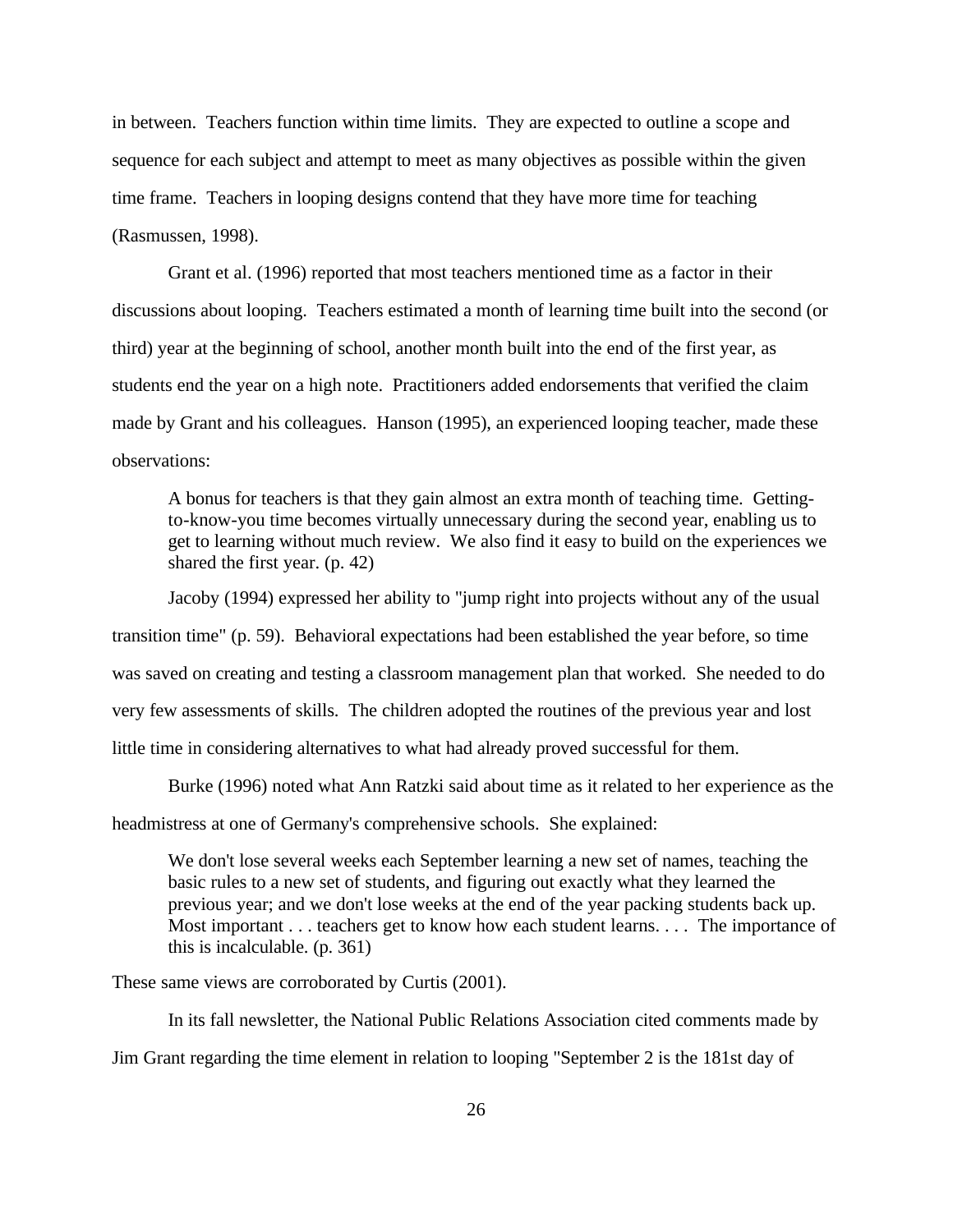in between. Teachers function within time limits. They are expected to outline a scope and sequence for each subject and attempt to meet as many objectives as possible within the given time frame. Teachers in looping designs contend that they have more time for teaching (Rasmussen, 1998).

Grant et al. (1996) reported that most teachers mentioned time as a factor in their discussions about looping. Teachers estimated a month of learning time built into the second (or third) year at the beginning of school, another month built into the end of the first year, as students end the year on a high note. Practitioners added endorsements that verified the claim made by Grant and his colleagues. Hanson (1995), an experienced looping teacher, made these observations:

> A bonus for teachers is that they gain almost an extra month of teaching time. Getting-to-know-you time becomes virtually unnecessary during the second year, enabling us to get to learning without much review. We also find it easy to build on the experiences we shared the first year. (p. 42)

Jacoby (1994) expressed her ability to "jump right into projects without any of the usual transition time" (p. 59). Behavioral expectations had been established the year before, so time was saved on creating and testing a classroom management plan that worked. She needed to do very few assessments of skills. The children adopted the routines of the previous year and lost little time in considering alternatives to what had already proved successful for them.

Burke (1996) noted what Ann Ratzki said about time as it related to her experience as the headmistress at one of Germany's comprehensive schools. She explained:

> We don't lose several weeks each September learning a new set of names, teaching the basic rules to a new set of students, and figuring out exactly what they learned the previous year; and we don't lose weeks at the end of the year packing students back up. Most important . . . teachers get to know how each student learns. . . . The importance of this is incalculable. (p. 361)

These same views are corroborated by Curtis (2001).

In its fall newsletter, the National Public Relations Association cited comments made by Jim Grant regarding the time element in relation to looping "September 2 is the 181st day of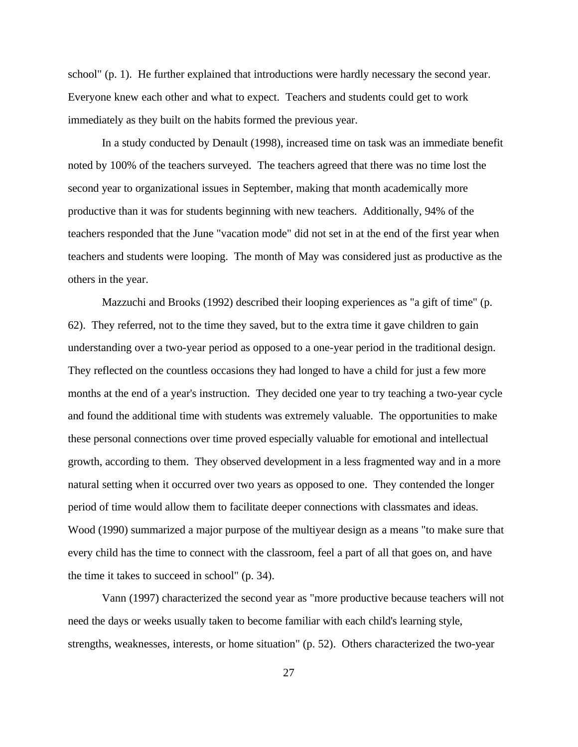school" (p. 1). He further explained that introductions were hardly necessary the second year. Everyone knew each other and what to expect. Teachers and students could get to work immediately as they built on the habits formed the previous year.

In a study conducted by Denault (1998), increased time on task was an immediate benefit noted by 100% of the teachers surveyed. The teachers agreed that there was no time lost the second year to organizational issues in September, making that month academically more productive than it was for students beginning with new teachers. Additionally, 94% of the teachers responded that the June "vacation mode" did not set in at the end of the first year when teachers and students were looping. The month of May was considered just as productive as the others in the year.

Mazzuchi and Brooks (1992) described their looping experiences as "a gift of time" (p. 62). They referred, not to the time they saved, but to the extra time it gave children to gain understanding over a two-year period as opposed to a one-year period in the traditional design. They reflected on the countless occasions they had longed to have a child for just a few more months at the end of a year's instruction. They decided one year to try teaching a two-year cycle and found the additional time with students was extremely valuable. The opportunities to make these personal connections over time proved especially valuable for emotional and intellectual growth, according to them. They observed development in a less fragmented way and in a more natural setting when it occurred over two years as opposed to one. They contended the longer period of time would allow them to facilitate deeper connections with classmates and ideas. Wood (1990) summarized a major purpose of the multiyear design as a means "to make sure that every child has the time to connect with the classroom, feel a part of all that goes on, and have the time it takes to succeed in school" (p. 34).

Vann (1997) characterized the second year as "more productive because teachers will not need the days or weeks usually taken to become familiar with each child's learning style, strengths, weaknesses, interests, or home situation" (p. 52). Others characterized the two-year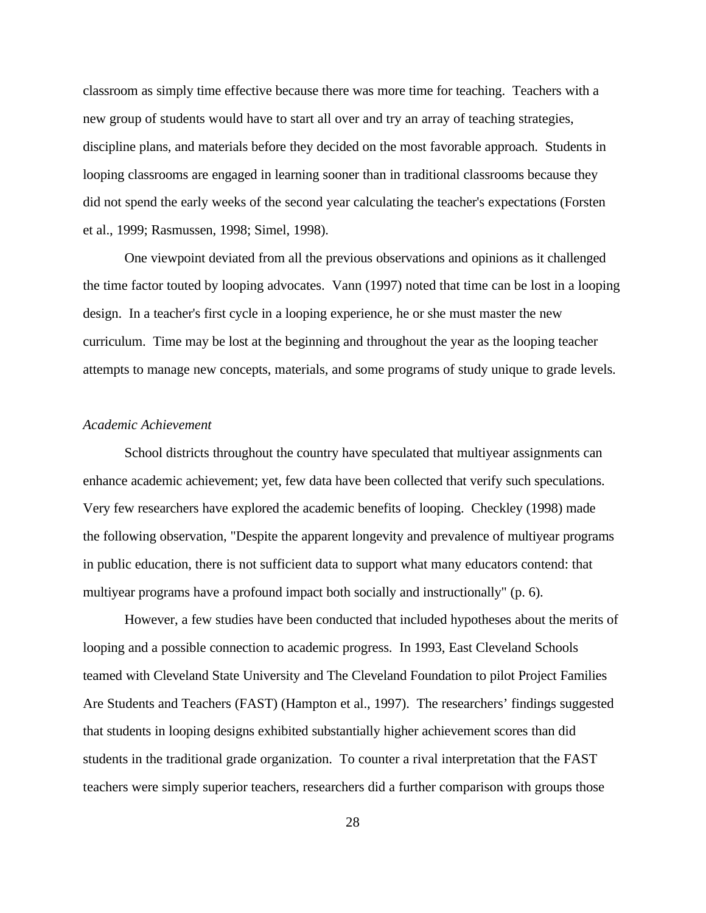classroom as simply time effective because there was more time for teaching. Teachers with a new group of students would have to start all over and try an array of teaching strategies, discipline plans, and materials before they decided on the most favorable approach. Students in looping classrooms are engaged in learning sooner than in traditional classrooms because they did not spend the early weeks of the second year calculating the teacher's expectations (Forsten et al., 1999; Rasmussen, 1998; Simel, 1998).

One viewpoint deviated from all the previous observations and opinions as it challenged the time factor touted by looping advocates. Vann (1997) noted that time can be lost in a looping design. In a teacher's first cycle in a looping experience, he or she must master the new curriculum. Time may be lost at the beginning and throughout the year as the looping teacher attempts to manage new concepts, materials, and some programs of study unique to grade levels.

*Academic Achievement*

School districts throughout the country have speculated that multiyear assignments can enhance academic achievement; yet, few data have been collected that verify such speculations. Very few researchers have explored the academic benefits of looping. Checkley (1998) made the following observation, "Despite the apparent longevity and prevalence of multiyear programs in public education, there is not sufficient data to support what many educators contend: that multiyear programs have a profound impact both socially and instructionally" (p. 6).

However, a few studies have been conducted that included hypotheses about the merits of looping and a possible connection to academic progress. In 1993, East Cleveland Schools teamed with Cleveland State University and The Cleveland Foundation to pilot Project Families Are Students and Teachers (FAST) (Hampton et al., 1997). The researchers' findings suggested that students in looping designs exhibited substantially higher achievement scores than did students in the traditional grade organization. To counter a rival interpretation that the FAST teachers were simply superior teachers, researchers did a further comparison with groups those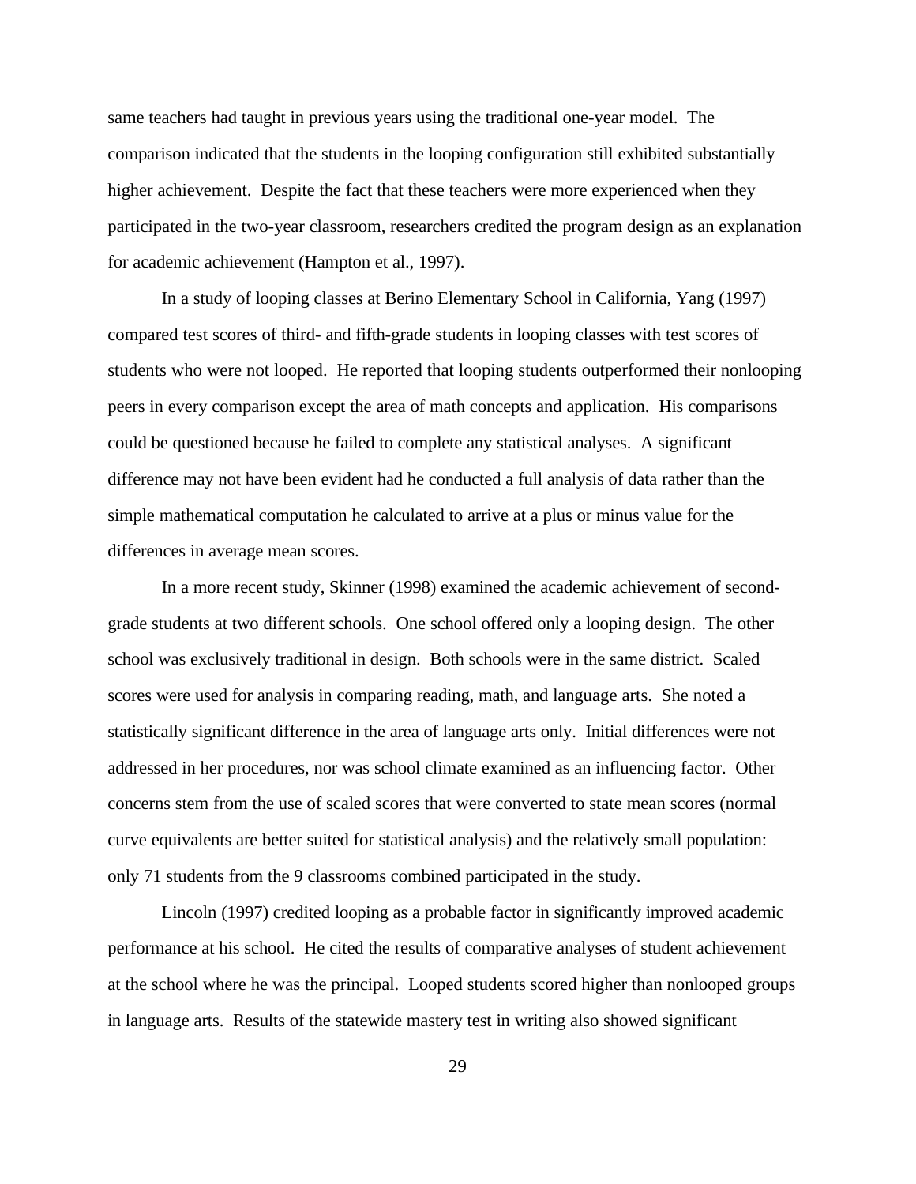same teachers had taught in previous years using the traditional one-year model. The comparison indicated that the students in the looping configuration still exhibited substantially higher achievement. Despite the fact that these teachers were more experienced when they participated in the two-year classroom, researchers credited the program design as an explanation for academic achievement (Hampton et al., 1997).

In a study of looping classes at Berino Elementary School in California, Yang (1997) compared test scores of third- and fifth-grade students in looping classes with test scores of students who were not looped. He reported that looping students outperformed their nonlooping peers in every comparison except the area of math concepts and application. His comparisons could be questioned because he failed to complete any statistical analyses. A significant difference may not have been evident had he conducted a full analysis of data rather than the simple mathematical computation he calculated to arrive at a plus or minus value for the differences in average mean scores.

In a more recent study, Skinner (1998) examined the academic achievement of second-grade students at two different schools. One school offered only a looping design. The other school was exclusively traditional in design. Both schools were in the same district. Scaled scores were used for analysis in comparing reading, math, and language arts. She noted a statistically significant difference in the area of language arts only. Initial differences were not addressed in her procedures, nor was school climate examined as an influencing factor. Other concerns stem from the use of scaled scores that were converted to state mean scores (normal curve equivalents are better suited for statistical analysis) and the relatively small population: only 71 students from the 9 classrooms combined participated in the study.

Lincoln (1997) credited looping as a probable factor in significantly improved academic performance at his school. He cited the results of comparative analyses of student achievement at the school where he was the principal. Looped students scored higher than nonlooped groups in language arts. Results of the statewide mastery test in writing also showed significant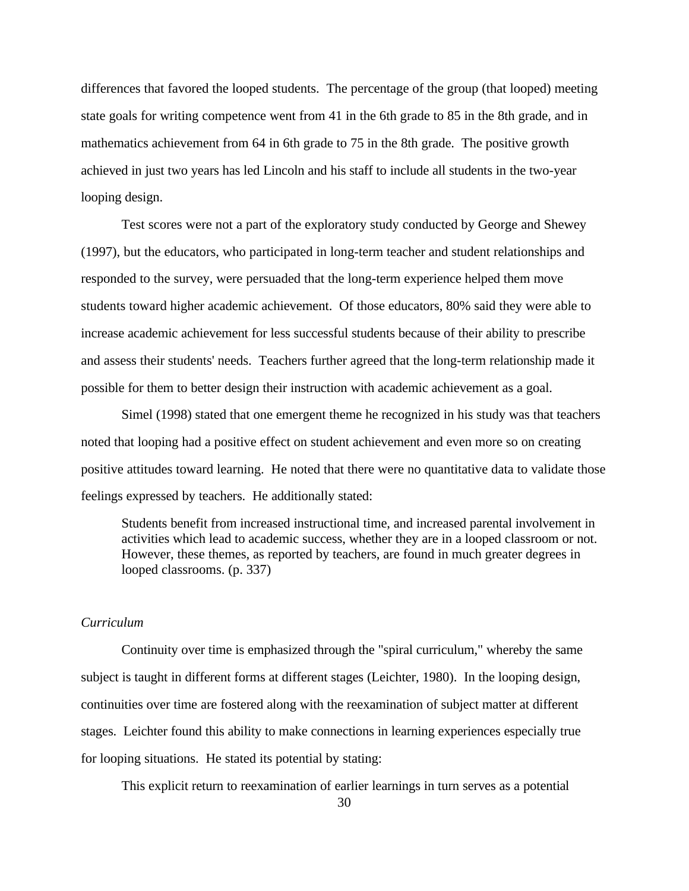differences that favored the looped students. The percentage of the group (that looped) meeting state goals for writing competence went from 41 in the 6th grade to 85 in the 8th grade, and in mathematics achievement from 64 in 6th grade to 75 in the 8th grade. The positive growth achieved in just two years has led Lincoln and his staff to include all students in the two-year looping design.

Test scores were not a part of the exploratory study conducted by George and Shewey (1997), but the educators, who participated in long-term teacher and student relationships and responded to the survey, were persuaded that the long-term experience helped them move students toward higher academic achievement. Of those educators, 80% said they were able to increase academic achievement for less successful students because of their ability to prescribe and assess their students' needs. Teachers further agreed that the long-term relationship made it possible for them to better design their instruction with academic achievement as a goal.

Simel (1998) stated that one emergent theme he recognized in his study was that teachers noted that looping had a positive effect on student achievement and even more so on creating positive attitudes toward learning. He noted that there were no quantitative data to validate those feelings expressed by teachers. He additionally stated:

> Students benefit from increased instructional time, and increased parental involvement in activities which lead to academic success, whether they are in a looped classroom or not. However, these themes, as reported by teachers, are found in much greater degrees in looped classrooms. (p. 337)

*Curriculum*

Continuity over time is emphasized through the "spiral curriculum," whereby the same subject is taught in different forms at different stages (Leichter, 1980). In the looping design, continuities over time are fostered along with the reexamination of subject matter at different stages. Leichter found this ability to make connections in learning experiences especially true for looping situations. He stated its potential by stating:

> This explicit return to reexamination of earlier learnings in turn serves as a potential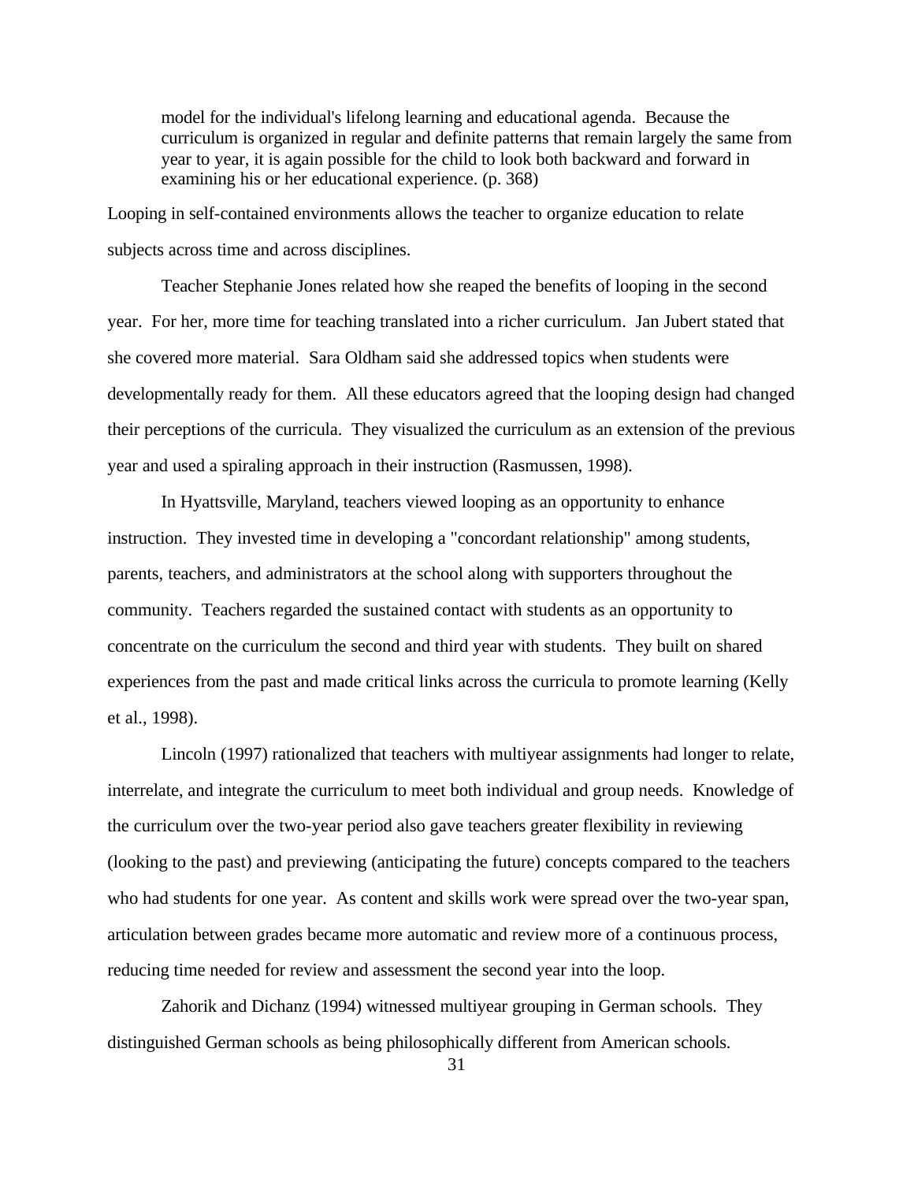> model for the individual's lifelong learning and educational agenda. Because the curriculum is organized in regular and definite patterns that remain largely the same from year to year, it is again possible for the child to look both backward and forward in examining his or her educational experience. (p. 368)

Looping in self-contained environments allows the teacher to organize education to relate subjects across time and across disciplines.

Teacher Stephanie Jones related how she reaped the benefits of looping in the second year. For her, more time for teaching translated into a richer curriculum. Jan Jubert stated that she covered more material. Sara Oldham said she addressed topics when students were developmentally ready for them. All these educators agreed that the looping design had changed their perceptions of the curricula. They visualized the curriculum as an extension of the previous year and used a spiraling approach in their instruction (Rasmussen, 1998).

In Hyattsville, Maryland, teachers viewed looping as an opportunity to enhance instruction. They invested time in developing a "concordant relationship" among students, parents, teachers, and administrators at the school along with supporters throughout the community. Teachers regarded the sustained contact with students as an opportunity to concentrate on the curriculum the second and third year with students. They built on shared experiences from the past and made critical links across the curricula to promote learning (Kelly et al., 1998).

Lincoln (1997) rationalized that teachers with multiyear assignments had longer to relate, interrelate, and integrate the curriculum to meet both individual and group needs. Knowledge of the curriculum over the two-year period also gave teachers greater flexibility in reviewing (looking to the past) and previewing (anticipating the future) concepts compared to the teachers who had students for one year. As content and skills work were spread over the two-year span, articulation between grades became more automatic and review more of a continuous process, reducing time needed for review and assessment the second year into the loop.

Zahorik and Dichanz (1994) witnessed multiyear grouping in German schools. They distinguished German schools as being philosophically different from American schools.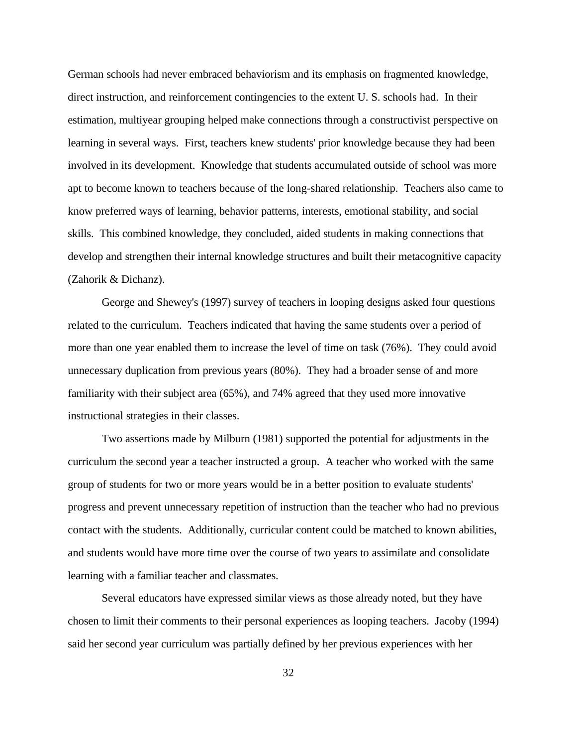German schools had never embraced behaviorism and its emphasis on fragmented knowledge, direct instruction, and reinforcement contingencies to the extent U. S. schools had. In their estimation, multiyear grouping helped make connections through a constructivist perspective on learning in several ways. First, teachers knew students' prior knowledge because they had been involved in its development. Knowledge that students accumulated outside of school was more apt to become known to teachers because of the long-shared relationship. Teachers also came to know preferred ways of learning, behavior patterns, interests, emotional stability, and social skills. This combined knowledge, they concluded, aided students in making connections that develop and strengthen their internal knowledge structures and built their metacognitive capacity (Zahorik & Dichanz).

George and Shewey's (1997) survey of teachers in looping designs asked four questions related to the curriculum. Teachers indicated that having the same students over a period of more than one year enabled them to increase the level of time on task (76%). They could avoid unnecessary duplication from previous years (80%). They had a broader sense of and more familiarity with their subject area (65%), and 74% agreed that they used more innovative instructional strategies in their classes.

Two assertions made by Milburn (1981) supported the potential for adjustments in the curriculum the second year a teacher instructed a group. A teacher who worked with the same group of students for two or more years would be in a better position to evaluate students' progress and prevent unnecessary repetition of instruction than the teacher who had no previous contact with the students. Additionally, curricular content could be matched to known abilities, and students would have more time over the course of two years to assimilate and consolidate learning with a familiar teacher and classmates.

Several educators have expressed similar views as those already noted, but they have chosen to limit their comments to their personal experiences as looping teachers. Jacoby (1994) said her second year curriculum was partially defined by her previous experiences with her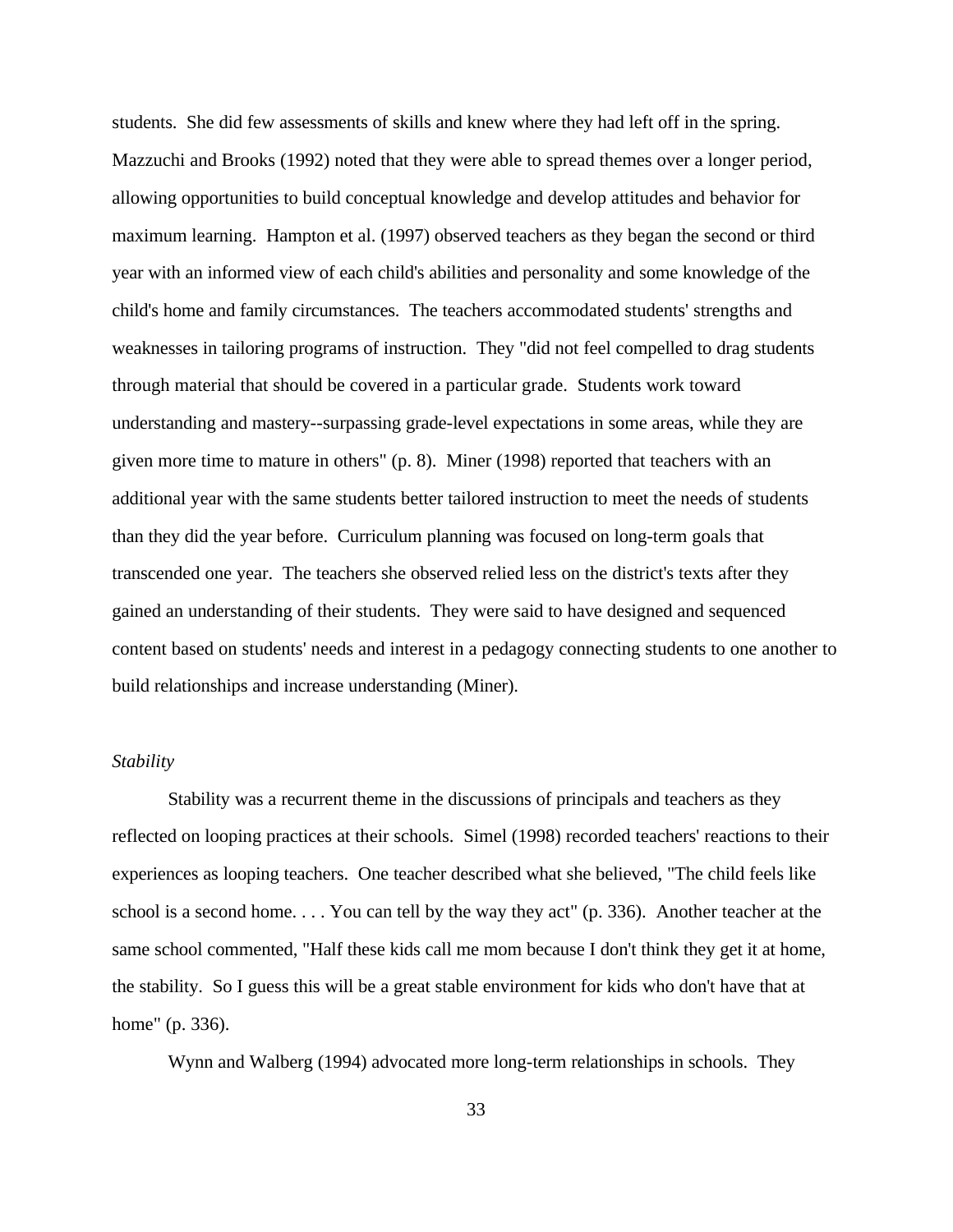students. She did few assessments of skills and knew where they had left off in the spring. Mazzuchi and Brooks (1992) noted that they were able to spread themes over a longer period, allowing opportunities to build conceptual knowledge and develop attitudes and behavior for maximum learning. Hampton et al. (1997) observed teachers as they began the second or third year with an informed view of each child's abilities and personality and some knowledge of the child's home and family circumstances. The teachers accommodated students' strengths and weaknesses in tailoring programs of instruction. They "did not feel compelled to drag students through material that should be covered in a particular grade. Students work toward understanding and mastery--surpassing grade-level expectations in some areas, while they are given more time to mature in others" (p. 8). Miner (1998) reported that teachers with an additional year with the same students better tailored instruction to meet the needs of students than they did the year before. Curriculum planning was focused on long-term goals that transcended one year. The teachers she observed relied less on the district's texts after they gained an understanding of their students. They were said to have designed and sequenced content based on students' needs and interest in a pedagogy connecting students to one another to build relationships and increase understanding (Miner).

### *Stability*

Stability was a recurrent theme in the discussions of principals and teachers as they reflected on looping practices at their schools. Simel (1998) recorded teachers' reactions to their experiences as looping teachers. One teacher described what she believed, "The child feels like school is a second home. . . . You can tell by the way they act" (p. 336). Another teacher at the same school commented, "Half these kids call me mom because I don't think they get it at home, the stability. So I guess this will be a great stable environment for kids who don't have that at home" (p. 336).

Wynn and Walberg (1994) advocated more long-term relationships in schools. They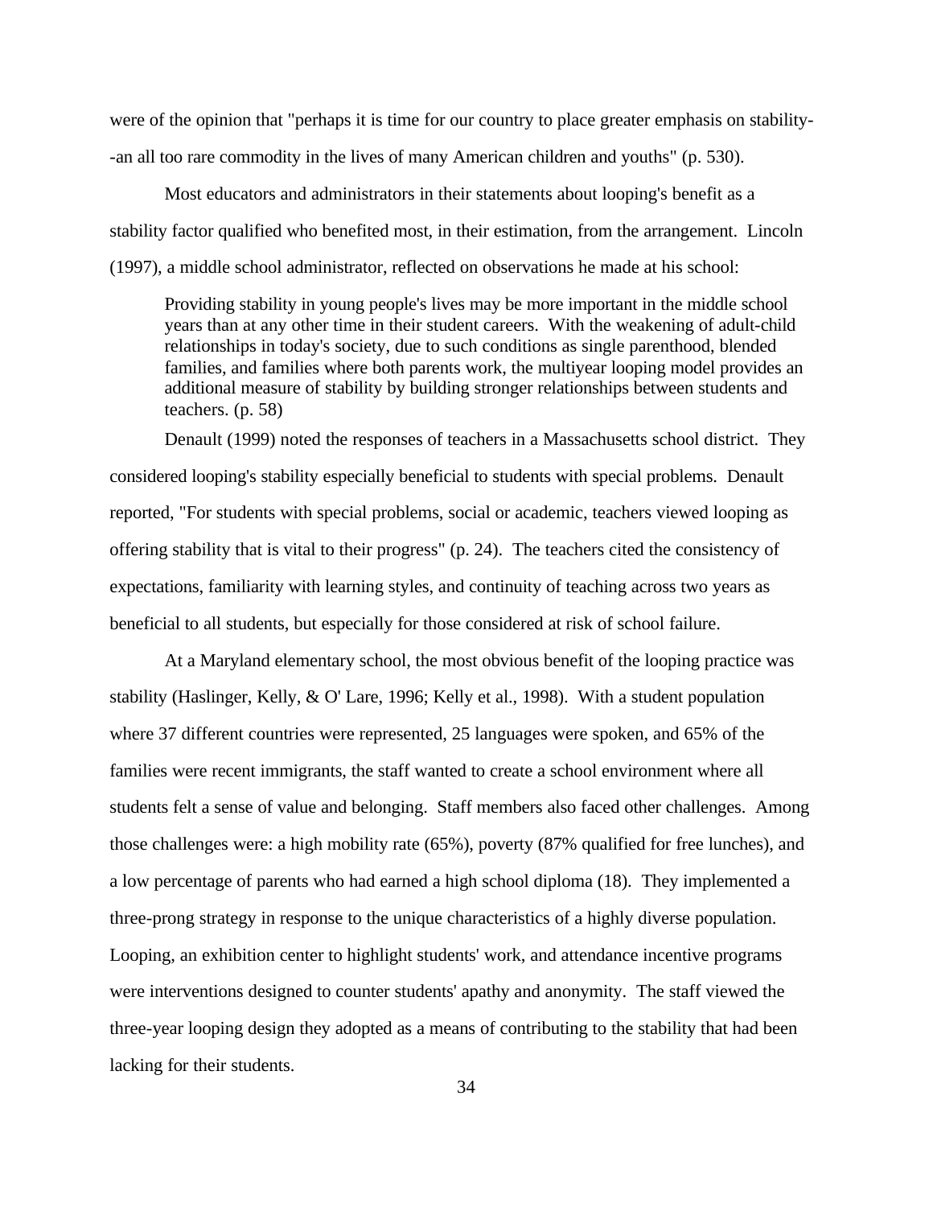were of the opinion that "perhaps it is time for our country to place greater emphasis on stability--an all too rare commodity in the lives of many American children and youths" (p. 530).

Most educators and administrators in their statements about looping's benefit as a stability factor qualified who benefited most, in their estimation, from the arrangement. Lincoln (1997), a middle school administrator, reflected on observations he made at his school:

> Providing stability in young people's lives may be more important in the middle school years than at any other time in their student careers. With the weakening of adult-child relationships in today's society, due to such conditions as single parenthood, blended families, and families where both parents work, the multiyear looping model provides an additional measure of stability by building stronger relationships between students and teachers. (p. 58)

Denault (1999) noted the responses of teachers in a Massachusetts school district. They considered looping's stability especially beneficial to students with special problems. Denault reported, "For students with special problems, social or academic, teachers viewed looping as offering stability that is vital to their progress" (p. 24). The teachers cited the consistency of expectations, familiarity with learning styles, and continuity of teaching across two years as beneficial to all students, but especially for those considered at risk of school failure.

At a Maryland elementary school, the most obvious benefit of the looping practice was stability (Haslinger, Kelly, & O' Lare, 1996; Kelly et al., 1998). With a student population where 37 different countries were represented, 25 languages were spoken, and 65% of the families were recent immigrants, the staff wanted to create a school environment where all students felt a sense of value and belonging. Staff members also faced other challenges. Among those challenges were: a high mobility rate (65%), poverty (87% qualified for free lunches), and a low percentage of parents who had earned a high school diploma (18). They implemented a three-prong strategy in response to the unique characteristics of a highly diverse population. Looping, an exhibition center to highlight students' work, and attendance incentive programs were interventions designed to counter students' apathy and anonymity. The staff viewed the three-year looping design they adopted as a means of contributing to the stability that had been lacking for their students.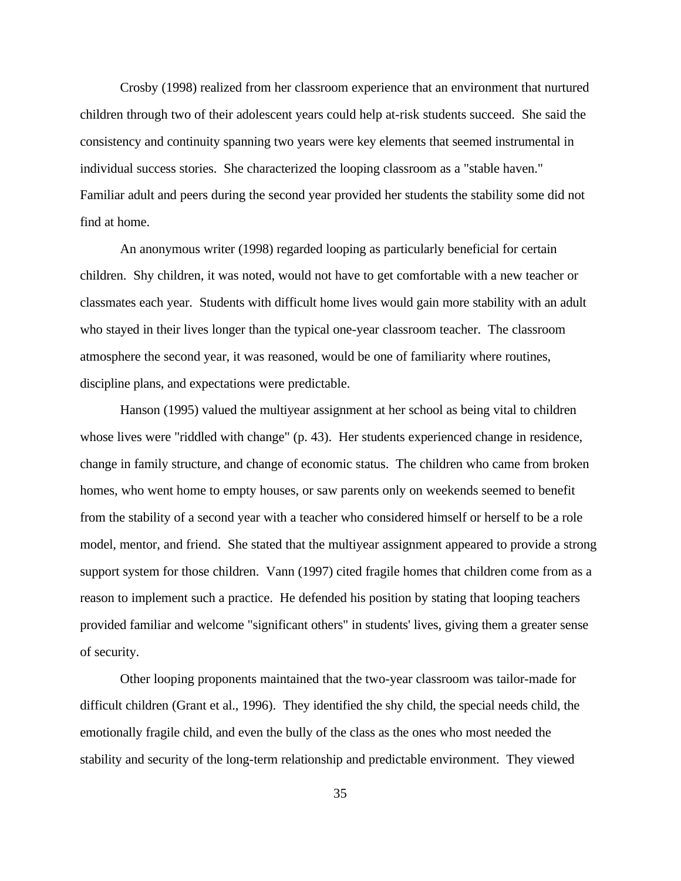Crosby (1998) realized from her classroom experience that an environment that nurtured children through two of their adolescent years could help at-risk students succeed. She said the consistency and continuity spanning two years were key elements that seemed instrumental in individual success stories. She characterized the looping classroom as a "stable haven." Familiar adult and peers during the second year provided her students the stability some did not find at home.

An anonymous writer (1998) regarded looping as particularly beneficial for certain children. Shy children, it was noted, would not have to get comfortable with a new teacher or classmates each year. Students with difficult home lives would gain more stability with an adult who stayed in their lives longer than the typical one-year classroom teacher. The classroom atmosphere the second year, it was reasoned, would be one of familiarity where routines, discipline plans, and expectations were predictable.

Hanson (1995) valued the multiyear assignment at her school as being vital to children whose lives were "riddled with change" (p. 43). Her students experienced change in residence, change in family structure, and change of economic status. The children who came from broken homes, who went home to empty houses, or saw parents only on weekends seemed to benefit from the stability of a second year with a teacher who considered himself or herself to be a role model, mentor, and friend. She stated that the multiyear assignment appeared to provide a strong support system for those children. Vann (1997) cited fragile homes that children come from as a reason to implement such a practice. He defended his position by stating that looping teachers provided familiar and welcome "significant others" in students' lives, giving them a greater sense of security.

Other looping proponents maintained that the two-year classroom was tailor-made for difficult children (Grant et al., 1996). They identified the shy child, the special needs child, the emotionally fragile child, and even the bully of the class as the ones who most needed the stability and security of the long-term relationship and predictable environment. They viewed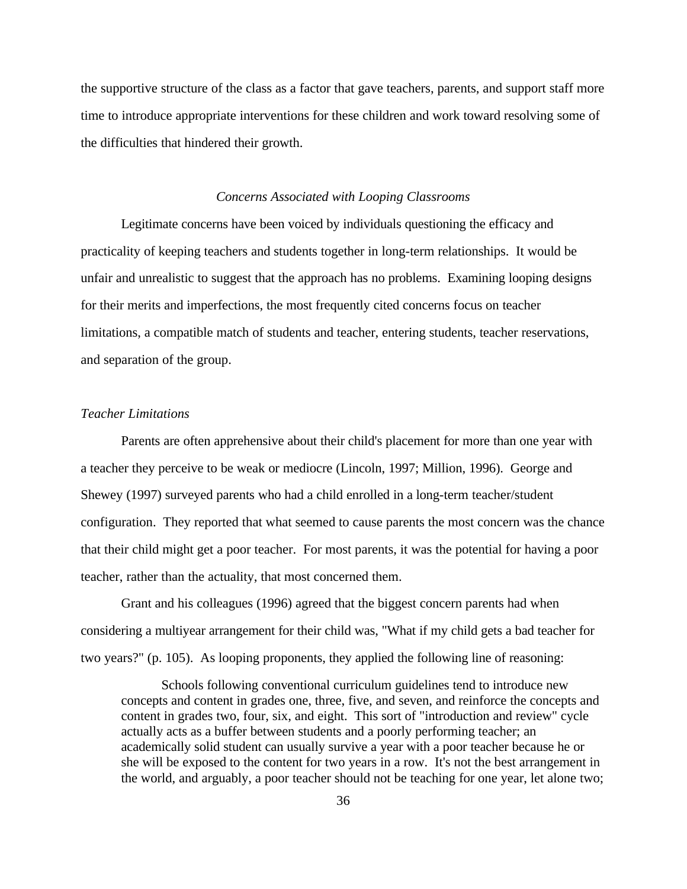the supportive structure of the class as a factor that gave teachers, parents, and support staff more time to introduce appropriate interventions for these children and work toward resolving some of the difficulties that hindered their growth.

### *Concerns Associated with Looping Classrooms*

Legitimate concerns have been voiced by individuals questioning the efficacy and practicality of keeping teachers and students together in long-term relationships. It would be unfair and unrealistic to suggest that the approach has no problems. Examining looping designs for their merits and imperfections, the most frequently cited concerns focus on teacher limitations, a compatible match of students and teacher, entering students, teacher reservations, and separation of the group.

#### *Teacher Limitations*

Parents are often apprehensive about their child's placement for more than one year with a teacher they perceive to be weak or mediocre (Lincoln, 1997; Million, 1996). George and Shewey (1997) surveyed parents who had a child enrolled in a long-term teacher/student configuration. They reported that what seemed to cause parents the most concern was the chance that their child might get a poor teacher. For most parents, it was the potential for having a poor teacher, rather than the actuality, that most concerned them.

Grant and his colleagues (1996) agreed that the biggest concern parents had when considering a multiyear arrangement for their child was, "What if my child gets a bad teacher for two years?" (p. 105). As looping proponents, they applied the following line of reasoning:

> Schools following conventional curriculum guidelines tend to introduce new concepts and content in grades one, three, five, and seven, and reinforce the concepts and content in grades two, four, six, and eight. This sort of "introduction and review" cycle actually acts as a buffer between students and a poorly performing teacher; an academically solid student can usually survive a year with a poor teacher because he or she will be exposed to the content for two years in a row. It's not the best arrangement in the world, and arguably, a poor teacher should not be teaching for one year, let alone two;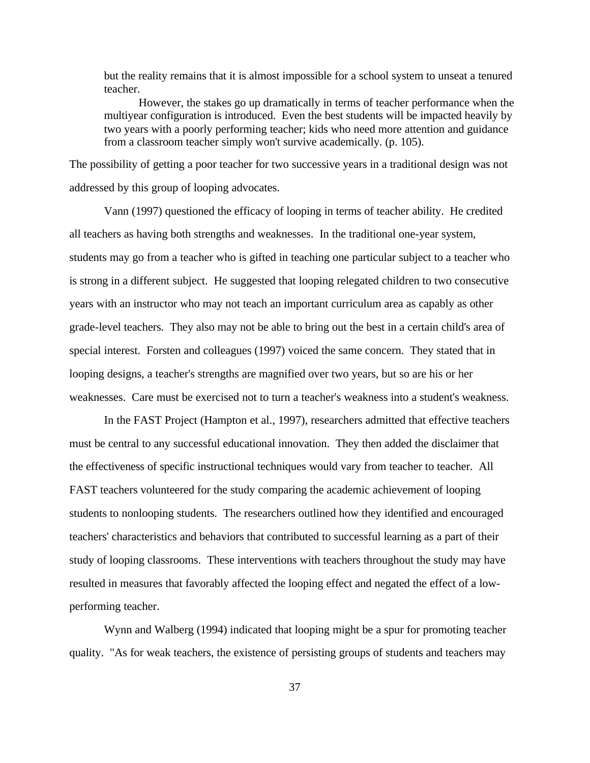> but the reality remains that it is almost impossible for a school system to unseat a tenured teacher.
>
> However, the stakes go up dramatically in terms of teacher performance when the multiyear configuration is introduced. Even the best students will be impacted heavily by two years with a poorly performing teacher; kids who need more attention and guidance from a classroom teacher simply won't survive academically. (p. 105).

The possibility of getting a poor teacher for two successive years in a traditional design was not addressed by this group of looping advocates.

Vann (1997) questioned the efficacy of looping in terms of teacher ability. He credited all teachers as having both strengths and weaknesses. In the traditional one-year system, students may go from a teacher who is gifted in teaching one particular subject to a teacher who is strong in a different subject. He suggested that looping relegated children to two consecutive years with an instructor who may not teach an important curriculum area as capably as other grade-level teachers. They also may not be able to bring out the best in a certain child's area of special interest. Forsten and colleagues (1997) voiced the same concern. They stated that in looping designs, a teacher's strengths are magnified over two years, but so are his or her weaknesses. Care must be exercised not to turn a teacher's weakness into a student's weakness.

In the FAST Project (Hampton et al., 1997), researchers admitted that effective teachers must be central to any successful educational innovation. They then added the disclaimer that the effectiveness of specific instructional techniques would vary from teacher to teacher. All FAST teachers volunteered for the study comparing the academic achievement of looping students to nonlooping students. The researchers outlined how they identified and encouraged teachers' characteristics and behaviors that contributed to successful learning as a part of their study of looping classrooms. These interventions with teachers throughout the study may have resulted in measures that favorably affected the looping effect and negated the effect of a low-performing teacher.

Wynn and Walberg (1994) indicated that looping might be a spur for promoting teacher quality. "As for weak teachers, the existence of persisting groups of students and teachers may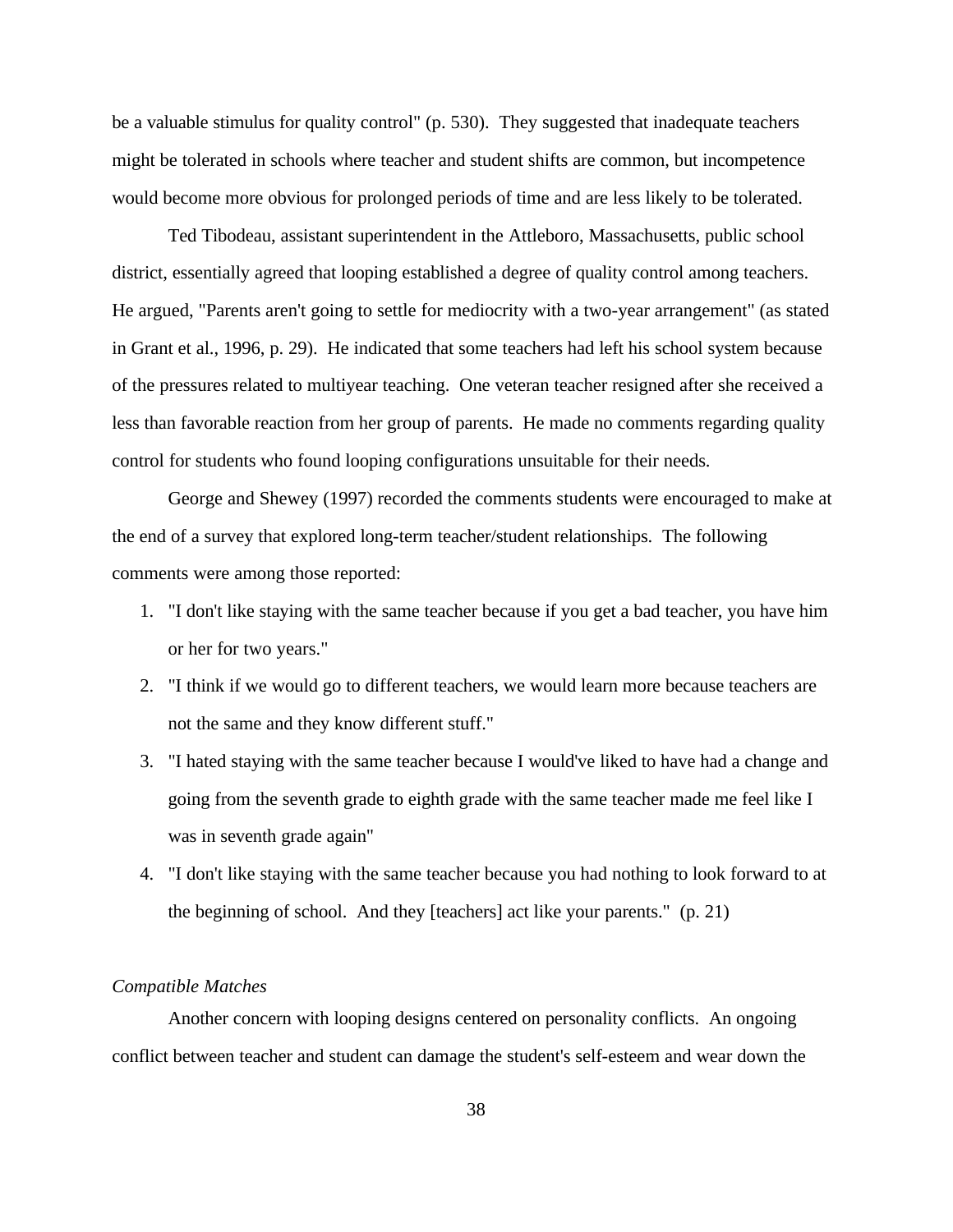be a valuable stimulus for quality control" (p. 530). They suggested that inadequate teachers might be tolerated in schools where teacher and student shifts are common, but incompetence would become more obvious for prolonged periods of time and are less likely to be tolerated.

Ted Tibodeau, assistant superintendent in the Attleboro, Massachusetts, public school district, essentially agreed that looping established a degree of quality control among teachers. He argued, "Parents aren't going to settle for mediocrity with a two-year arrangement" (as stated in Grant et al., 1996, p. 29). He indicated that some teachers had left his school system because of the pressures related to multiyear teaching. One veteran teacher resigned after she received a less than favorable reaction from her group of parents. He made no comments regarding quality control for students who found looping configurations unsuitable for their needs.

George and Shewey (1997) recorded the comments students were encouraged to make at the end of a survey that explored long-term teacher/student relationships. The following comments were among those reported:

1. "I don't like staying with the same teacher because if you get a bad teacher, you have him or her for two years."
2. "I think if we would go to different teachers, we would learn more because teachers are not the same and they know different stuff."
3. "I hated staying with the same teacher because I would've liked to have had a change and going from the seventh grade to eighth grade with the same teacher made me feel like I was in seventh grade again"
4. "I don't like staying with the same teacher because you had nothing to look forward to at the beginning of school. And they [teachers] act like your parents." (p. 21)

*Compatible Matches*

Another concern with looping designs centered on personality conflicts. An ongoing conflict between teacher and student can damage the student's self-esteem and wear down the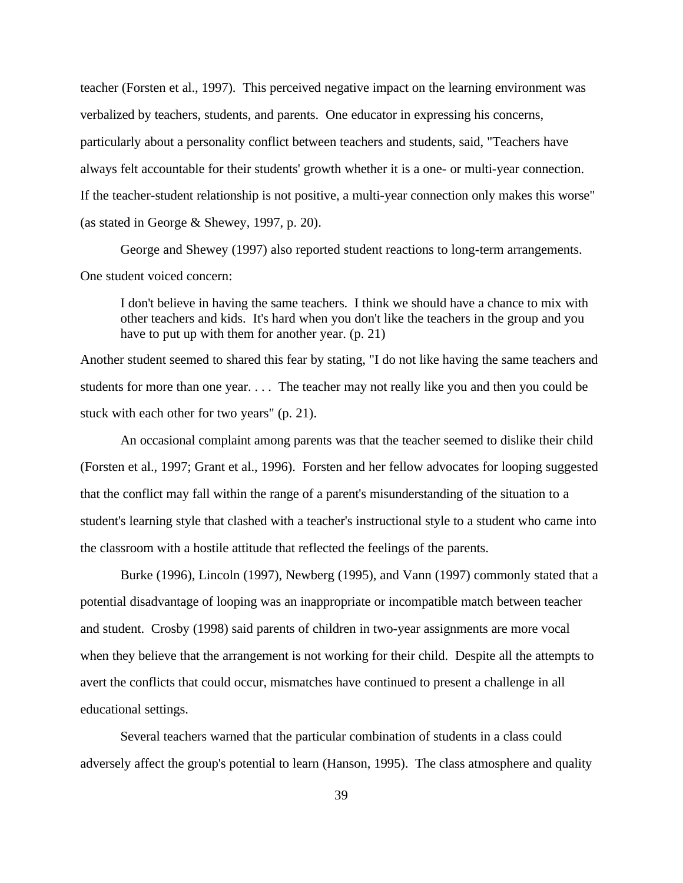teacher (Forsten et al., 1997). This perceived negative impact on the learning environment was verbalized by teachers, students, and parents. One educator in expressing his concerns, particularly about a personality conflict between teachers and students, said, "Teachers have always felt accountable for their students' growth whether it is a one- or multi-year connection. If the teacher-student relationship is not positive, a multi-year connection only makes this worse" (as stated in George & Shewey, 1997, p. 20).

George and Shewey (1997) also reported student reactions to long-term arrangements. One student voiced concern:

> I don't believe in having the same teachers. I think we should have a chance to mix with other teachers and kids. It's hard when you don't like the teachers in the group and you have to put up with them for another year. (p. 21)

Another student seemed to shared this fear by stating, "I do not like having the same teachers and students for more than one year. . . . The teacher may not really like you and then you could be stuck with each other for two years" (p. 21).

An occasional complaint among parents was that the teacher seemed to dislike their child (Forsten et al., 1997; Grant et al., 1996). Forsten and her fellow advocates for looping suggested that the conflict may fall within the range of a parent's misunderstanding of the situation to a student's learning style that clashed with a teacher's instructional style to a student who came into the classroom with a hostile attitude that reflected the feelings of the parents.

Burke (1996), Lincoln (1997), Newberg (1995), and Vann (1997) commonly stated that a potential disadvantage of looping was an inappropriate or incompatible match between teacher and student. Crosby (1998) said parents of children in two-year assignments are more vocal when they believe that the arrangement is not working for their child. Despite all the attempts to avert the conflicts that could occur, mismatches have continued to present a challenge in all educational settings.

Several teachers warned that the particular combination of students in a class could adversely affect the group's potential to learn (Hanson, 1995). The class atmosphere and quality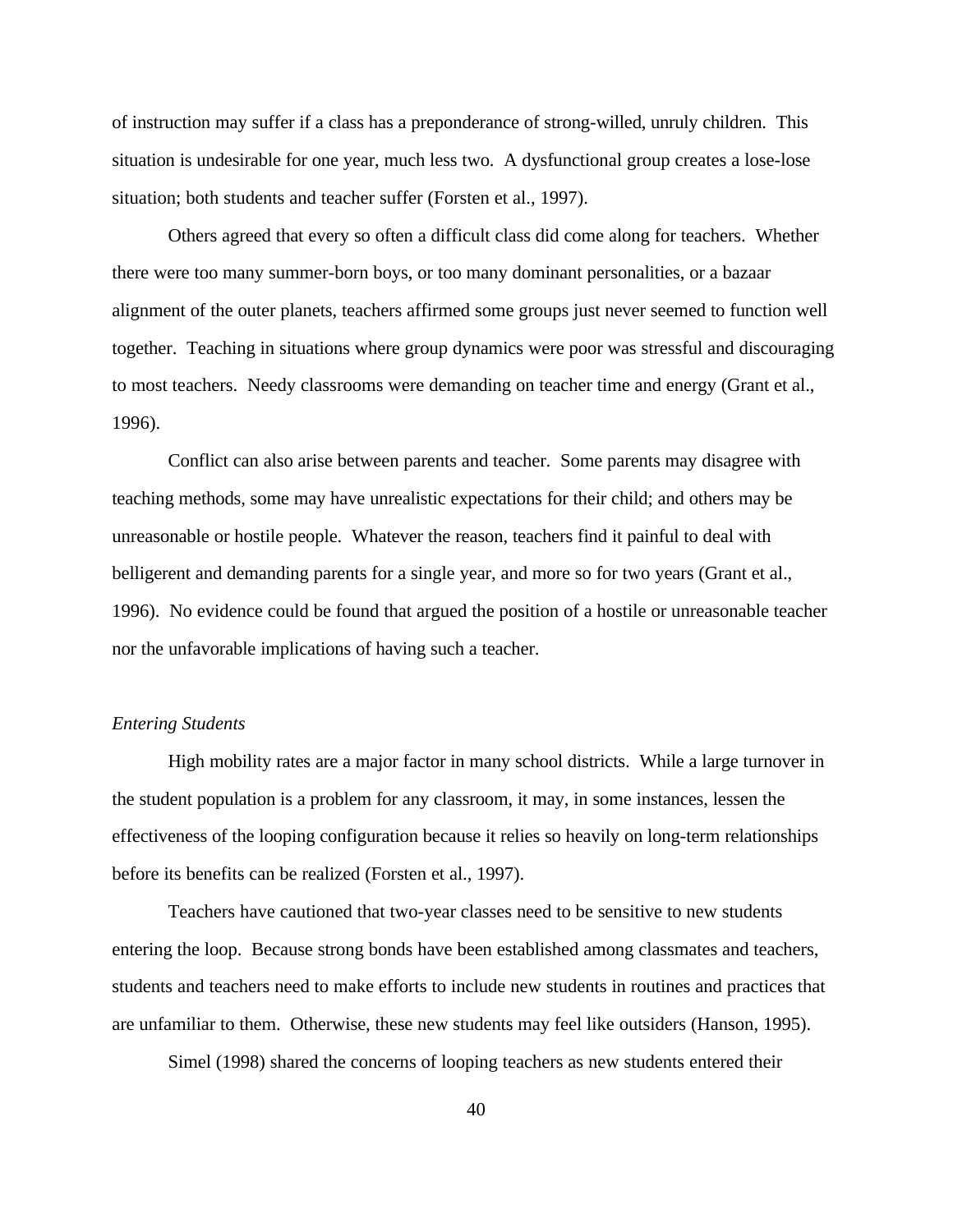of instruction may suffer if a class has a preponderance of strong-willed, unruly children. This situation is undesirable for one year, much less two. A dysfunctional group creates a lose-lose situation; both students and teacher suffer (Forsten et al., 1997).

Others agreed that every so often a difficult class did come along for teachers. Whether there were too many summer-born boys, or too many dominant personalities, or a bazaar alignment of the outer planets, teachers affirmed some groups just never seemed to function well together. Teaching in situations where group dynamics were poor was stressful and discouraging to most teachers. Needy classrooms were demanding on teacher time and energy (Grant et al., 1996).

Conflict can also arise between parents and teacher. Some parents may disagree with teaching methods, some may have unrealistic expectations for their child; and others may be unreasonable or hostile people. Whatever the reason, teachers find it painful to deal with belligerent and demanding parents for a single year, and more so for two years (Grant et al., 1996). No evidence could be found that argued the position of a hostile or unreasonable teacher nor the unfavorable implications of having such a teacher.

*Entering Students*

High mobility rates are a major factor in many school districts. While a large turnover in the student population is a problem for any classroom, it may, in some instances, lessen the effectiveness of the looping configuration because it relies so heavily on long-term relationships before its benefits can be realized (Forsten et al., 1997).

Teachers have cautioned that two-year classes need to be sensitive to new students entering the loop. Because strong bonds have been established among classmates and teachers, students and teachers need to make efforts to include new students in routines and practices that are unfamiliar to them. Otherwise, these new students may feel like outsiders (Hanson, 1995).

Simel (1998) shared the concerns of looping teachers as new students entered their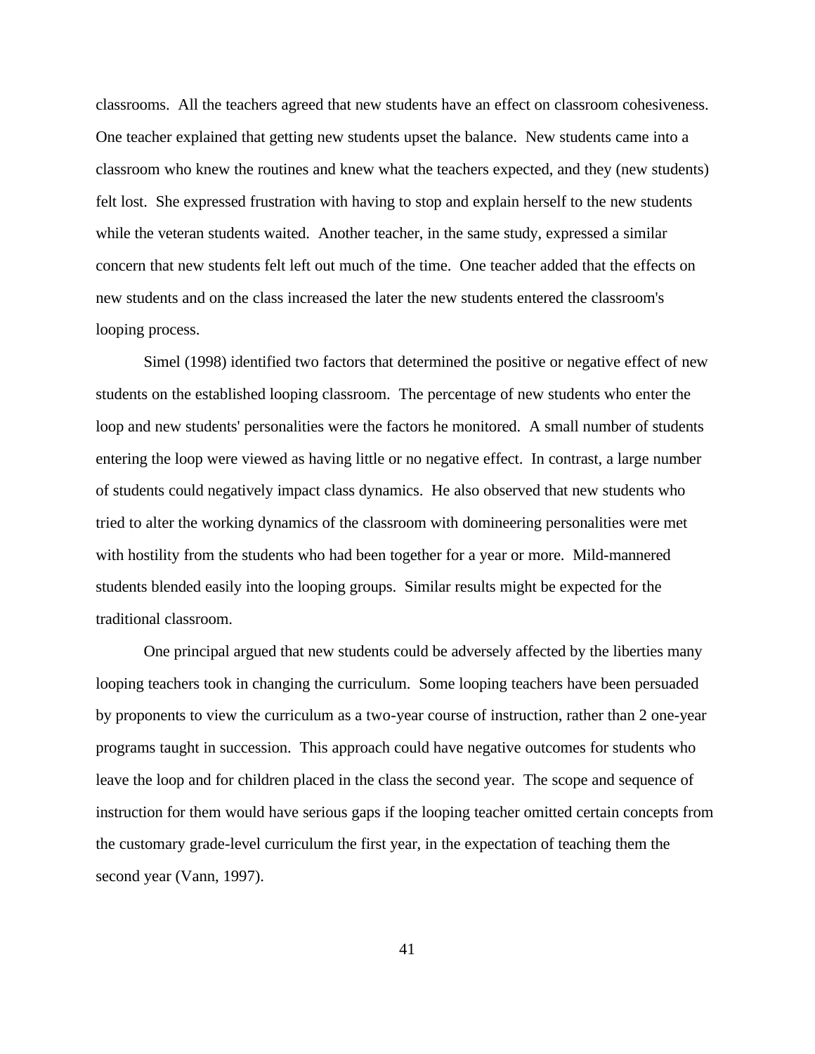classrooms. All the teachers agreed that new students have an effect on classroom cohesiveness. One teacher explained that getting new students upset the balance. New students came into a classroom who knew the routines and knew what the teachers expected, and they (new students) felt lost. She expressed frustration with having to stop and explain herself to the new students while the veteran students waited. Another teacher, in the same study, expressed a similar concern that new students felt left out much of the time. One teacher added that the effects on new students and on the class increased the later the new students entered the classroom's looping process.

Simel (1998) identified two factors that determined the positive or negative effect of new students on the established looping classroom. The percentage of new students who enter the loop and new students' personalities were the factors he monitored. A small number of students entering the loop were viewed as having little or no negative effect. In contrast, a large number of students could negatively impact class dynamics. He also observed that new students who tried to alter the working dynamics of the classroom with domineering personalities were met with hostility from the students who had been together for a year or more. Mild-mannered students blended easily into the looping groups. Similar results might be expected for the traditional classroom.

One principal argued that new students could be adversely affected by the liberties many looping teachers took in changing the curriculum. Some looping teachers have been persuaded by proponents to view the curriculum as a two-year course of instruction, rather than 2 one-year programs taught in succession. This approach could have negative outcomes for students who leave the loop and for children placed in the class the second year. The scope and sequence of instruction for them would have serious gaps if the looping teacher omitted certain concepts from the customary grade-level curriculum the first year, in the expectation of teaching them the second year (Vann, 1997).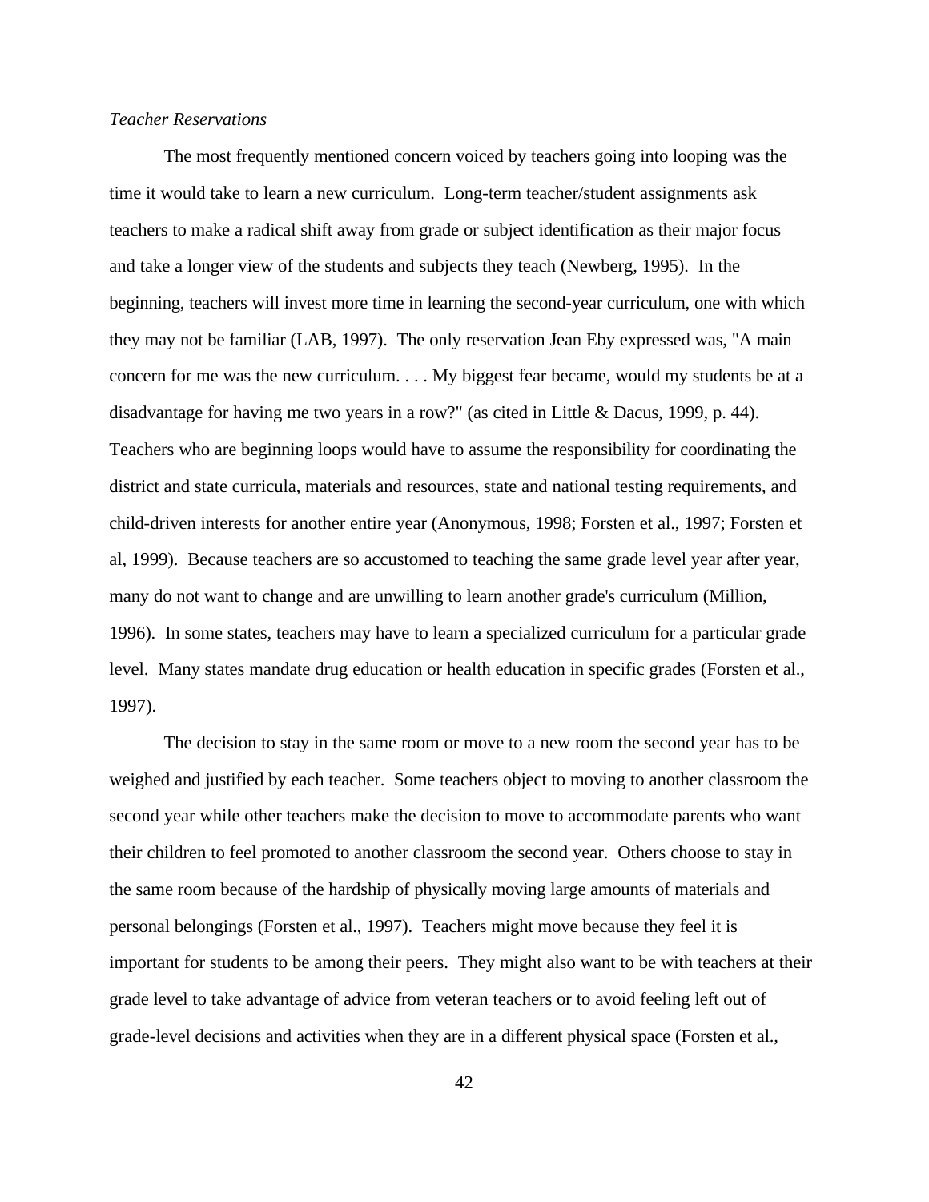*Teacher Reservations*

The most frequently mentioned concern voiced by teachers going into looping was the time it would take to learn a new curriculum. Long-term teacher/student assignments ask teachers to make a radical shift away from grade or subject identification as their major focus and take a longer view of the students and subjects they teach (Newberg, 1995). In the beginning, teachers will invest more time in learning the second-year curriculum, one with which they may not be familiar (LAB, 1997). The only reservation Jean Eby expressed was, "A main concern for me was the new curriculum. . . . My biggest fear became, would my students be at a disadvantage for having me two years in a row?" (as cited in Little & Dacus, 1999, p. 44). Teachers who are beginning loops would have to assume the responsibility for coordinating the district and state curricula, materials and resources, state and national testing requirements, and child-driven interests for another entire year (Anonymous, 1998; Forsten et al., 1997; Forsten et al, 1999). Because teachers are so accustomed to teaching the same grade level year after year, many do not want to change and are unwilling to learn another grade's curriculum (Million, 1996). In some states, teachers may have to learn a specialized curriculum for a particular grade level. Many states mandate drug education or health education in specific grades (Forsten et al., 1997).

The decision to stay in the same room or move to a new room the second year has to be weighed and justified by each teacher. Some teachers object to moving to another classroom the second year while other teachers make the decision to move to accommodate parents who want their children to feel promoted to another classroom the second year. Others choose to stay in the same room because of the hardship of physically moving large amounts of materials and personal belongings (Forsten et al., 1997). Teachers might move because they feel it is important for students to be among their peers. They might also want to be with teachers at their grade level to take advantage of advice from veteran teachers or to avoid feeling left out of grade-level decisions and activities when they are in a different physical space (Forsten et al.,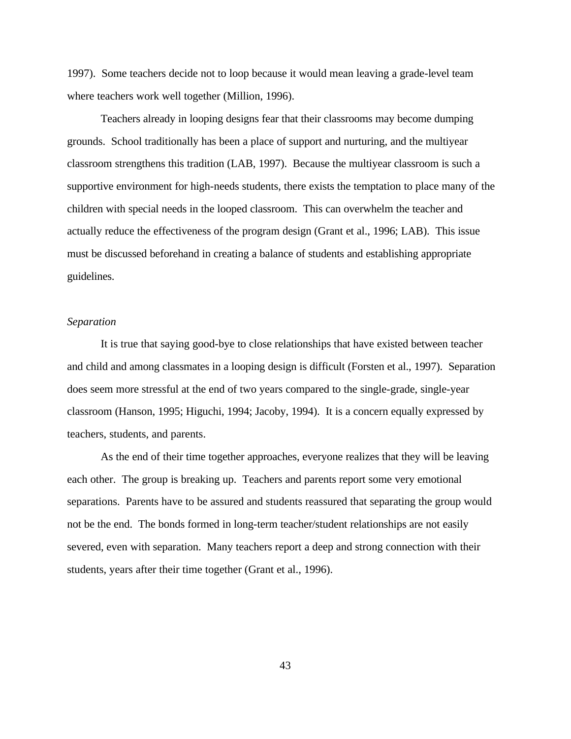1997). Some teachers decide not to loop because it would mean leaving a grade-level team where teachers work well together (Million, 1996).

Teachers already in looping designs fear that their classrooms may become dumping grounds. School traditionally has been a place of support and nurturing, and the multiyear classroom strengthens this tradition (LAB, 1997). Because the multiyear classroom is such a supportive environment for high-needs students, there exists the temptation to place many of the children with special needs in the looped classroom. This can overwhelm the teacher and actually reduce the effectiveness of the program design (Grant et al., 1996; LAB). This issue must be discussed beforehand in creating a balance of students and establishing appropriate guidelines.

*Separation*

It is true that saying good-bye to close relationships that have existed between teacher and child and among classmates in a looping design is difficult (Forsten et al., 1997). Separation does seem more stressful at the end of two years compared to the single-grade, single-year classroom (Hanson, 1995; Higuchi, 1994; Jacoby, 1994). It is a concern equally expressed by teachers, students, and parents.

As the end of their time together approaches, everyone realizes that they will be leaving each other. The group is breaking up. Teachers and parents report some very emotional separations. Parents have to be assured and students reassured that separating the group would not be the end. The bonds formed in long-term teacher/student relationships are not easily severed, even with separation. Many teachers report a deep and strong connection with their students, years after their time together (Grant et al., 1996).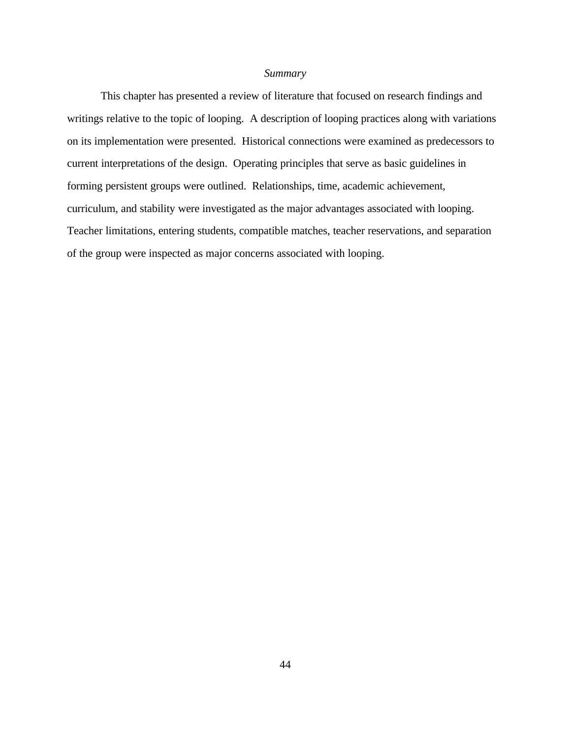### *Summary*

This chapter has presented a review of literature that focused on research findings and writings relative to the topic of looping. A description of looping practices along with variations on its implementation were presented. Historical connections were examined as predecessors to current interpretations of the design. Operating principles that serve as basic guidelines in forming persistent groups were outlined. Relationships, time, academic achievement, curriculum, and stability were investigated as the major advantages associated with looping. Teacher limitations, entering students, compatible matches, teacher reservations, and separation of the group were inspected as major concerns associated with looping.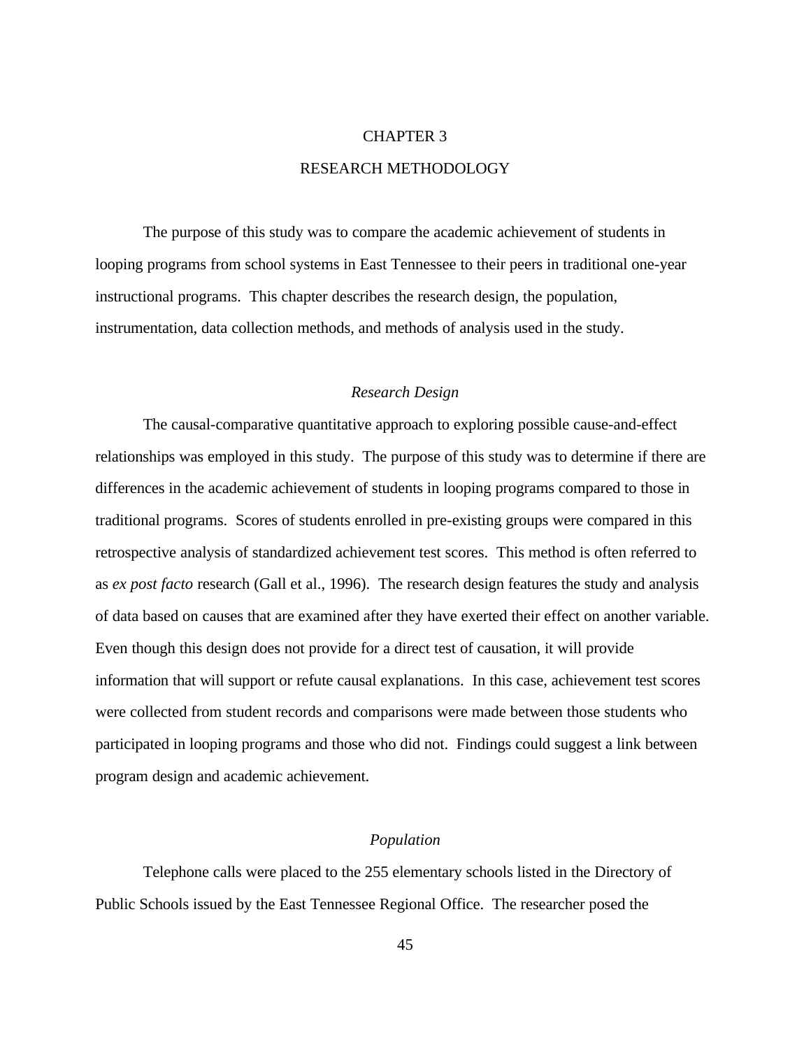# CHAPTER 3

# RESEARCH METHODOLOGY

The purpose of this study was to compare the academic achievement of students in looping programs from school systems in East Tennessee to their peers in traditional one-year instructional programs. This chapter describes the research design, the population, instrumentation, data collection methods, and methods of analysis used in the study.

## *Research Design*

The causal-comparative quantitative approach to exploring possible cause-and-effect relationships was employed in this study. The purpose of this study was to determine if there are differences in the academic achievement of students in looping programs compared to those in traditional programs. Scores of students enrolled in pre-existing groups were compared in this retrospective analysis of standardized achievement test scores. This method is often referred to as *ex post facto* research (Gall et al., 1996). The research design features the study and analysis of data based on causes that are examined after they have exerted their effect on another variable. Even though this design does not provide for a direct test of causation, it will provide information that will support or refute causal explanations. In this case, achievement test scores were collected from student records and comparisons were made between those students who participated in looping programs and those who did not. Findings could suggest a link between program design and academic achievement.

## *Population*

Telephone calls were placed to the 255 elementary schools listed in the Directory of Public Schools issued by the East Tennessee Regional Office. The researcher posed the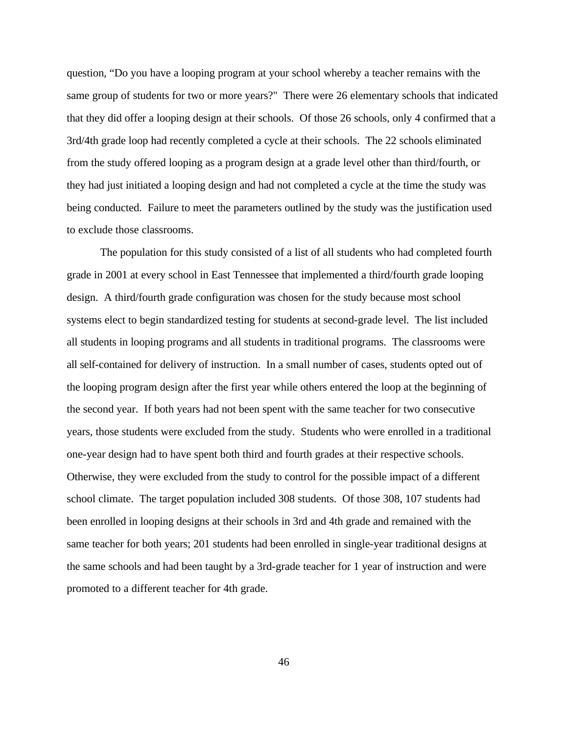question, “Do you have a looping program at your school whereby a teacher remains with the same group of students for two or more years?" There were 26 elementary schools that indicated that they did offer a looping design at their schools. Of those 26 schools, only 4 confirmed that a 3rd/4th grade loop had recently completed a cycle at their schools. The 22 schools eliminated from the study offered looping as a program design at a grade level other than third/fourth, or they had just initiated a looping design and had not completed a cycle at the time the study was being conducted. Failure to meet the parameters outlined by the study was the justification used to exclude those classrooms.

The population for this study consisted of a list of all students who had completed fourth grade in 2001 at every school in East Tennessee that implemented a third/fourth grade looping design. A third/fourth grade configuration was chosen for the study because most school systems elect to begin standardized testing for students at second-grade level. The list included all students in looping programs and all students in traditional programs. The classrooms were all self-contained for delivery of instruction. In a small number of cases, students opted out of the looping program design after the first year while others entered the loop at the beginning of the second year. If both years had not been spent with the same teacher for two consecutive years, those students were excluded from the study. Students who were enrolled in a traditional one-year design had to have spent both third and fourth grades at their respective schools. Otherwise, they were excluded from the study to control for the possible impact of a different school climate. The target population included 308 students. Of those 308, 107 students had been enrolled in looping designs at their schools in 3rd and 4th grade and remained with the same teacher for both years; 201 students had been enrolled in single-year traditional designs at the same schools and had been taught by a 3rd-grade teacher for 1 year of instruction and were promoted to a different teacher for 4th grade.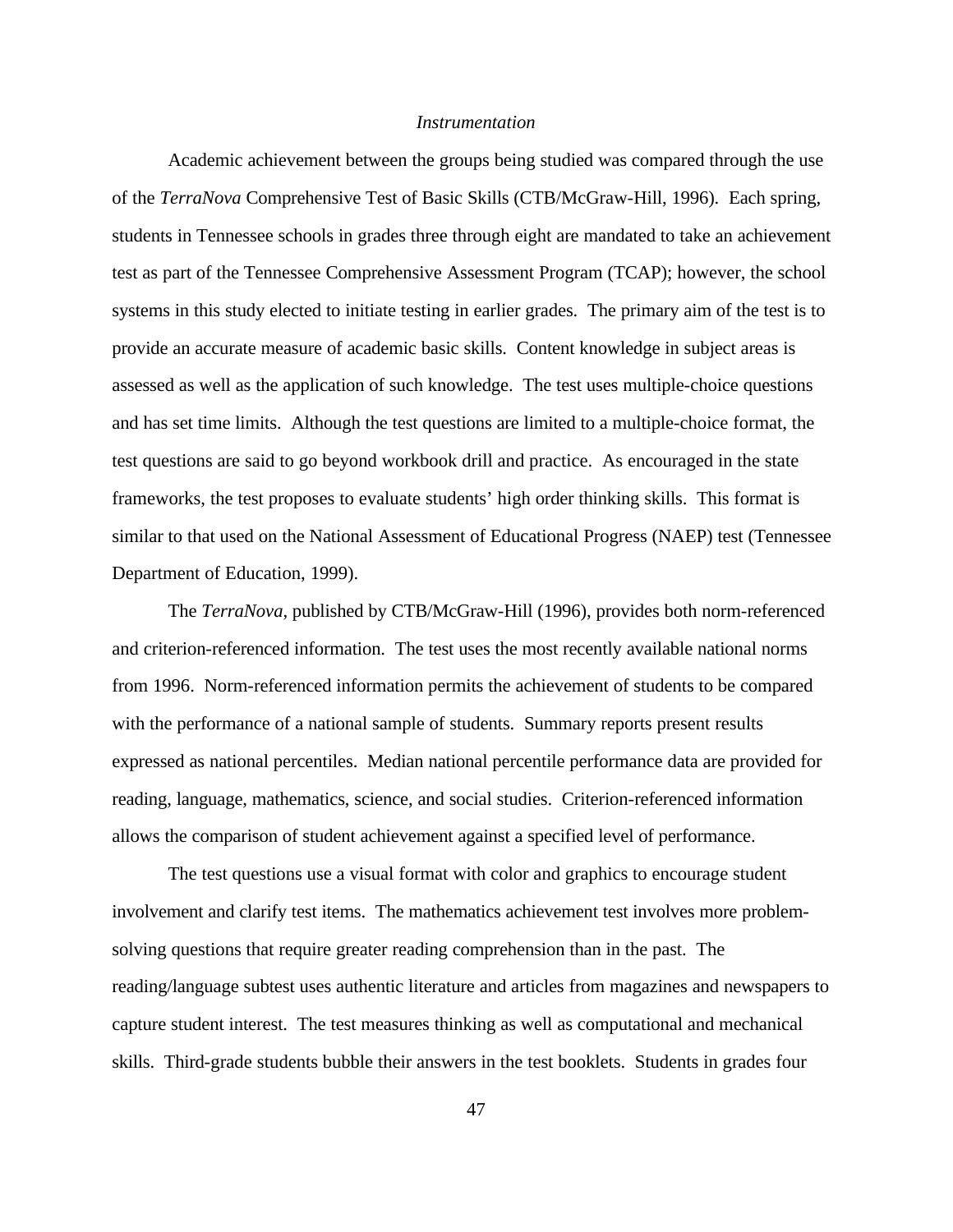### *Instrumentation*

Academic achievement between the groups being studied was compared through the use of the *TerraNova* Comprehensive Test of Basic Skills (CTB/McGraw-Hill, 1996). Each spring, students in Tennessee schools in grades three through eight are mandated to take an achievement test as part of the Tennessee Comprehensive Assessment Program (TCAP); however, the school systems in this study elected to initiate testing in earlier grades. The primary aim of the test is to provide an accurate measure of academic basic skills. Content knowledge in subject areas is assessed as well as the application of such knowledge. The test uses multiple-choice questions and has set time limits. Although the test questions are limited to a multiple-choice format, the test questions are said to go beyond workbook drill and practice. As encouraged in the state frameworks, the test proposes to evaluate students' high order thinking skills. This format is similar to that used on the National Assessment of Educational Progress (NAEP) test (Tennessee Department of Education, 1999).

The *TerraNova*, published by CTB/McGraw-Hill (1996), provides both norm-referenced and criterion-referenced information. The test uses the most recently available national norms from 1996. Norm-referenced information permits the achievement of students to be compared with the performance of a national sample of students. Summary reports present results expressed as national percentiles. Median national percentile performance data are provided for reading, language, mathematics, science, and social studies. Criterion-referenced information allows the comparison of student achievement against a specified level of performance.

The test questions use a visual format with color and graphics to encourage student involvement and clarify test items. The mathematics achievement test involves more problem-solving questions that require greater reading comprehension than in the past. The reading/language subtest uses authentic literature and articles from magazines and newspapers to capture student interest. The test measures thinking as well as computational and mechanical skills. Third-grade students bubble their answers in the test booklets. Students in grades four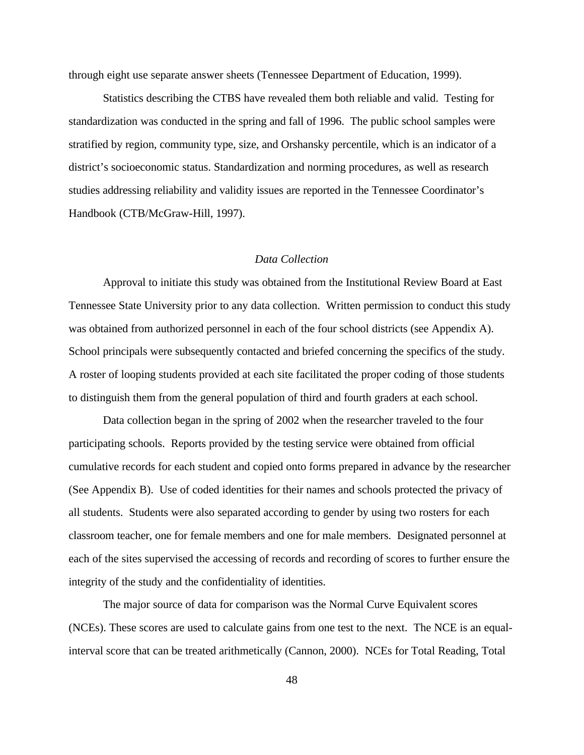through eight use separate answer sheets (Tennessee Department of Education, 1999).

Statistics describing the CTBS have revealed them both reliable and valid. Testing for standardization was conducted in the spring and fall of 1996. The public school samples were stratified by region, community type, size, and Orshansky percentile, which is an indicator of a district's socioeconomic status. Standardization and norming procedures, as well as research studies addressing reliability and validity issues are reported in the Tennessee Coordinator's Handbook (CTB/McGraw-Hill, 1997).

### *Data Collection*

Approval to initiate this study was obtained from the Institutional Review Board at East Tennessee State University prior to any data collection. Written permission to conduct this study was obtained from authorized personnel in each of the four school districts (see Appendix A). School principals were subsequently contacted and briefed concerning the specifics of the study. A roster of looping students provided at each site facilitated the proper coding of those students to distinguish them from the general population of third and fourth graders at each school.

Data collection began in the spring of 2002 when the researcher traveled to the four participating schools. Reports provided by the testing service were obtained from official cumulative records for each student and copied onto forms prepared in advance by the researcher (See Appendix B). Use of coded identities for their names and schools protected the privacy of all students. Students were also separated according to gender by using two rosters for each classroom teacher, one for female members and one for male members. Designated personnel at each of the sites supervised the accessing of records and recording of scores to further ensure the integrity of the study and the confidentiality of identities.

The major source of data for comparison was the Normal Curve Equivalent scores (NCEs). These scores are used to calculate gains from one test to the next. The NCE is an equal-interval score that can be treated arithmetically (Cannon, 2000). NCEs for Total Reading, Total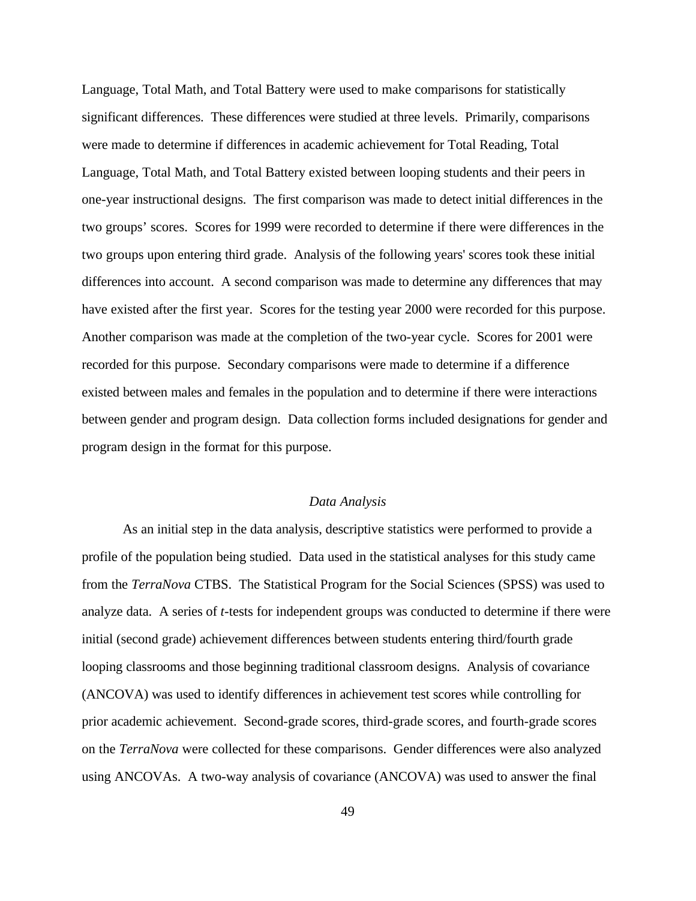Language, Total Math, and Total Battery were used to make comparisons for statistically significant differences. These differences were studied at three levels. Primarily, comparisons were made to determine if differences in academic achievement for Total Reading, Total Language, Total Math, and Total Battery existed between looping students and their peers in one-year instructional designs. The first comparison was made to detect initial differences in the two groups' scores. Scores for 1999 were recorded to determine if there were differences in the two groups upon entering third grade. Analysis of the following years' scores took these initial differences into account. A second comparison was made to determine any differences that may have existed after the first year. Scores for the testing year 2000 were recorded for this purpose. Another comparison was made at the completion of the two-year cycle. Scores for 2001 were recorded for this purpose. Secondary comparisons were made to determine if a difference existed between males and females in the population and to determine if there were interactions between gender and program design. Data collection forms included designations for gender and program design in the format for this purpose.

### *Data Analysis*

As an initial step in the data analysis, descriptive statistics were performed to provide a profile of the population being studied. Data used in the statistical analyses for this study came from the *TerraNova* CTBS. The Statistical Program for the Social Sciences (SPSS) was used to analyze data. A series of *t*-tests for independent groups was conducted to determine if there were initial (second grade) achievement differences between students entering third/fourth grade looping classrooms and those beginning traditional classroom designs. Analysis of covariance (ANCOVA) was used to identify differences in achievement test scores while controlling for prior academic achievement. Second-grade scores, third-grade scores, and fourth-grade scores on the *TerraNova* were collected for these comparisons. Gender differences were also analyzed using ANCOVAs. A two-way analysis of covariance (ANCOVA) was used to answer the final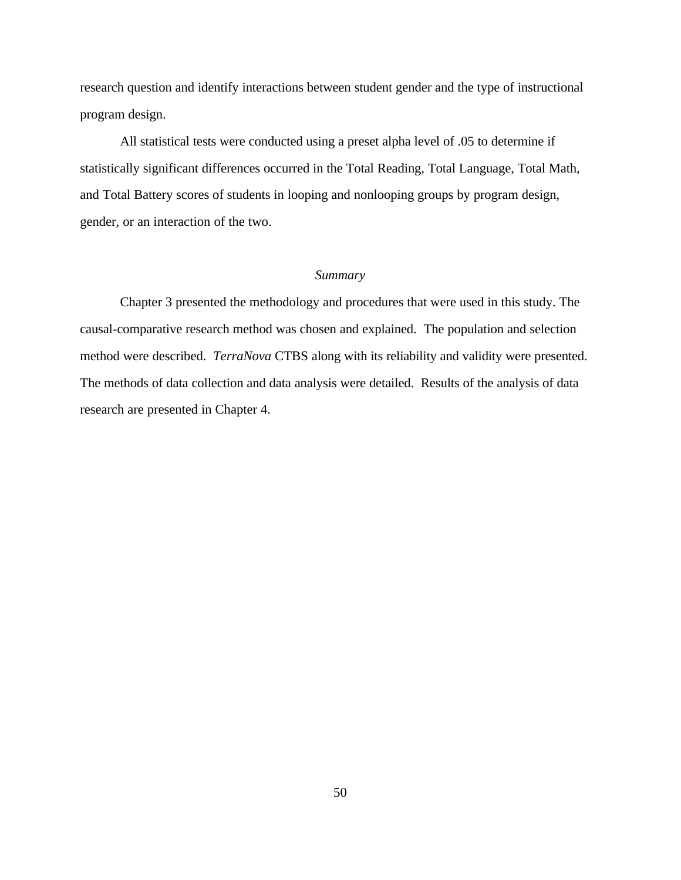research question and identify interactions between student gender and the type of instructional program design.

All statistical tests were conducted using a preset alpha level of .05 to determine if statistically significant differences occurred in the Total Reading, Total Language, Total Math, and Total Battery scores of students in looping and nonlooping groups by program design, gender, or an interaction of the two.

### *Summary*

Chapter 3 presented the methodology and procedures that were used in this study. The causal-comparative research method was chosen and explained. The population and selection method were described. *TerraNova* CTBS along with its reliability and validity were presented. The methods of data collection and data analysis were detailed. Results of the analysis of data research are presented in Chapter 4.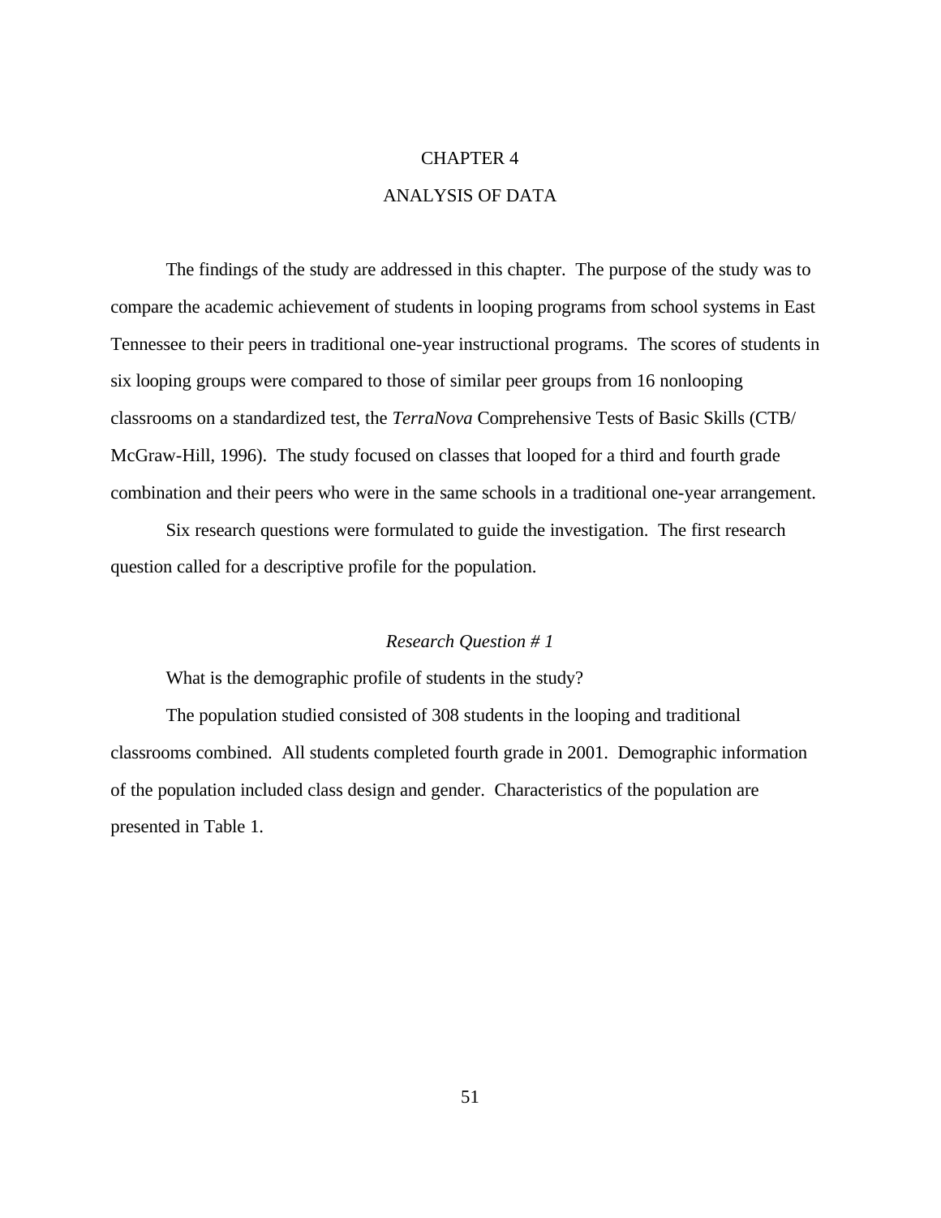# CHAPTER 4

# ANALYSIS OF DATA

The findings of the study are addressed in this chapter. The purpose of the study was to compare the academic achievement of students in looping programs from school systems in East Tennessee to their peers in traditional one-year instructional programs. The scores of students in six looping groups were compared to those of similar peer groups from 16 nonlooping classrooms on a standardized test, the *TerraNova* Comprehensive Tests of Basic Skills (CTB/ McGraw-Hill, 1996). The study focused on classes that looped for a third and fourth grade combination and their peers who were in the same schools in a traditional one-year arrangement.

Six research questions were formulated to guide the investigation. The first research question called for a descriptive profile for the population.

### *Research Question # 1*

What is the demographic profile of students in the study?

The population studied consisted of 308 students in the looping and traditional classrooms combined. All students completed fourth grade in 2001. Demographic information of the population included class design and gender. Characteristics of the population are presented in Table 1.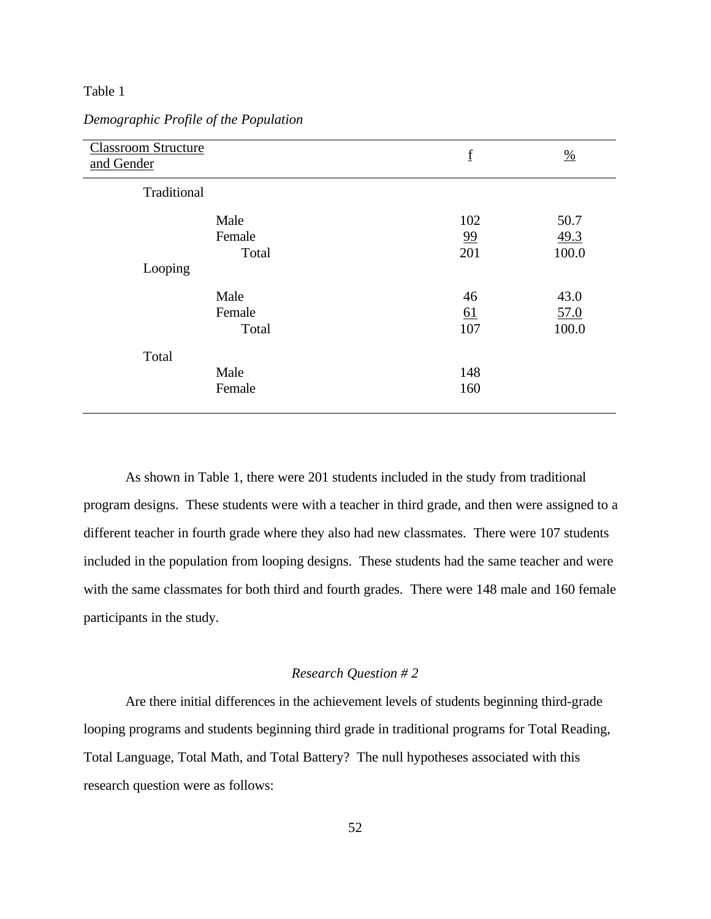Table 1

*Demographic Profile of the Population*

| Classroom Structure and Gender | | f | % |
|---|---|---|---|
| Traditional | | | |
| | Male | 102 | 50.7 |
| | Female | 99 | 49.3 |
| | Total | 201 | 100.0 |
| Looping | | | |
| | Male | 46 | 43.0 |
| | Female | 61 | 57.0 |
| | Total | 107 | 100.0 |
| Total | | | |
| | Male | 148 | |
| | Female | 160 | |

As shown in Table 1, there were 201 students included in the study from traditional program designs. These students were with a teacher in third grade, and then were assigned to a different teacher in fourth grade where they also had new classmates. There were 107 students included in the population from looping designs. These students had the same teacher and were with the same classmates for both third and fourth grades. There were 148 male and 160 female participants in the study.

### *Research Question # 2*

Are there initial differences in the achievement levels of students beginning third-grade looping programs and students beginning third grade in traditional programs for Total Reading, Total Language, Total Math, and Total Battery? The null hypotheses associated with this research question were as follows: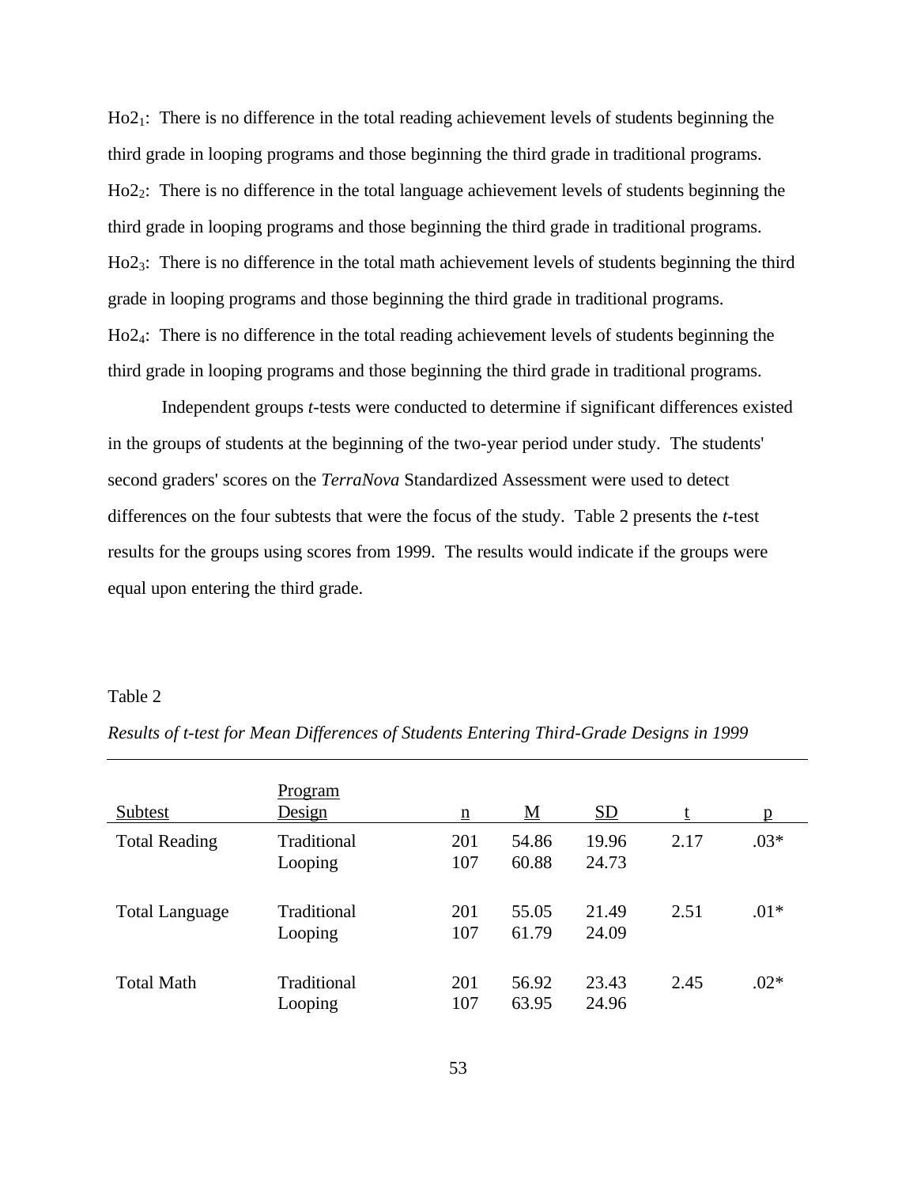$Ho2_1$: There is no difference in the total reading achievement levels of students beginning the third grade in looping programs and those beginning the third grade in traditional programs.

$Ho2_2$: There is no difference in the total language achievement levels of students beginning the third grade in looping programs and those beginning the third grade in traditional programs.

$Ho2_3$: There is no difference in the total math achievement levels of students beginning the third grade in looping programs and those beginning the third grade in traditional programs.

$Ho2_4$: There is no difference in the total reading achievement levels of students beginning the third grade in looping programs and those beginning the third grade in traditional programs.

Independent groups *t*-tests were conducted to determine if significant differences existed in the groups of students at the beginning of the two-year period under study. The students' second graders' scores on the *TerraNova* Standardized Assessment were used to detect differences on the four subtests that were the focus of the study. Table 2 presents the *t*-test results for the groups using scores from 1999. The results would indicate if the groups were equal upon entering the third grade.

Table 2

*Results of t-test for Mean Differences of Students Entering Third-Grade Designs in 1999*

| Subtest | Program Design | n | M | SD | t | p |
|---|---|---|---|---|---|---|
| Total Reading | Traditional | 201 | 54.86 | 19.96 | 2.17 | .03* |
| | Looping | 107 | 60.88 | 24.73 | | |
| Total Language | Traditional | 201 | 55.05 | 21.49 | 2.51 | .01* |
| | Looping | 107 | 61.79 | 24.09 | | |
| Total Math | Traditional | 201 | 56.92 | 23.43 | 2.45 | .02* |
| | Looping | 107 | 63.95 | 24.96 | | |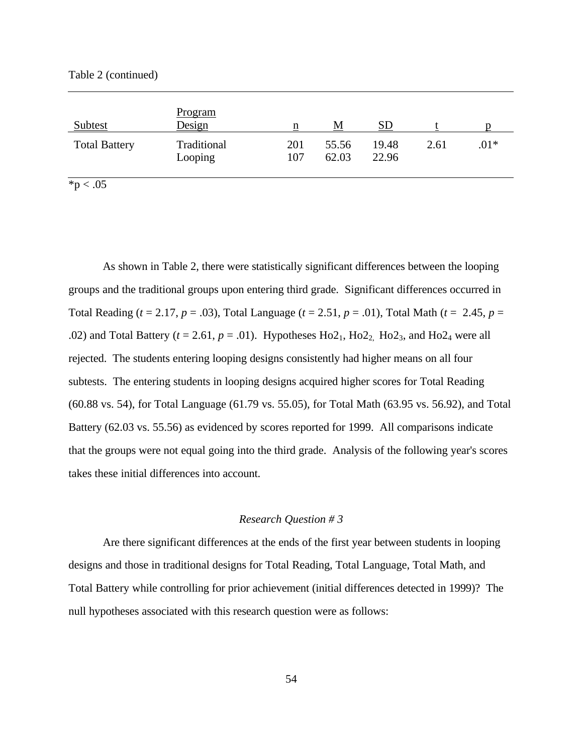Table 2 (continued)

| Subtest | Program Design | n | M | SD | t | p |
|---|---|---|---|---|---|---|
| Total Battery | Traditional | 201 | 55.56 | 19.48 | 2.61 | .01* |
| | Looping | 107 | 62.03 | 22.96 | | |

*p < .05

As shown in Table 2, there were statistically significant differences between the looping groups and the traditional groups upon entering third grade. Significant differences occurred in Total Reading (*t* = 2.17, *p* = .03), Total Language (*t* = 2.51, *p* = .01), Total Math (*t* = 2.45, *p* = .02) and Total Battery (*t* = 2.61, *p* = .01). Hypotheses $Ho2_1$, $Ho2_2$, $Ho2_3$, and $Ho2_4$ were all rejected. The students entering looping designs consistently had higher means on all four subtests. The entering students in looping designs acquired higher scores for Total Reading (60.88 vs. 54), for Total Language (61.79 vs. 55.05), for Total Math (63.95 vs. 56.92), and Total Battery (62.03 vs. 55.56) as evidenced by scores reported for 1999. All comparisons indicate that the groups were not equal going into the third grade. Analysis of the following year's scores takes these initial differences into account.

### *Research Question # 3*

Are there significant differences at the ends of the first year between students in looping designs and those in traditional designs for Total Reading, Total Language, Total Math, and Total Battery while controlling for prior achievement (initial differences detected in 1999)? The null hypotheses associated with this research question were as follows: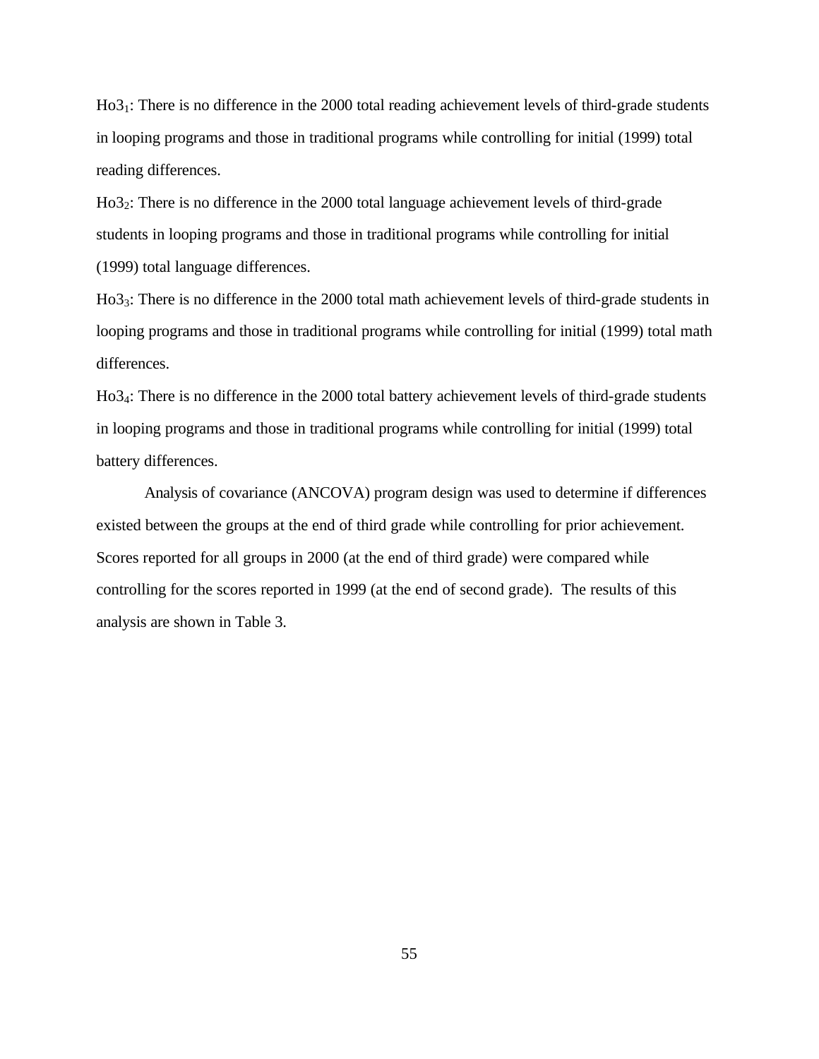$Ho3_1$: There is no difference in the 2000 total reading achievement levels of third-grade students in looping programs and those in traditional programs while controlling for initial (1999) total reading differences.

$Ho3_2$: There is no difference in the 2000 total language achievement levels of third-grade students in looping programs and those in traditional programs while controlling for initial (1999) total language differences.

$Ho3_3$: There is no difference in the 2000 total math achievement levels of third-grade students in looping programs and those in traditional programs while controlling for initial (1999) total math differences.

$Ho3_4$: There is no difference in the 2000 total battery achievement levels of third-grade students in looping programs and those in traditional programs while controlling for initial (1999) total battery differences.

Analysis of covariance (ANCOVA) program design was used to determine if differences existed between the groups at the end of third grade while controlling for prior achievement. Scores reported for all groups in 2000 (at the end of third grade) were compared while controlling for the scores reported in 1999 (at the end of second grade). The results of this analysis are shown in Table 3.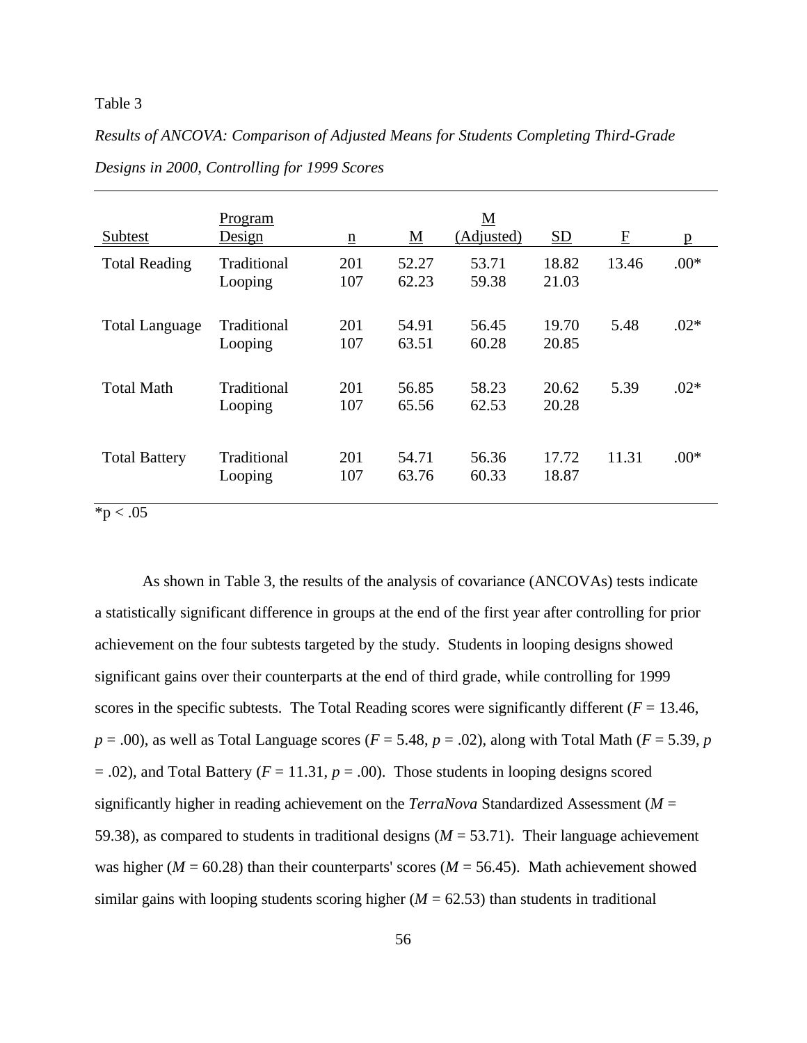Table 3

*Results of ANCOVA: Comparison of Adjusted Means for Students Completing Third-Grade Designs in 2000, Controlling for 1999 Scores*

| Subtest | Program Design | n | M | M (Adjusted) | SD | F | p |
|---|---|---|---|---|---|---|---|
| Total Reading | Traditional | 201 | 52.27 | 53.71 | 18.82 | 13.46 | .00* |
| | Looping | 107 | 62.23 | 59.38 | 21.03 | | |
| Total Language | Traditional | 201 | 54.91 | 56.45 | 19.70 | 5.48 | .02* |
| | Looping | 107 | 63.51 | 60.28 | 20.85 | | |
| Total Math | Traditional | 201 | 56.85 | 58.23 | 20.62 | 5.39 | .02* |
| | Looping | 107 | 65.56 | 62.53 | 20.28 | | |
| Total Battery | Traditional | 201 | 54.71 | 56.36 | 17.72 | 11.31 | .00* |
| | Looping | 107 | 63.76 | 60.33 | 18.87 | | |

*$p < .05$

As shown in Table 3, the results of the analysis of covariance (ANCOVAs) tests indicate a statistically significant difference in groups at the end of the first year after controlling for prior achievement on the four subtests targeted by the study. Students in looping designs showed significant gains over their counterparts at the end of third grade, while controlling for 1999 scores in the specific subtests. The Total Reading scores were significantly different ($F = 13.46$, $p = .00$), as well as Total Language scores ($F = 5.48$, $p = .02$), along with Total Math ($F = 5.39$, $p = .02$), and Total Battery ($F = 11.31$, $p = .00$). Those students in looping designs scored significantly higher in reading achievement on the *TerraNova* Standardized Assessment ($M = 59.38$), as compared to students in traditional designs ($M = 53.71$). Their language achievement was higher ($M = 60.28$) than their counterparts' scores ($M = 56.45$). Math achievement showed similar gains with looping students scoring higher ($M = 62.53$) than students in traditional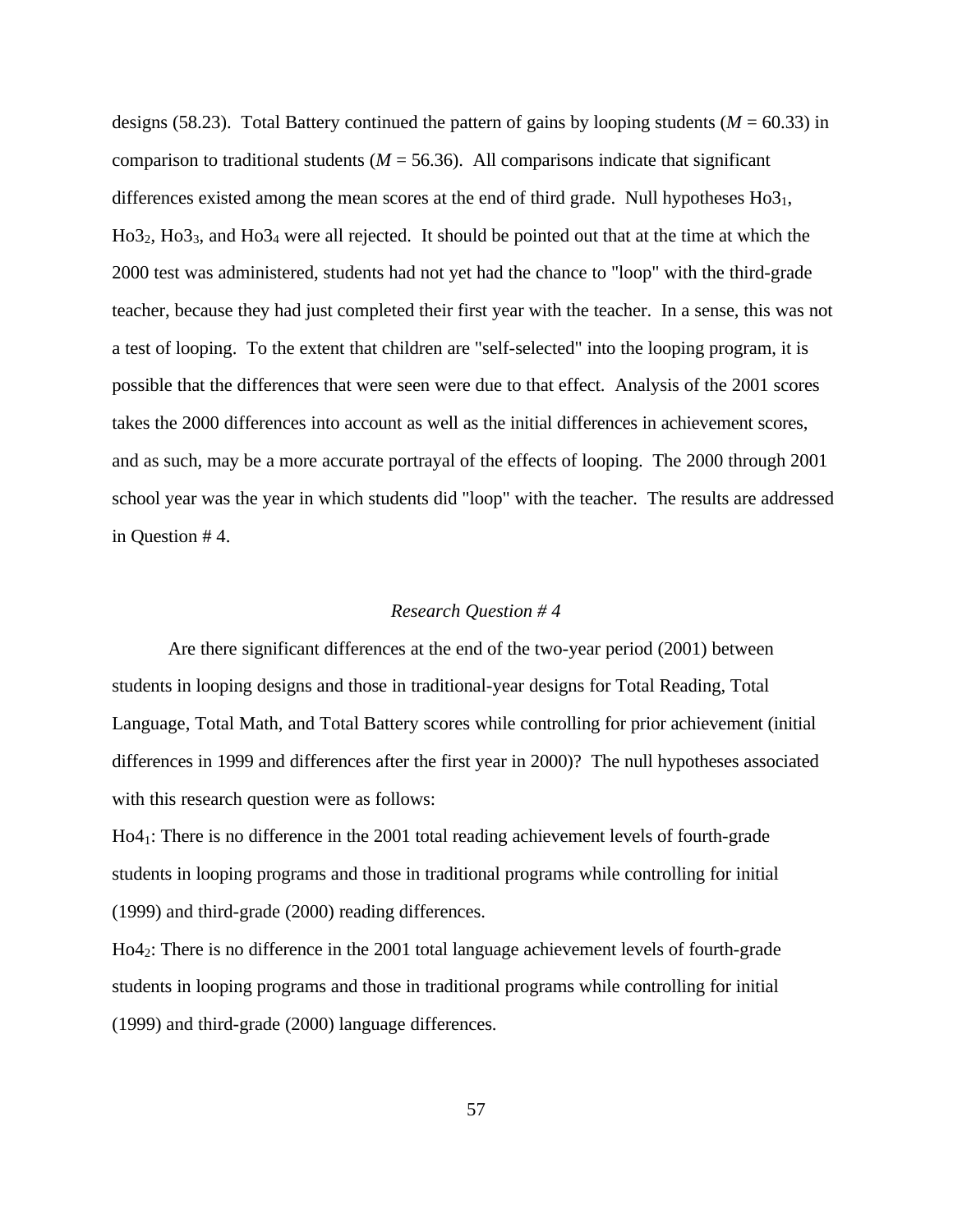designs (58.23). Total Battery continued the pattern of gains by looping students ($M$ = 60.33) in comparison to traditional students ($M$ = 56.36). All comparisons indicate that significant differences existed among the mean scores at the end of third grade. Null hypotheses $Ho3_1$, $Ho3_2$, $Ho3_3$, and $Ho3_4$ were all rejected. It should be pointed out that at the time at which the 2000 test was administered, students had not yet had the chance to "loop" with the third-grade teacher, because they had just completed their first year with the teacher. In a sense, this was not a test of looping. To the extent that children are "self-selected" into the looping program, it is possible that the differences that were seen were due to that effect. Analysis of the 2001 scores takes the 2000 differences into account as well as the initial differences in achievement scores, and as such, may be a more accurate portrayal of the effects of looping. The 2000 through 2001 school year was the year in which students did "loop" with the teacher. The results are addressed in Question # 4.

### *Research Question # 4*

Are there significant differences at the end of the two-year period (2001) between students in looping designs and those in traditional-year designs for Total Reading, Total Language, Total Math, and Total Battery scores while controlling for prior achievement (initial differences in 1999 and differences after the first year in 2000)? The null hypotheses associated with this research question were as follows:

$Ho4_1$: There is no difference in the 2001 total reading achievement levels of fourth-grade students in looping programs and those in traditional programs while controlling for initial (1999) and third-grade (2000) reading differences.

$Ho4_2$: There is no difference in the 2001 total language achievement levels of fourth-grade students in looping programs and those in traditional programs while controlling for initial (1999) and third-grade (2000) language differences.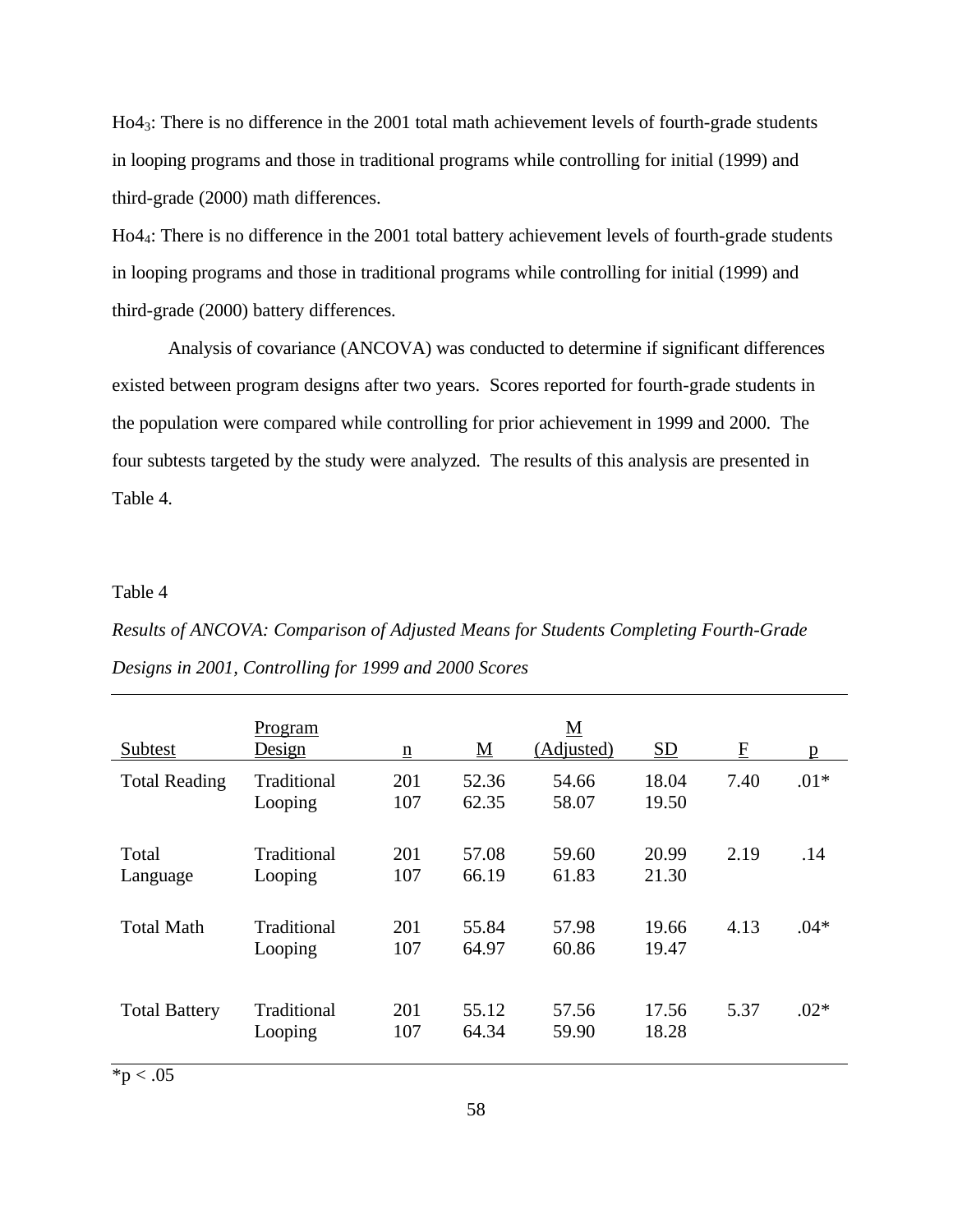$Ho4_3$: There is no difference in the 2001 total math achievement levels of fourth-grade students in looping programs and those in traditional programs while controlling for initial (1999) and third-grade (2000) math differences.

$Ho4_4$: There is no difference in the 2001 total battery achievement levels of fourth-grade students in looping programs and those in traditional programs while controlling for initial (1999) and third-grade (2000) battery differences.

Analysis of covariance (ANCOVA) was conducted to determine if significant differences existed between program designs after two years. Scores reported for fourth-grade students in the population were compared while controlling for prior achievement in 1999 and 2000. The four subtests targeted by the study were analyzed. The results of this analysis are presented in Table 4.

Table 4

*Results of ANCOVA: Comparison of Adjusted Means for Students Completing Fourth-Grade Designs in 2001, Controlling for 1999 and 2000 Scores*

| Subtest | Program Design | n | M | M (Adjusted) | SD | F | p |
|---|---|---|---|---|---|---|---|
| Total Reading | Traditional | 201 | 52.36 | 54.66 | 18.04 | 7.40 | .01* |
| | Looping | 107 | 62.35 | 58.07 | 19.50 | | |
| Total Language | Traditional | 201 | 57.08 | 59.60 | 20.99 | 2.19 | .14 |
| | Looping | 107 | 66.19 | 61.83 | 21.30 | | |
| Total Math | Traditional | 201 | 55.84 | 57.98 | 19.66 | 4.13 | .04* |
| | Looping | 107 | 64.97 | 60.86 | 19.47 | | |
| Total Battery | Traditional | 201 | 55.12 | 57.56 | 17.56 | 5.37 | .02* |
| | Looping | 107 | 64.34 | 59.90 | 18.28 | | |

*$p < .05$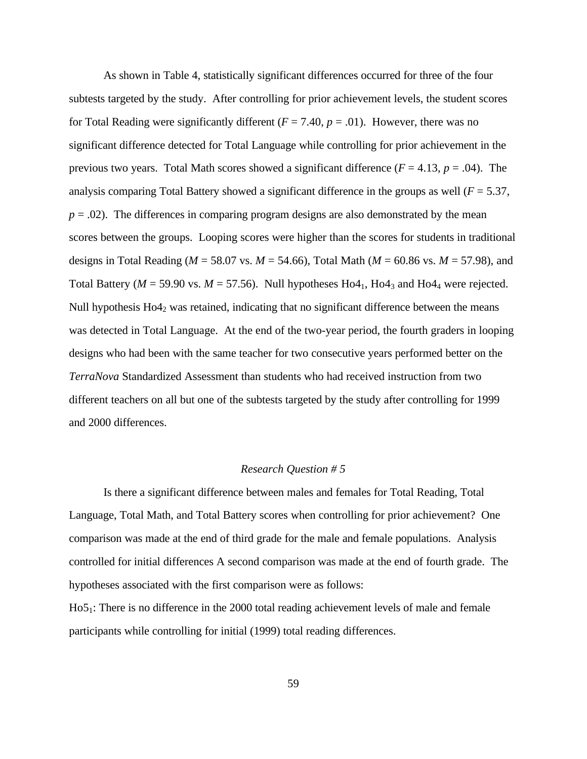As shown in Table 4, statistically significant differences occurred for three of the four subtests targeted by the study. After controlling for prior achievement levels, the student scores for Total Reading were significantly different ($F$ = 7.40, $p$ = .01). However, there was no significant difference detected for Total Language while controlling for prior achievement in the previous two years. Total Math scores showed a significant difference ($F$ = 4.13, $p$ = .04). The analysis comparing Total Battery showed a significant difference in the groups as well ($F$ = 5.37, $p$ = .02). The differences in comparing program designs are also demonstrated by the mean scores between the groups. Looping scores were higher than the scores for students in traditional designs in Total Reading ($M$ = 58.07 vs. $M$ = 54.66), Total Math ($M$ = 60.86 vs. $M$ = 57.98), and Total Battery ($M$ = 59.90 vs. $M$ = 57.56). Null hypotheses $Ho4_1$, $Ho4_3$ and $Ho4_4$ were rejected. Null hypothesis $Ho4_2$ was retained, indicating that no significant difference between the means was detected in Total Language. At the end of the two-year period, the fourth graders in looping designs who had been with the same teacher for two consecutive years performed better on the *TerraNova* Standardized Assessment than students who had received instruction from two different teachers on all but one of the subtests targeted by the study after controlling for 1999 and 2000 differences.

*Research Question # 5*

Is there a significant difference between males and females for Total Reading, Total Language, Total Math, and Total Battery scores when controlling for prior achievement? One comparison was made at the end of third grade for the male and female populations. Analysis controlled for initial differences A second comparison was made at the end of fourth grade. The hypotheses associated with the first comparison were as follows:

$Ho5_1$: There is no difference in the 2000 total reading achievement levels of male and female participants while controlling for initial (1999) total reading differences.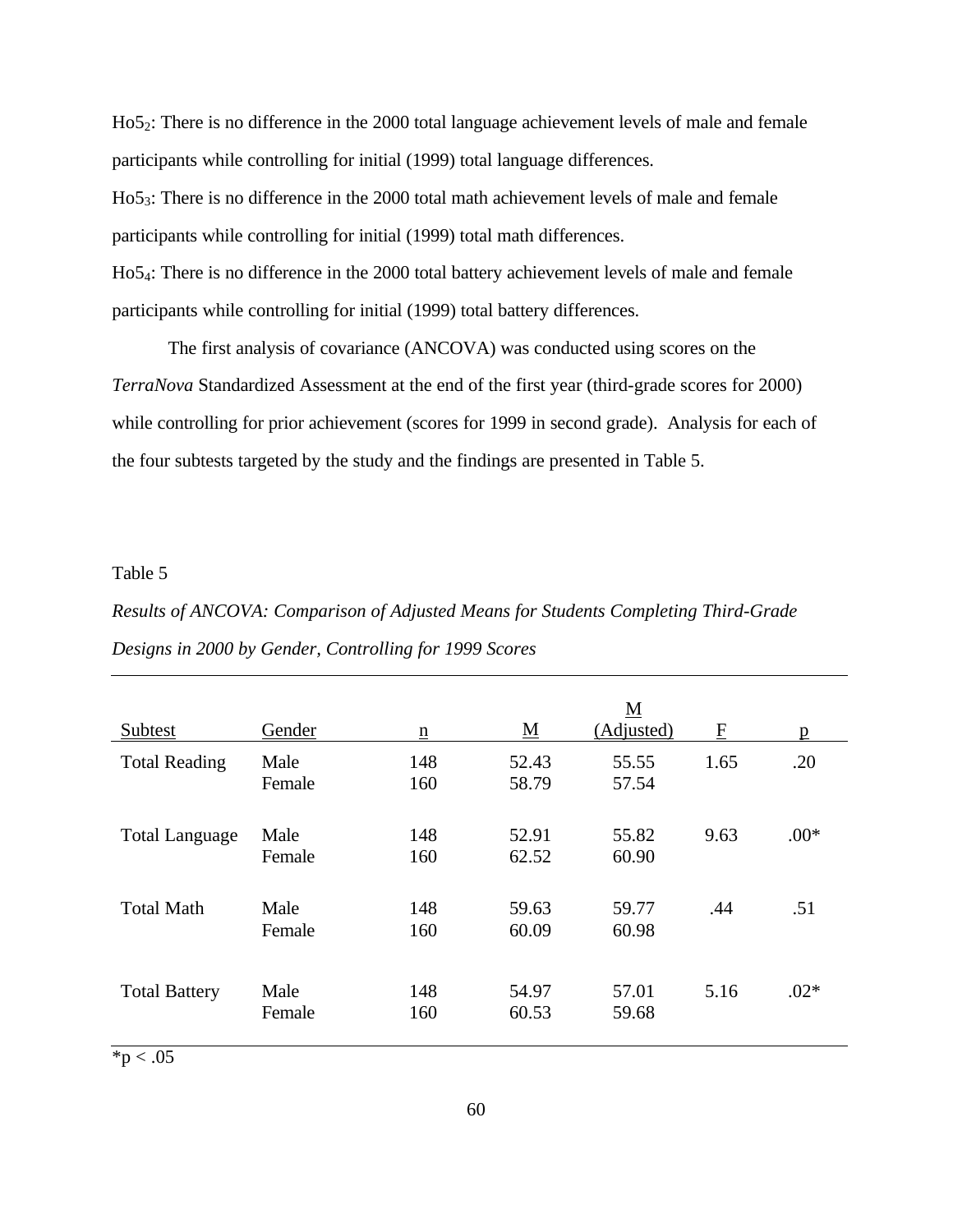$Ho5_2$: There is no difference in the 2000 total language achievement levels of male and female participants while controlling for initial (1999) total language differences.

$Ho5_3$: There is no difference in the 2000 total math achievement levels of male and female participants while controlling for initial (1999) total math differences.

$Ho5_4$: There is no difference in the 2000 total battery achievement levels of male and female participants while controlling for initial (1999) total battery differences.

The first analysis of covariance (ANCOVA) was conducted using scores on the *TerraNova* Standardized Assessment at the end of the first year (third-grade scores for 2000) while controlling for prior achievement (scores for 1999 in second grade). Analysis for each of the four subtests targeted by the study and the findings are presented in Table 5.

Table 5

*Results of ANCOVA: Comparison of Adjusted Means for Students Completing Third-Grade Designs in 2000 by Gender, Controlling for 1999 Scores*

| Subtest | Gender | n | M | M (Adjusted) | F | p |
|---|---|---|---|---|---|---|
| Total Reading | Male | 148 | 52.43 | 55.55 | 1.65 | .20 |
| | Female | 160 | 58.79 | 57.54 | | |
| Total Language | Male | 148 | 52.91 | 55.82 | 9.63 | .00* |
| | Female | 160 | 62.52 | 60.90 | | |
| Total Math | Male | 148 | 59.63 | 59.77 | .44 | .51 |
| | Female | 160 | 60.09 | 60.98 | | |
| Total Battery | Male | 148 | 54.97 | 57.01 | 5.16 | .02* |
| | Female | 160 | 60.53 | 59.68 | | |

*$p < .05$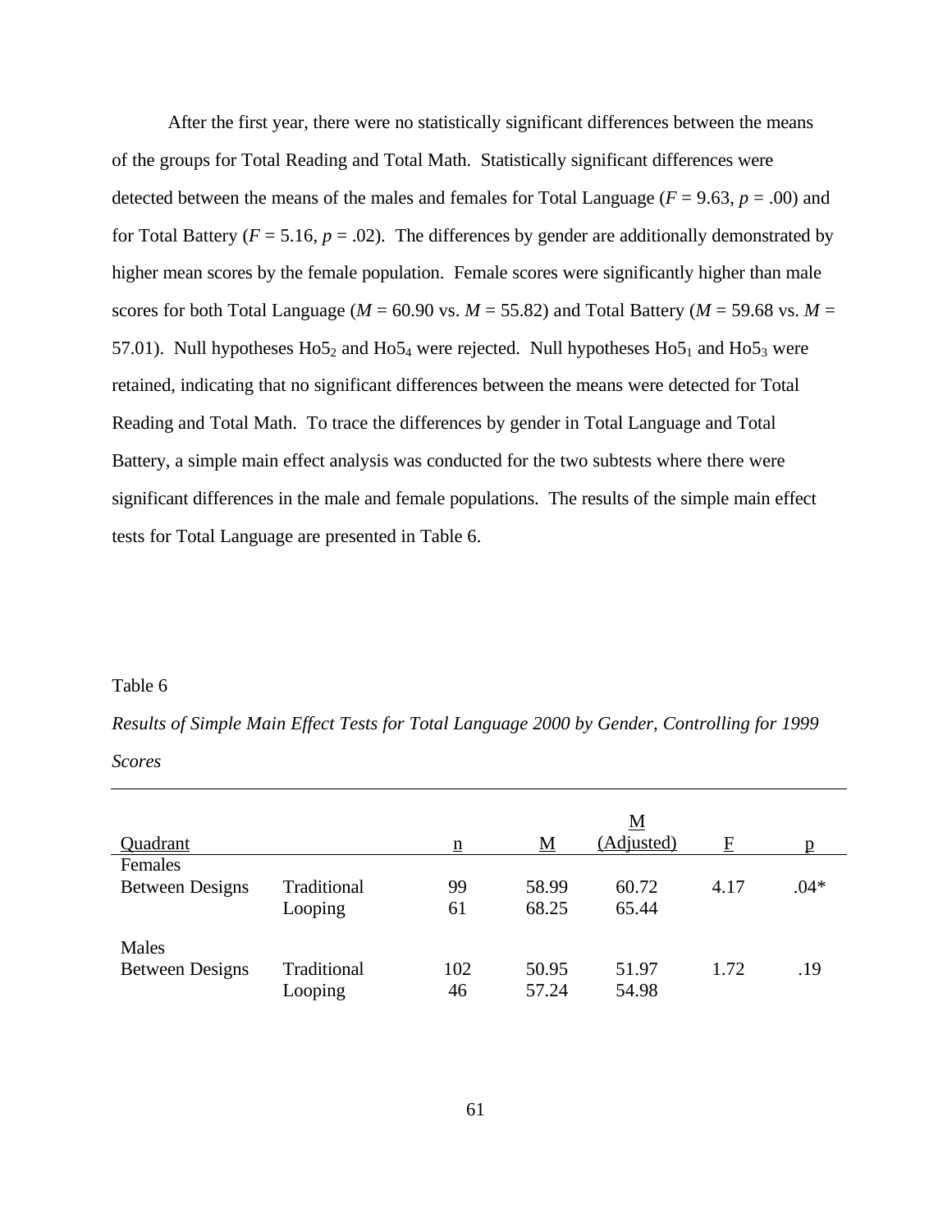After the first year, there were no statistically significant differences between the means of the groups for Total Reading and Total Math. Statistically significant differences were detected between the means of the males and females for Total Language ($F$ = 9.63, $p$ = .00) and for Total Battery ($F$ = 5.16, $p$ = .02). The differences by gender are additionally demonstrated by higher mean scores by the female population. Female scores were significantly higher than male scores for both Total Language ($M$ = 60.90 vs. $M$ = 55.82) and Total Battery ($M$ = 59.68 vs. $M$ = 57.01). Null hypotheses $Ho5_2$ and $Ho5_4$ were rejected. Null hypotheses $Ho5_1$ and $Ho5_3$ were retained, indicating that no significant differences between the means were detected for Total Reading and Total Math. To trace the differences by gender in Total Language and Total Battery, a simple main effect analysis was conducted for the two subtests where there were significant differences in the male and female populations. The results of the simple main effect tests for Total Language are presented in Table 6.

Table 6

*Results of Simple Main Effect Tests for Total Language 2000 by Gender, Controlling for 1999 Scores*

| Quadrant | | n | M | M (Adjusted) | F | p |
|---|---|---|---|---|---|---|
| Females | | | | | | |
| Between Designs | Traditional | 99 | 58.99 | 60.72 | 4.17 | .04* |
| | Looping | 61 | 68.25 | 65.44 | | |
| Males | | | | | | |
| Between Designs | Traditional | 102 | 50.95 | 51.97 | 1.72 | .19 |
| | Looping | 46 | 57.24 | 54.98 | | |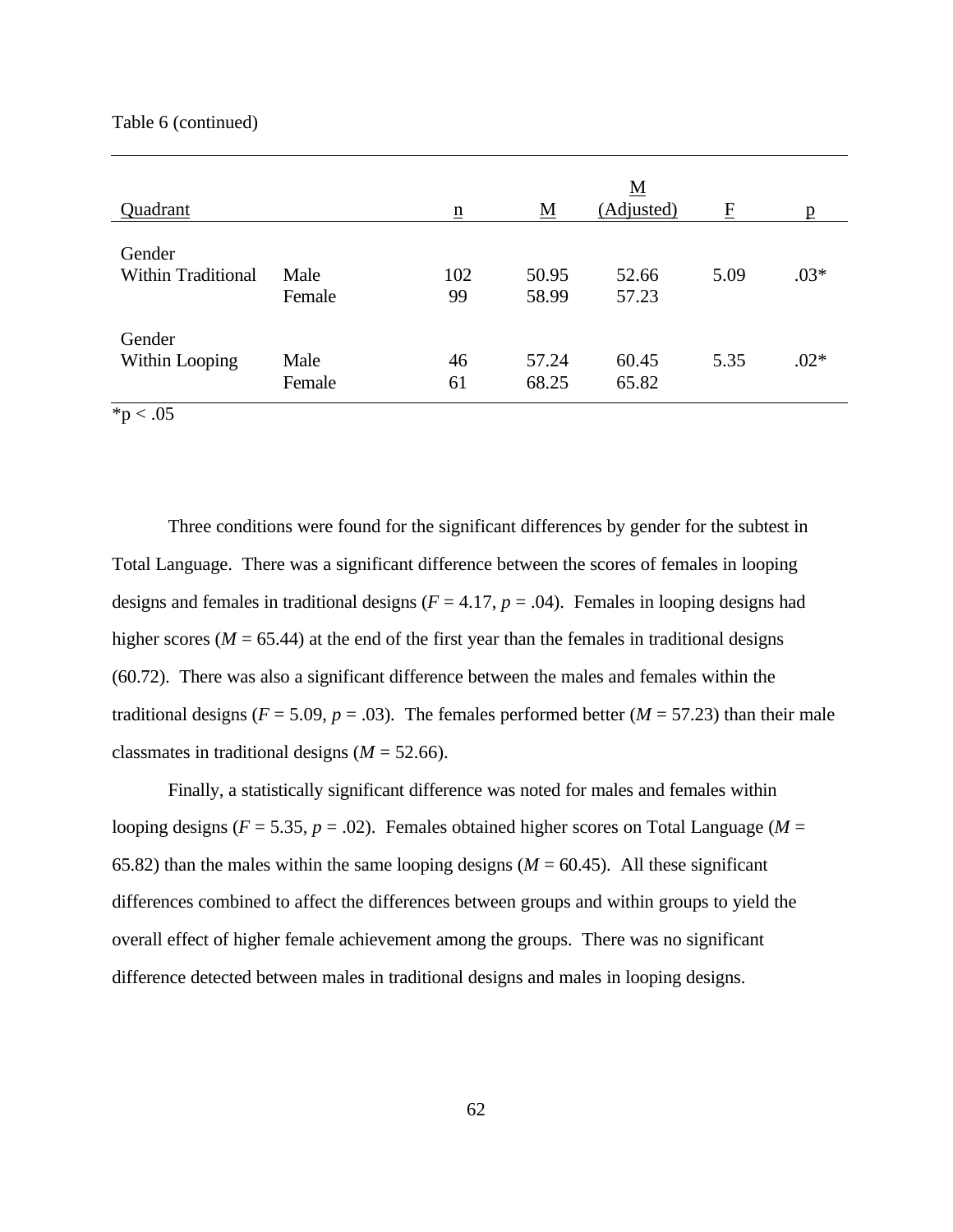Table 6 (continued)

| Quadrant | | n | M | M (Adjusted) | F | p |
|---|---|---|---|---|---|---|
| Gender Within Traditional | Male | 102 | 50.95 | 52.66 | 5.09 | .03* |
| | Female | 99 | 58.99 | 57.23 | | |
| Gender Within Looping | Male | 46 | 57.24 | 60.45 | 5.35 | .02* |
| | Female | 61 | 68.25 | 65.82 | | |

*p < .05

Three conditions were found for the significant differences by gender for the subtest in Total Language. There was a significant difference between the scores of females in looping designs and females in traditional designs (*F* = 4.17, *p* = .04). Females in looping designs had higher scores (*M* = 65.44) at the end of the first year than the females in traditional designs (60.72). There was also a significant difference between the males and females within the traditional designs (*F* = 5.09, *p* = .03). The females performed better (*M* = 57.23) than their male classmates in traditional designs (*M* = 52.66).

Finally, a statistically significant difference was noted for males and females within looping designs (*F* = 5.35, *p* = .02). Females obtained higher scores on Total Language (*M* = 65.82) than the males within the same looping designs (*M* = 60.45). All these significant differences combined to affect the differences between groups and within groups to yield the overall effect of higher female achievement among the groups. There was no significant difference detected between males in traditional designs and males in looping designs.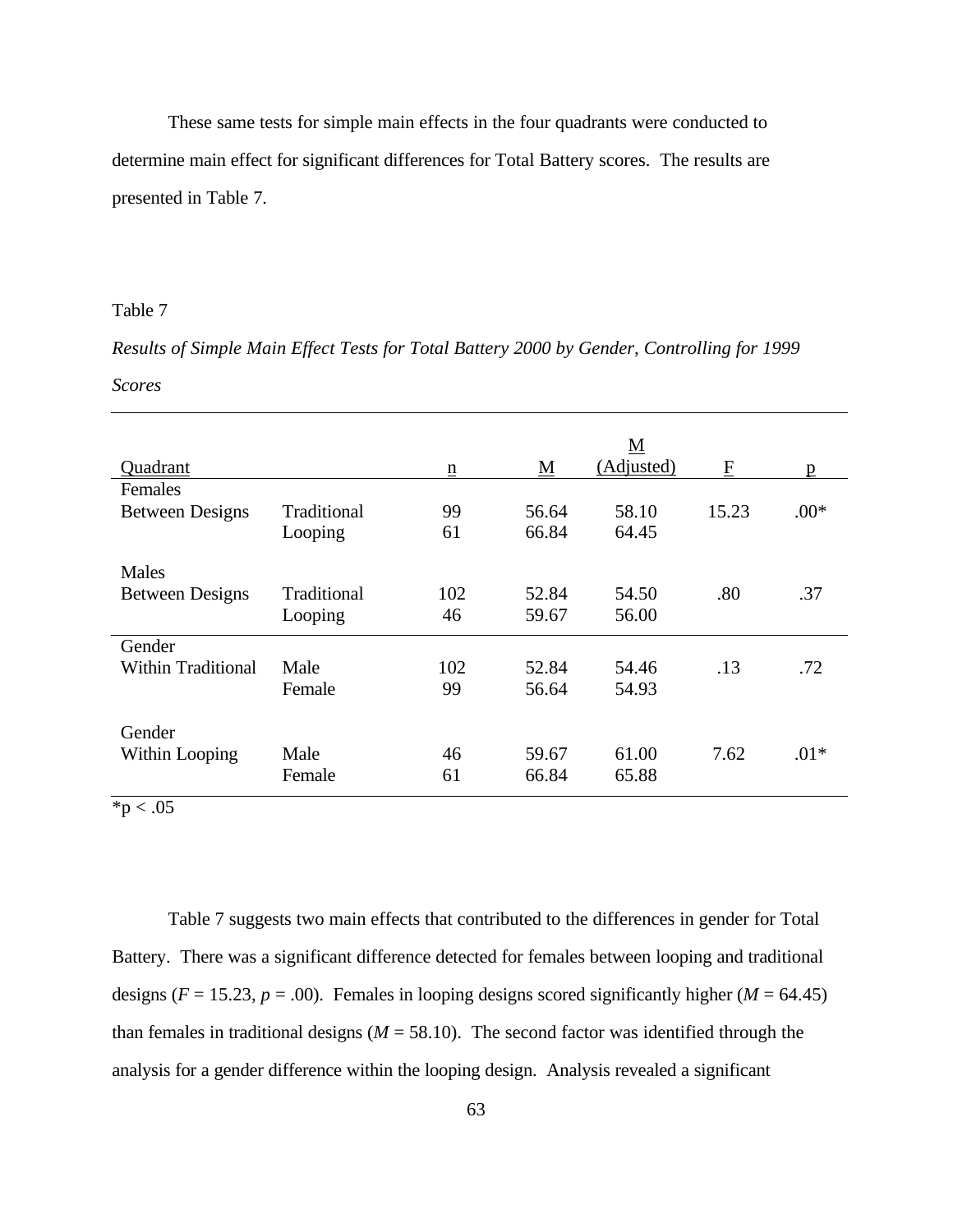These same tests for simple main effects in the four quadrants were conducted to determine main effect for significant differences for Total Battery scores. The results are presented in Table 7.

Table 7

*Results of Simple Main Effect Tests for Total Battery 2000 by Gender, Controlling for 1999 Scores*

| Quadrant | | n | M | M (Adjusted) | F | p |
|---|---|---|---|---|---|---|
| Females | | | | | | |
| Between Designs | Traditional | 99 | 56.64 | 58.10 | 15.23 | .00* |
| | Looping | 61 | 66.84 | 64.45 | | |
| Males | | | | | | |
| Between Designs | Traditional | 102 | 52.84 | 54.50 | .80 | .37 |
| | Looping | 46 | 59.67 | 56.00 | | |
| Gender | | | | | | |
| Within Traditional | Male | 102 | 52.84 | 54.46 | .13 | .72 |
| | Female | 99 | 56.64 | 54.93 | | |
| Gender | | | | | | |
| Within Looping | Male | 46 | 59.67 | 61.00 | 7.62 | .01* |
| | Female | 61 | 66.84 | 65.88 | | |

$*p < .05$

Table 7 suggests two main effects that contributed to the differences in gender for Total Battery. There was a significant difference detected for females between looping and traditional designs ($F = 15.23$, $p = .00$). Females in looping designs scored significantly higher ($M = 64.45$) than females in traditional designs ($M = 58.10$). The second factor was identified through the analysis for a gender difference within the looping design. Analysis revealed a significant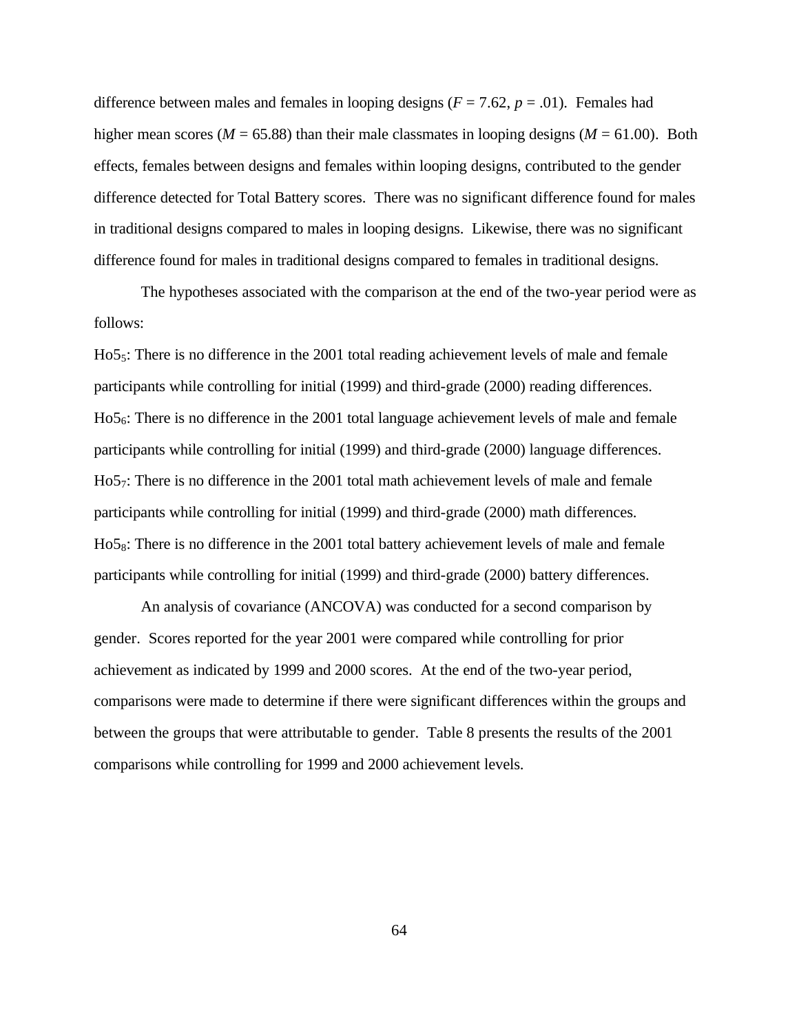difference between males and females in looping designs ($F = 7.62$, $p = .01$). Females had higher mean scores ($M = 65.88$) than their male classmates in looping designs ($M = 61.00$). Both effects, females between designs and females within looping designs, contributed to the gender difference detected for Total Battery scores. There was no significant difference found for males in traditional designs compared to males in looping designs. Likewise, there was no significant difference found for males in traditional designs compared to females in traditional designs.

The hypotheses associated with the comparison at the end of the two-year period were as follows:

$Ho5_5$: There is no difference in the 2001 total reading achievement levels of male and female participants while controlling for initial (1999) and third-grade (2000) reading differences.

$Ho5_6$: There is no difference in the 2001 total language achievement levels of male and female participants while controlling for initial (1999) and third-grade (2000) language differences.

$Ho5_7$: There is no difference in the 2001 total math achievement levels of male and female participants while controlling for initial (1999) and third-grade (2000) math differences.

$Ho5_8$: There is no difference in the 2001 total battery achievement levels of male and female participants while controlling for initial (1999) and third-grade (2000) battery differences.

An analysis of covariance (ANCOVA) was conducted for a second comparison by gender. Scores reported for the year 2001 were compared while controlling for prior achievement as indicated by 1999 and 2000 scores. At the end of the two-year period, comparisons were made to determine if there were significant differences within the groups and between the groups that were attributable to gender. Table 8 presents the results of the 2001 comparisons while controlling for 1999 and 2000 achievement levels.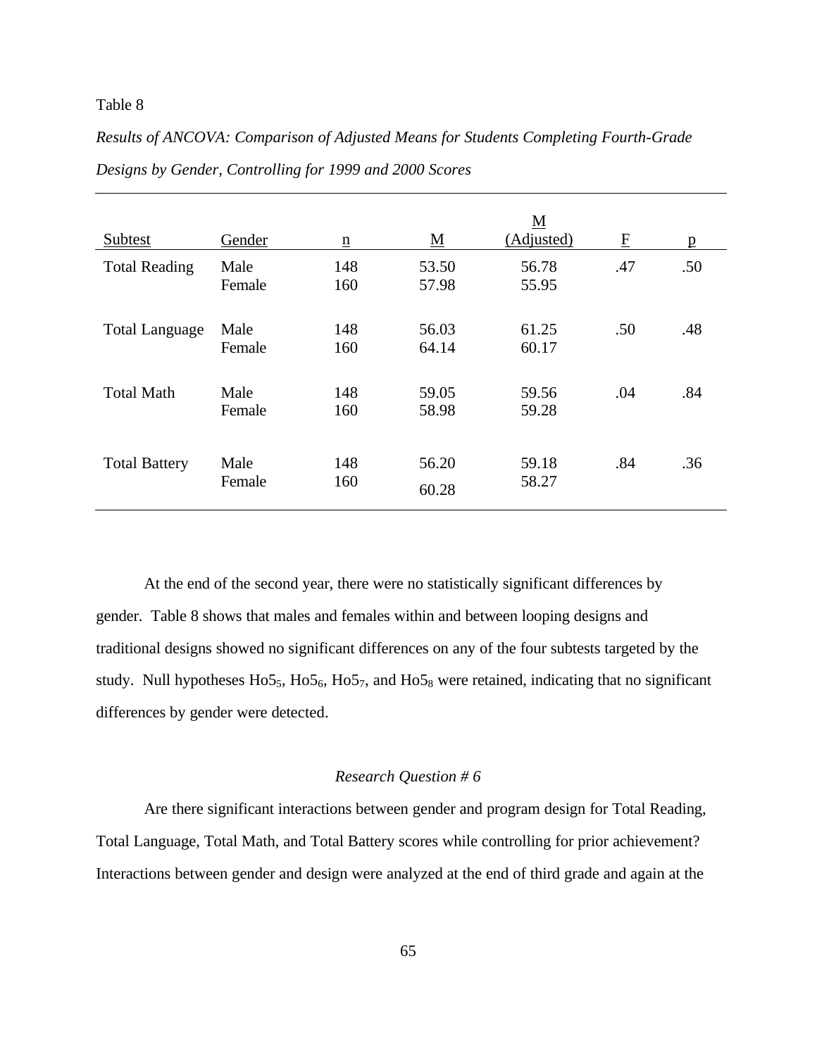Table 8

*Results of ANCOVA: Comparison of Adjusted Means for Students Completing Fourth-Grade Designs by Gender, Controlling for 1999 and 2000 Scores*

| Subtest | Gender | n | M | M (Adjusted) | F | p |
|---|---|---|---|---|---|---|
| Total Reading | Male | 148 | 53.50 | 56.78 | .47 | .50 |
| | Female | 160 | 57.98 | 55.95 | | |
| Total Language | Male | 148 | 56.03 | 61.25 | .50 | .48 |
| | Female | 160 | 64.14 | 60.17 | | |
| Total Math | Male | 148 | 59.05 | 59.56 | .04 | .84 |
| | Female | 160 | 58.98 | 59.28 | | |
| Total Battery | Male | 148 | 56.20 | 59.18 | .84 | .36 |
| | Female | 160 | 60.28 | 58.27 | | |

At the end of the second year, there were no statistically significant differences by gender. Table 8 shows that males and females within and between looping designs and traditional designs showed no significant differences on any of the four subtests targeted by the study. Null hypotheses $Ho5_5$, $Ho5_6$, $Ho5_7$, and $Ho5_8$ were retained, indicating that no significant differences by gender were detected.

*Research Question # 6*

Are there significant interactions between gender and program design for Total Reading, Total Language, Total Math, and Total Battery scores while controlling for prior achievement? Interactions between gender and design were analyzed at the end of third grade and again at the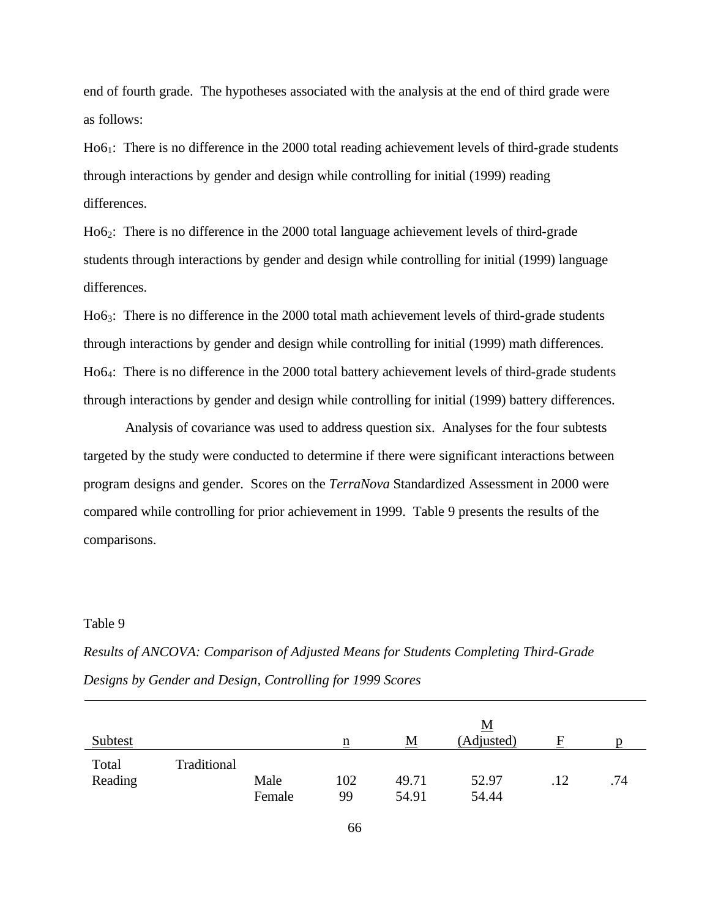end of fourth grade. The hypotheses associated with the analysis at the end of third grade were as follows:

$Ho6_1$: There is no difference in the 2000 total reading achievement levels of third-grade students through interactions by gender and design while controlling for initial (1999) reading differences.

$Ho6_2$: There is no difference in the 2000 total language achievement levels of third-grade students through interactions by gender and design while controlling for initial (1999) language differences.

$Ho6_3$: There is no difference in the 2000 total math achievement levels of third-grade students through interactions by gender and design while controlling for initial (1999) math differences.

$Ho6_4$: There is no difference in the 2000 total battery achievement levels of third-grade students through interactions by gender and design while controlling for initial (1999) battery differences.

Analysis of covariance was used to address question six. Analyses for the four subtests targeted by the study were conducted to determine if there were significant interactions between program designs and gender. Scores on the *TerraNova* Standardized Assessment in 2000 were compared while controlling for prior achievement in 1999. Table 9 presents the results of the comparisons.

Table 9

*Results of ANCOVA: Comparison of Adjusted Means for Students Completing Third-Grade Designs by Gender and Design, Controlling for 1999 Scores*

| Subtest | | | n | M | M (Adjusted) | F | p |
|---|---|---|---|---|---|---|---|
| Total Reading | Traditional | | | | | | |
| | | Male | 102 | 49.71 | 52.97 | .12 | .74 |
| | | Female | 99 | 54.91 | 54.44 | | |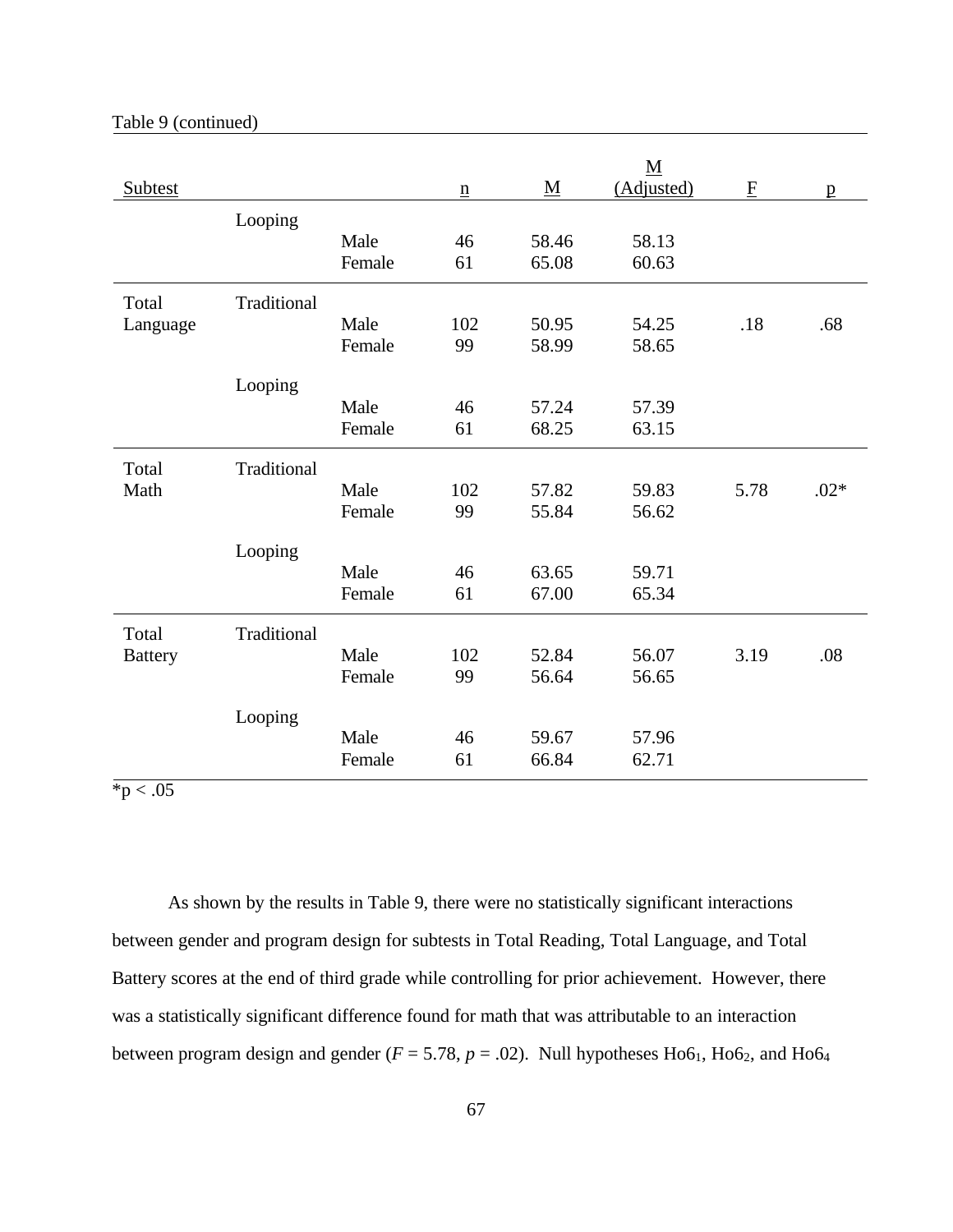Table 9 (continued)

| Subtest | | | n | M | M (Adjusted) | F | p |
|---|---|---|---|---|---|---|---|
| | Looping | | | | | | |
| | | Male | 46 | 58.46 | 58.13 | | |
| | | Female | 61 | 65.08 | 60.63 | | |
| Total Language | Traditional | | | | | | |
| | | Male | 102 | 50.95 | 54.25 | .18 | .68 |
| | | Female | 99 | 58.99 | 58.65 | | |
| | Looping | | | | | | |
| | | Male | 46 | 57.24 | 57.39 | | |
| | | Female | 61 | 68.25 | 63.15 | | |
| Total Math | Traditional | | | | | | |
| | | Male | 102 | 57.82 | 59.83 | 5.78 | .02* |
| | | Female | 99 | 55.84 | 56.62 | | |
| | Looping | | | | | | |
| | | Male | 46 | 63.65 | 59.71 | | |
| | | Female | 61 | 67.00 | 65.34 | | |
| Total Battery | Traditional | | | | | | |
| | | Male | 102 | 52.84 | 56.07 | 3.19 | .08 |
| | | Female | 99 | 56.64 | 56.65 | | |
| | Looping | | | | | | |
| | | Male | 46 | 59.67 | 57.96 | | |
| | | Female | 61 | 66.84 | 62.71 | | |

*p < .05

As shown by the results in Table 9, there were no statistically significant interactions between gender and program design for subtests in Total Reading, Total Language, and Total Battery scores at the end of third grade while controlling for prior achievement. However, there was a statistically significant difference found for math that was attributable to an interaction between program design and gender ($F = 5.78$, $p = .02$). Null hypotheses $Ho6_1$, $Ho6_2$, and $Ho6_4$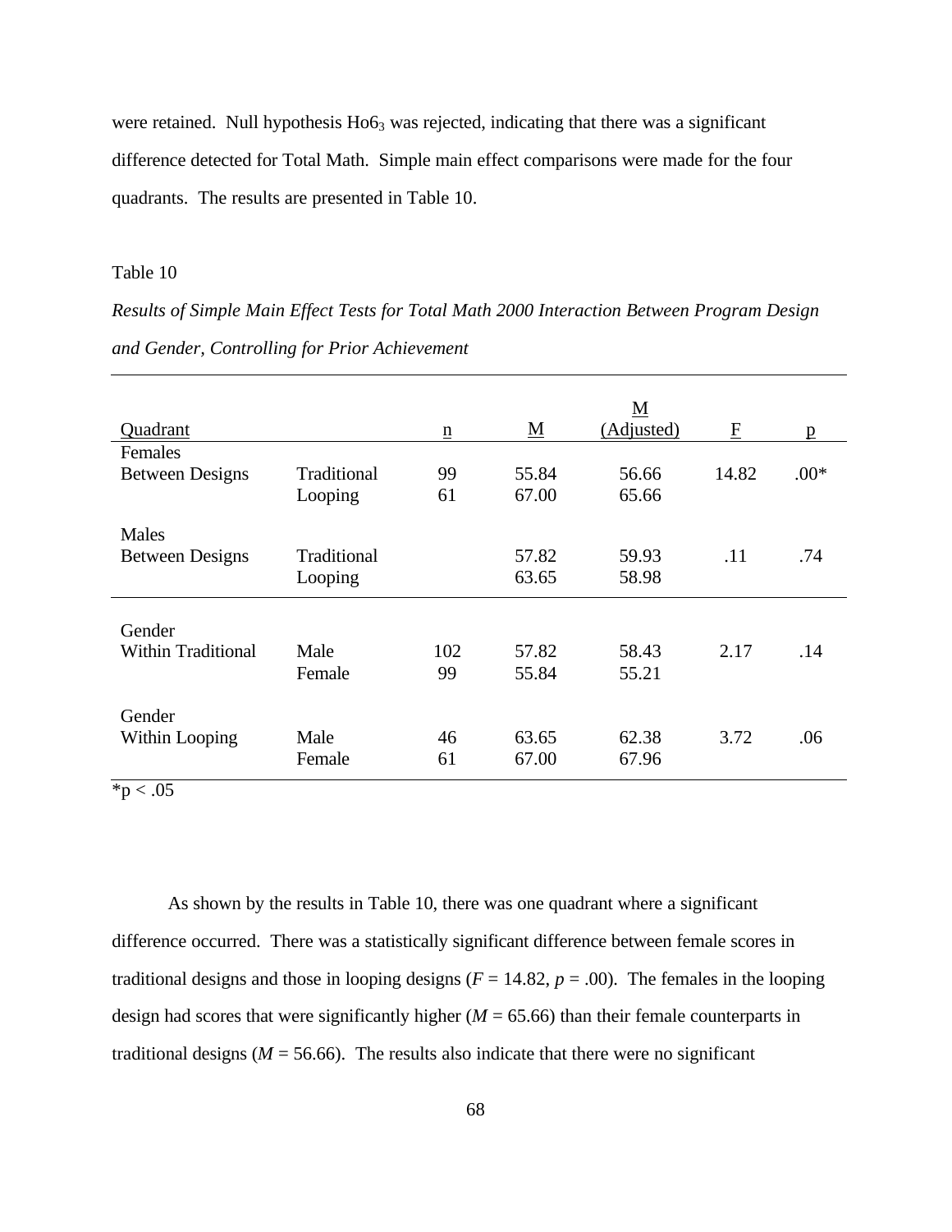were retained. Null hypothesis $Ho6_3$ was rejected, indicating that there was a significant difference detected for Total Math. Simple main effect comparisons were made for the four quadrants. The results are presented in Table 10.

Table 10

*Results of Simple Main Effect Tests for Total Math 2000 Interaction Between Program Design and Gender, Controlling for Prior Achievement*

| Quadrant | | n | M | M (Adjusted) | F | p |
|---|---|---|---|---|---|---|
| Females | | | | | | |
| Between Designs | Traditional | 99 | 55.84 | 56.66 | 14.82 | .00* |
| | Looping | 61 | 67.00 | 65.66 | | |
| Males | | | | | | |
| Between Designs | Traditional | | 57.82 | 59.93 | .11 | .74 |
| | Looping | | 63.65 | 58.98 | | |
| Gender | | | | | | |
| Within Traditional | Male | 102 | 57.82 | 58.43 | 2.17 | .14 |
| | Female | 99 | 55.84 | 55.21 | | |
| Gender | | | | | | |
| Within Looping | Male | 46 | 63.65 | 62.38 | 3.72 | .06 |
| | Female | 61 | 67.00 | 67.96 | | |

*p < .05

As shown by the results in Table 10, there was one quadrant where a significant difference occurred. There was a statistically significant difference between female scores in traditional designs and those in looping designs ($F = 14.82$, $p = .00$). The females in the looping design had scores that were significantly higher ($M = 65.66$) than their female counterparts in traditional designs ($M = 56.66$). The results also indicate that there were no significant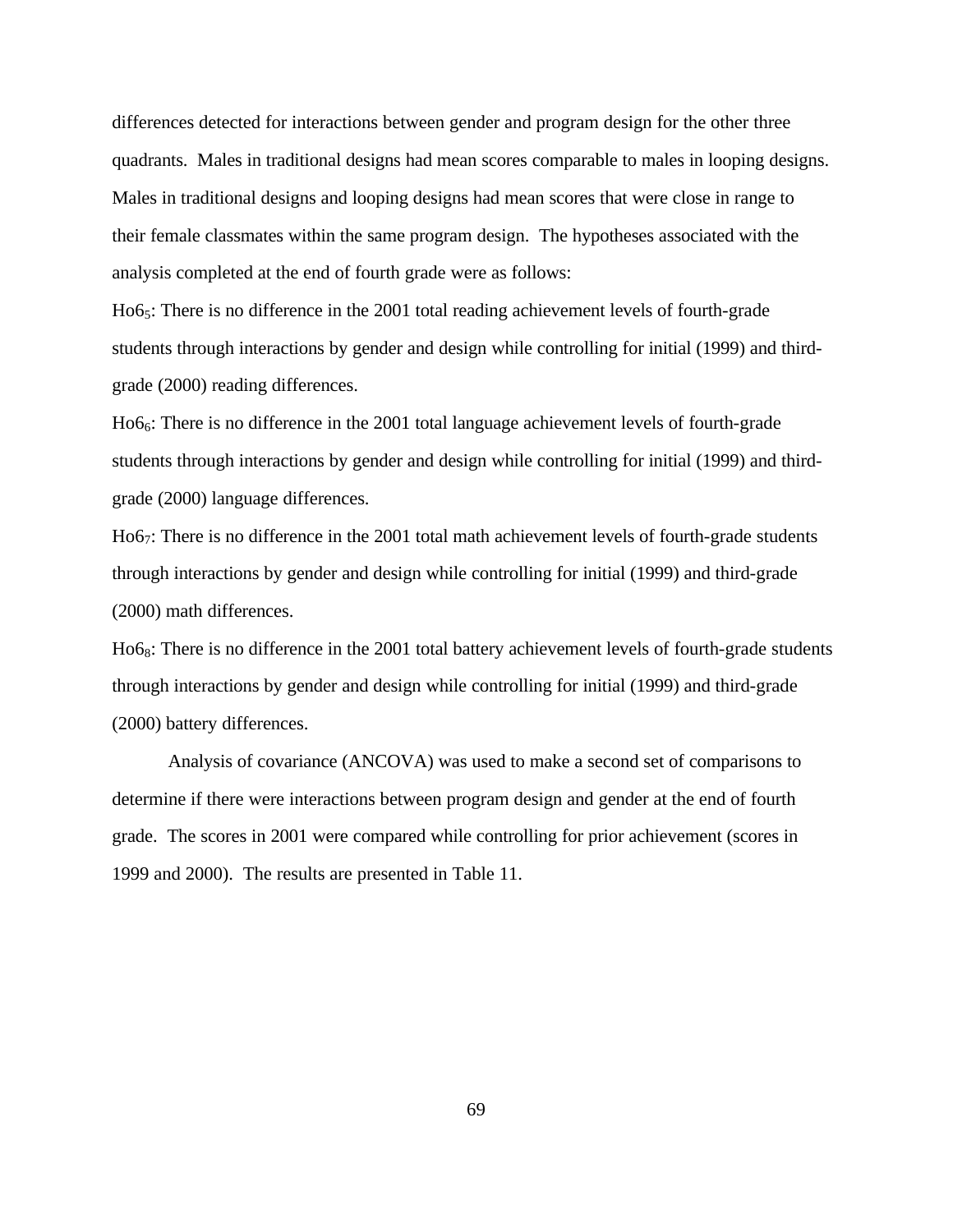differences detected for interactions between gender and program design for the other three quadrants. Males in traditional designs had mean scores comparable to males in looping designs. Males in traditional designs and looping designs had mean scores that were close in range to their female classmates within the same program design. The hypotheses associated with the analysis completed at the end of fourth grade were as follows:

$Ho6_5$: There is no difference in the 2001 total reading achievement levels of fourth-grade students through interactions by gender and design while controlling for initial (1999) and third-grade (2000) reading differences.

$Ho6_6$: There is no difference in the 2001 total language achievement levels of fourth-grade students through interactions by gender and design while controlling for initial (1999) and third-grade (2000) language differences.

$Ho6_7$: There is no difference in the 2001 total math achievement levels of fourth-grade students through interactions by gender and design while controlling for initial (1999) and third-grade (2000) math differences.

$Ho6_8$: There is no difference in the 2001 total battery achievement levels of fourth-grade students through interactions by gender and design while controlling for initial (1999) and third-grade (2000) battery differences.

Analysis of covariance (ANCOVA) was used to make a second set of comparisons to determine if there were interactions between program design and gender at the end of fourth grade. The scores in 2001 were compared while controlling for prior achievement (scores in 1999 and 2000). The results are presented in Table 11.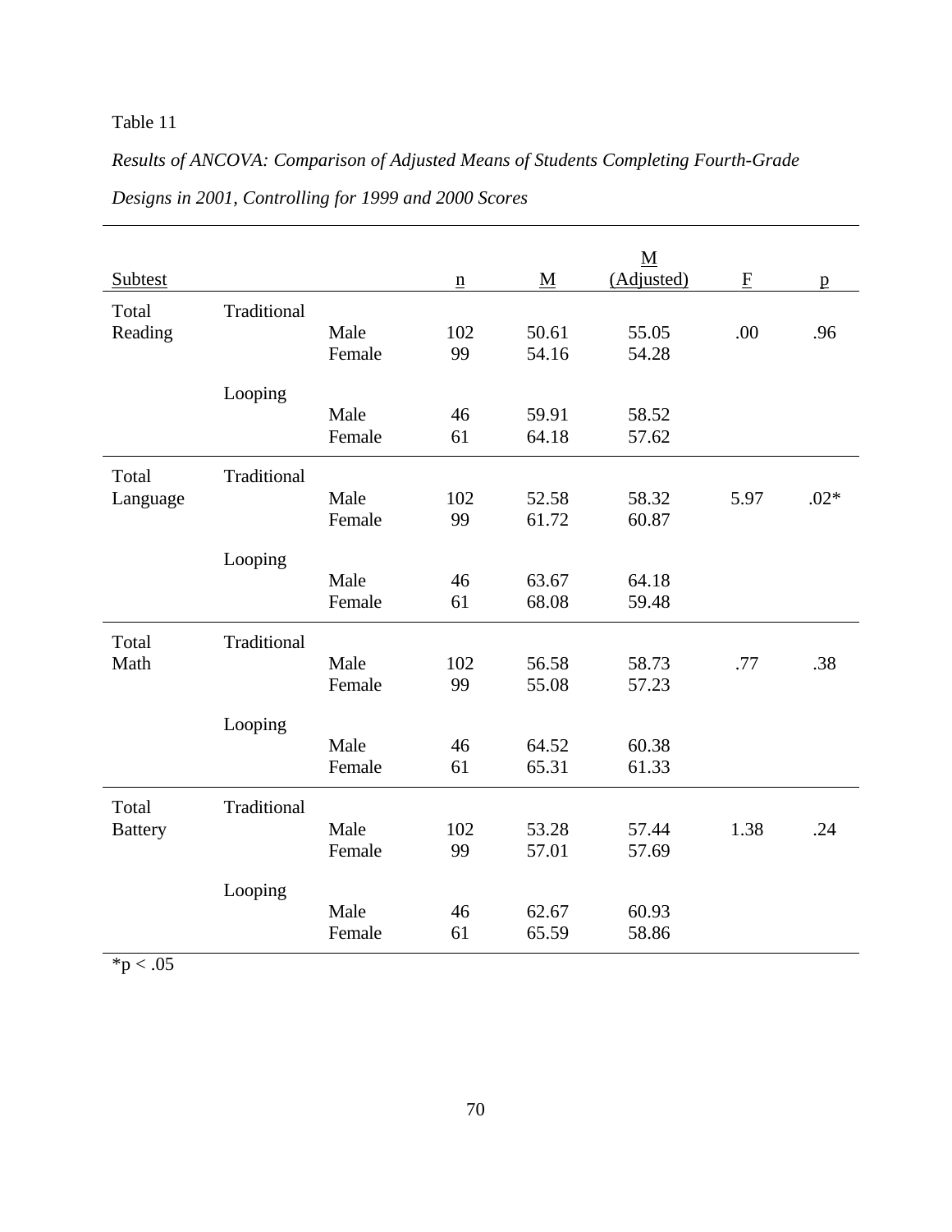Table 11

*Results of ANCOVA: Comparison of Adjusted Means of Students Completing Fourth-Grade Designs in 2001, Controlling for 1999 and 2000 Scores*

| Subtest | | | n | M | M (Adjusted) | F | p |
|---|---|---|---|---|---|---|---|
| Total Reading | Traditional | | | | | | |
| | | Male | 102 | 50.61 | 55.05 | .00 | .96 |
| | | Female | 99 | 54.16 | 54.28 | | |
| | Looping | | | | | | |
| | | Male | 46 | 59.91 | 58.52 | | |
| | | Female | 61 | 64.18 | 57.62 | | |
| Total Language | Traditional | | | | | | |
| | | Male | 102 | 52.58 | 58.32 | 5.97 | .02* |
| | | Female | 99 | 61.72 | 60.87 | | |
| | Looping | | | | | | |
| | | Male | 46 | 63.67 | 64.18 | | |
| | | Female | 61 | 68.08 | 59.48 | | |
| Total Math | Traditional | | | | | | |
| | | Male | 102 | 56.58 | 58.73 | .77 | .38 |
| | | Female | 99 | 55.08 | 57.23 | | |
| | Looping | | | | | | |
| | | Male | 46 | 64.52 | 60.38 | | |
| | | Female | 61 | 65.31 | 61.33 | | |
| Total Battery | Traditional | | | | | | |
| | | Male | 102 | 53.28 | 57.44 | 1.38 | .24 |
| | | Female | 99 | 57.01 | 57.69 | | |
| | Looping | | | | | | |
| | | Male | 46 | 62.67 | 60.93 | | |
| | | Female | 61 | 65.59 | 58.86 | | |

*$p < .05$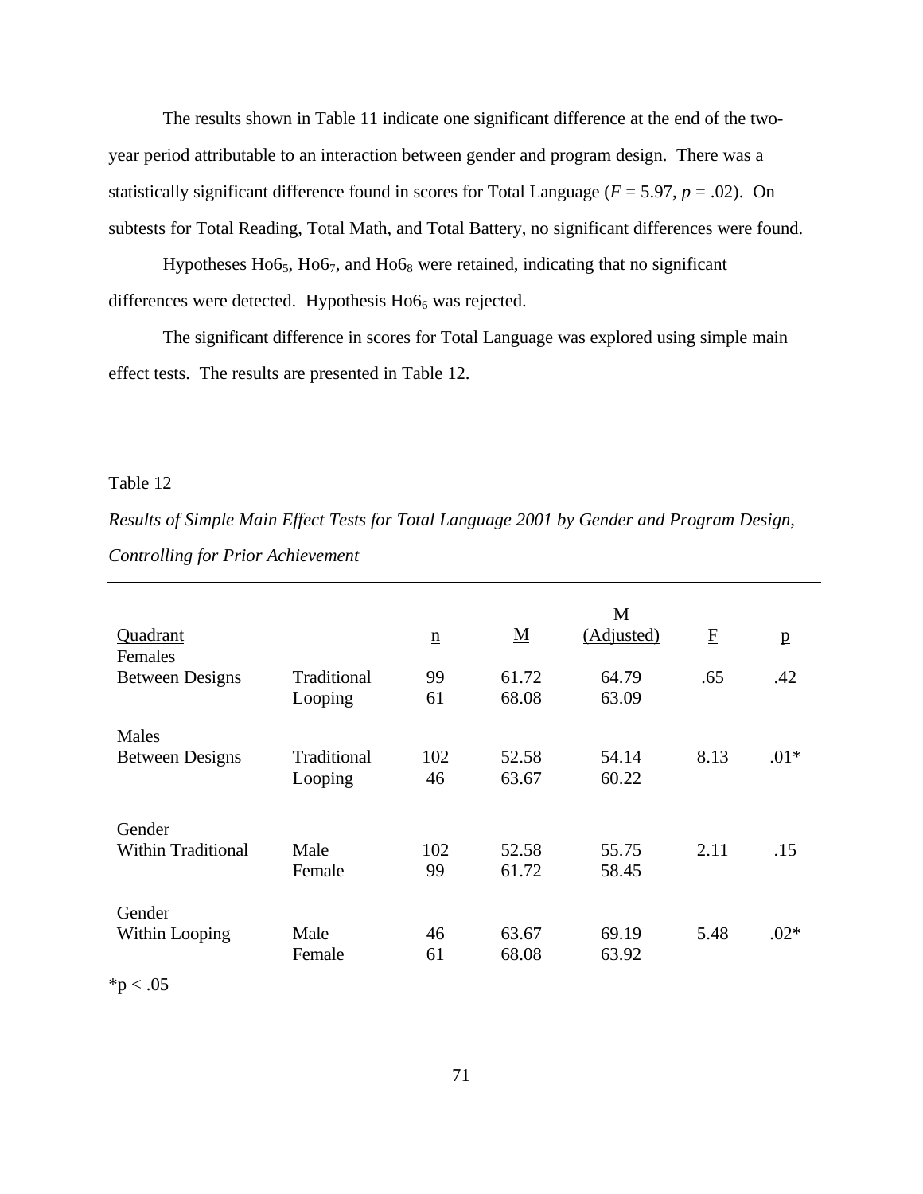The results shown in Table 11 indicate one significant difference at the end of the two-year period attributable to an interaction between gender and program design. There was a statistically significant difference found in scores for Total Language ($F = 5.97$, $p = .02$). On subtests for Total Reading, Total Math, and Total Battery, no significant differences were found.

Hypotheses $Ho6_5$, $Ho6_7$, and $Ho6_8$ were retained, indicating that no significant differences were detected. Hypothesis $Ho6_6$ was rejected.

The significant difference in scores for Total Language was explored using simple main effect tests. The results are presented in Table 12.

Table 12

*Results of Simple Main Effect Tests for Total Language 2001 by Gender and Program Design, Controlling for Prior Achievement*

| Quadrant | | n | M | M (Adjusted) | F | p |
|---|---|---|---|---|---|---|
| Females | | | | | | |
| Between Designs | Traditional | 99 | 61.72 | 64.79 | .65 | .42 |
| | Looping | 61 | 68.08 | 63.09 | | |
| Males | | | | | | |
| Between Designs | Traditional | 102 | 52.58 | 54.14 | 8.13 | .01* |
| | Looping | 46 | 63.67 | 60.22 | | |
| Gender | | | | | | |
| Within Traditional | Male | 102 | 52.58 | 55.75 | 2.11 | .15 |
| | Female | 99 | 61.72 | 58.45 | | |
| Gender | | | | | | |
| Within Looping | Male | 46 | 63.67 | 69.19 | 5.48 | .02* |
| | Female | 61 | 68.08 | 63.92 | | |

*$p < .05$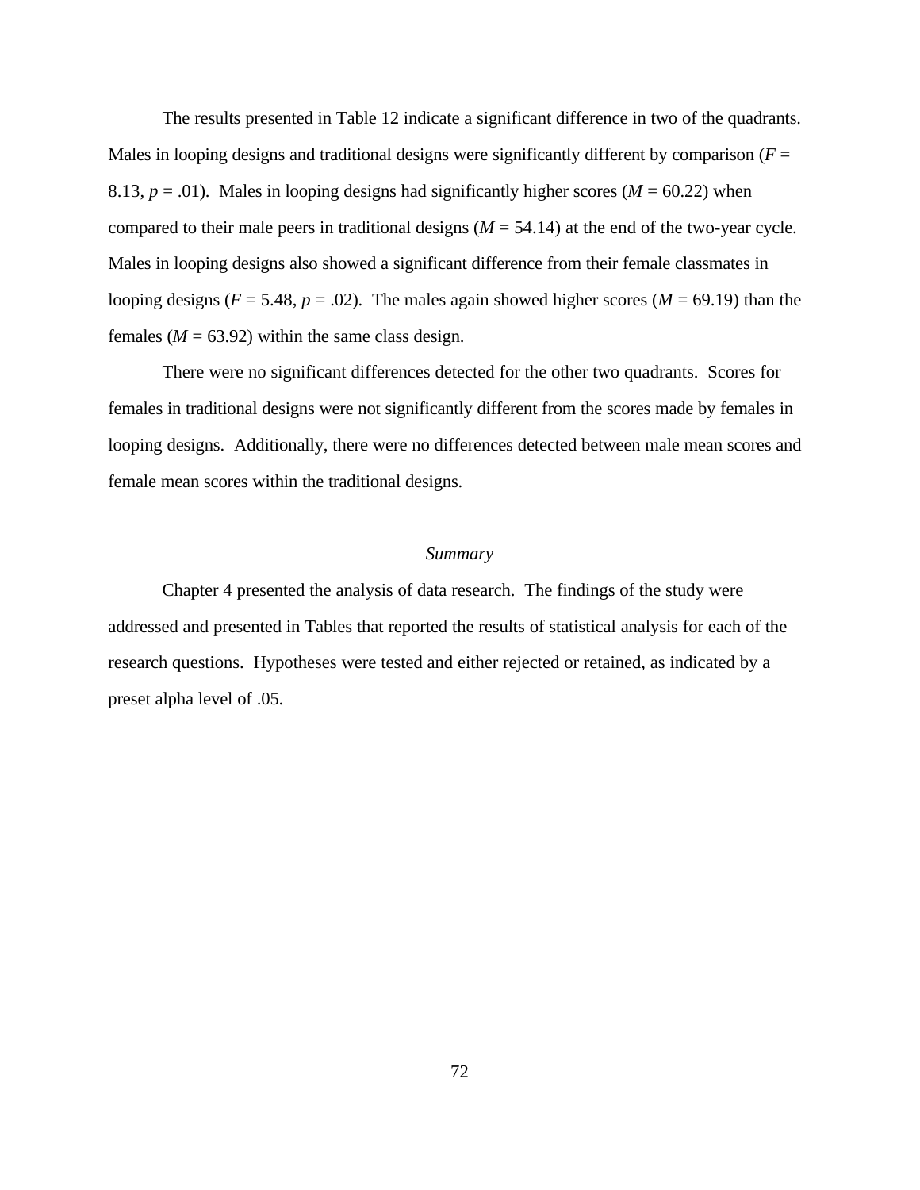The results presented in Table 12 indicate a significant difference in two of the quadrants. Males in looping designs and traditional designs were significantly different by comparison ($F$ = 8.13, $p$ = .01). Males in looping designs had significantly higher scores ($M$ = 60.22) when compared to their male peers in traditional designs ($M$ = 54.14) at the end of the two-year cycle. Males in looping designs also showed a significant difference from their female classmates in looping designs ($F$ = 5.48, $p$ = .02). The males again showed higher scores ($M$ = 69.19) than the females ($M$ = 63.92) within the same class design.

There were no significant differences detected for the other two quadrants. Scores for females in traditional designs were not significantly different from the scores made by females in looping designs. Additionally, there were no differences detected between male mean scores and female mean scores within the traditional designs.

### *Summary*

Chapter 4 presented the analysis of data research. The findings of the study were addressed and presented in Tables that reported the results of statistical analysis for each of the research questions. Hypotheses were tested and either rejected or retained, as indicated by a preset alpha level of .05.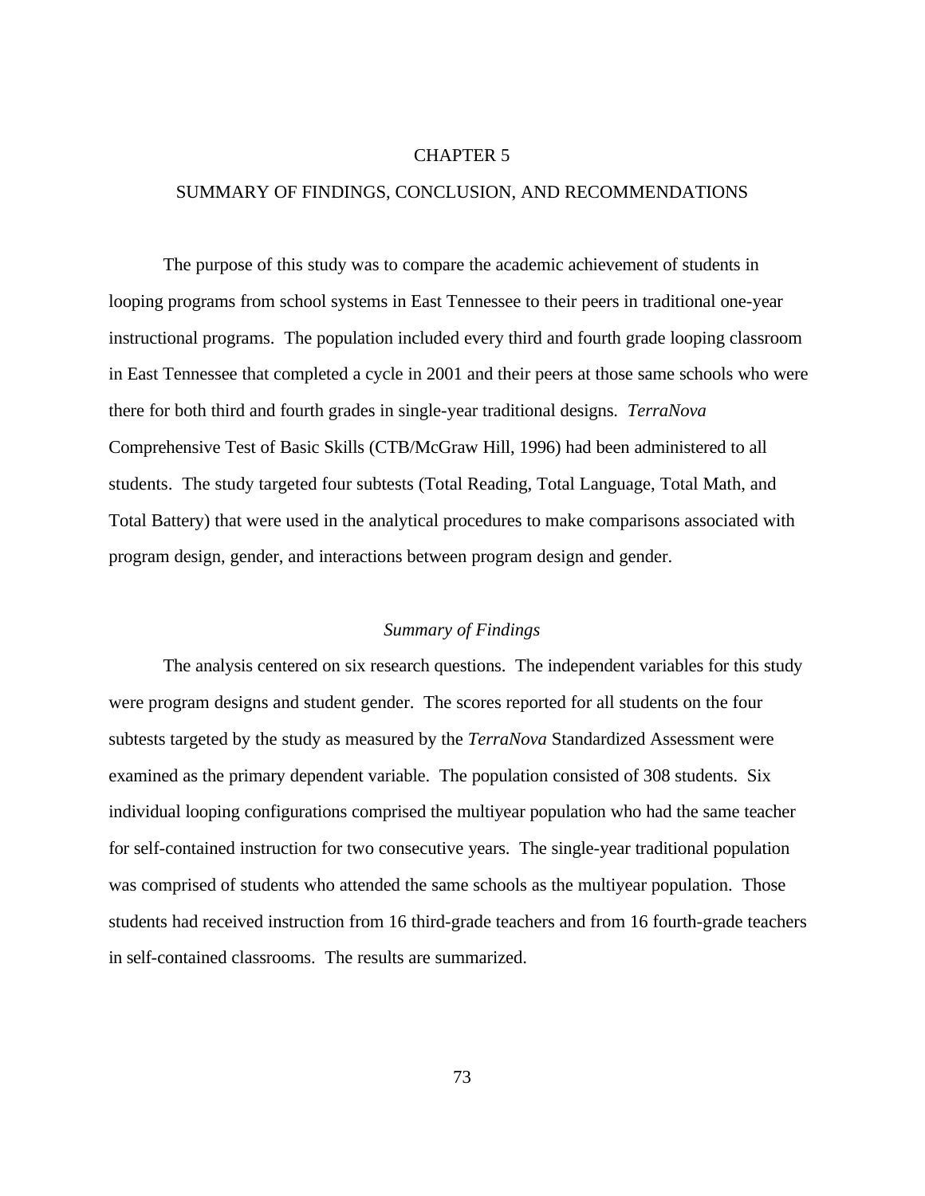# CHAPTER 5

## SUMMARY OF FINDINGS, CONCLUSION, AND RECOMMENDATIONS

The purpose of this study was to compare the academic achievement of students in looping programs from school systems in East Tennessee to their peers in traditional one-year instructional programs. The population included every third and fourth grade looping classroom in East Tennessee that completed a cycle in 2001 and their peers at those same schools who were there for both third and fourth grades in single-year traditional designs. *TerraNova* Comprehensive Test of Basic Skills (CTB/McGraw Hill, 1996) had been administered to all students. The study targeted four subtests (Total Reading, Total Language, Total Math, and Total Battery) that were used in the analytical procedures to make comparisons associated with program design, gender, and interactions between program design and gender.

### *Summary of Findings*

The analysis centered on six research questions. The independent variables for this study were program designs and student gender. The scores reported for all students on the four subtests targeted by the study as measured by the *TerraNova* Standardized Assessment were examined as the primary dependent variable. The population consisted of 308 students. Six individual looping configurations comprised the multiyear population who had the same teacher for self-contained instruction for two consecutive years. The single-year traditional population was comprised of students who attended the same schools as the multiyear population. Those students had received instruction from 16 third-grade teachers and from 16 fourth-grade teachers in self-contained classrooms. The results are summarized.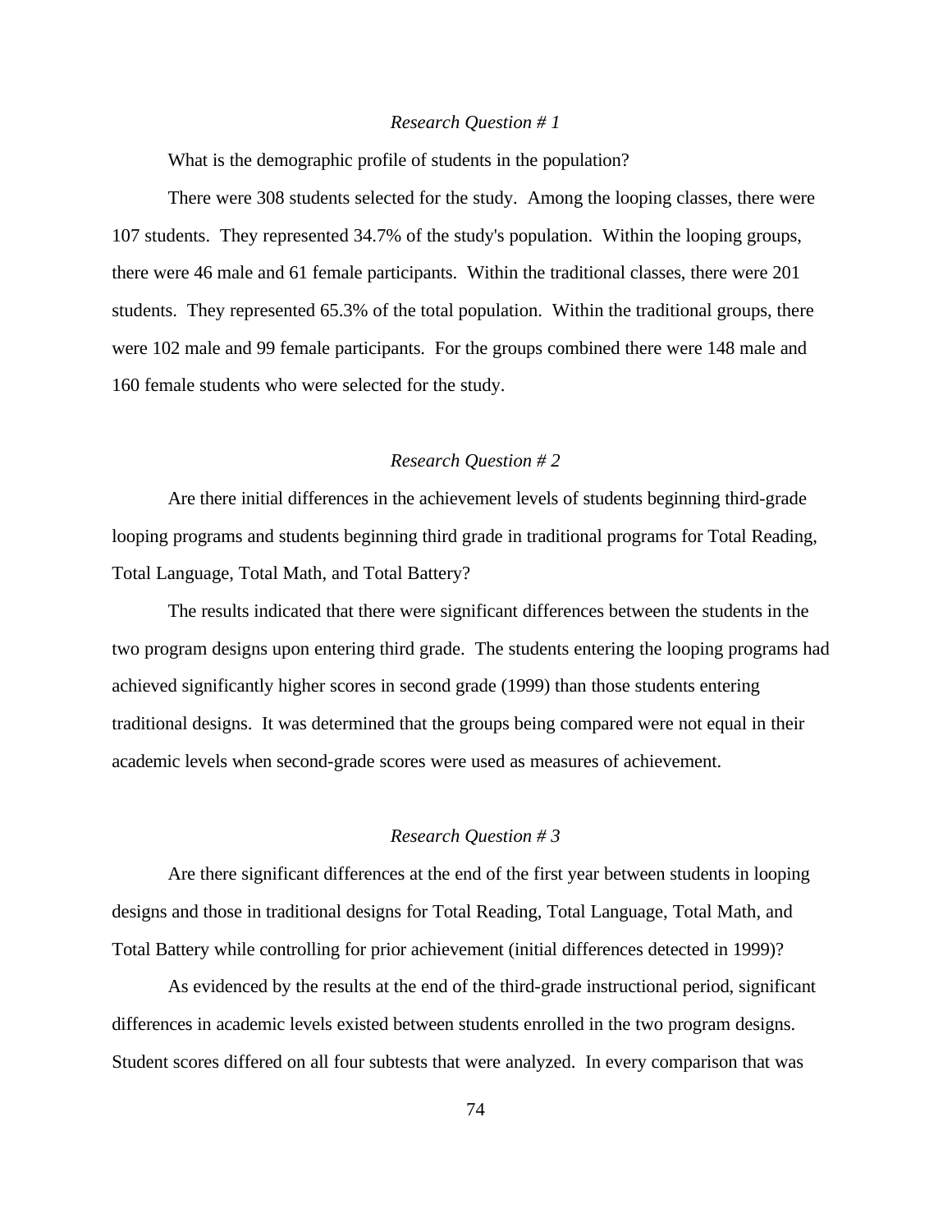*Research Question # 1*

What is the demographic profile of students in the population?

There were 308 students selected for the study. Among the looping classes, there were 107 students. They represented 34.7% of the study's population. Within the looping groups, there were 46 male and 61 female participants. Within the traditional classes, there were 201 students. They represented 65.3% of the total population. Within the traditional groups, there were 102 male and 99 female participants. For the groups combined there were 148 male and 160 female students who were selected for the study.

*Research Question # 2*

Are there initial differences in the achievement levels of students beginning third-grade looping programs and students beginning third grade in traditional programs for Total Reading, Total Language, Total Math, and Total Battery?

The results indicated that there were significant differences between the students in the two program designs upon entering third grade. The students entering the looping programs had achieved significantly higher scores in second grade (1999) than those students entering traditional designs. It was determined that the groups being compared were not equal in their academic levels when second-grade scores were used as measures of achievement.

*Research Question # 3*

Are there significant differences at the end of the first year between students in looping designs and those in traditional designs for Total Reading, Total Language, Total Math, and Total Battery while controlling for prior achievement (initial differences detected in 1999)?

As evidenced by the results at the end of the third-grade instructional period, significant differences in academic levels existed between students enrolled in the two program designs. Student scores differed on all four subtests that were analyzed. In every comparison that was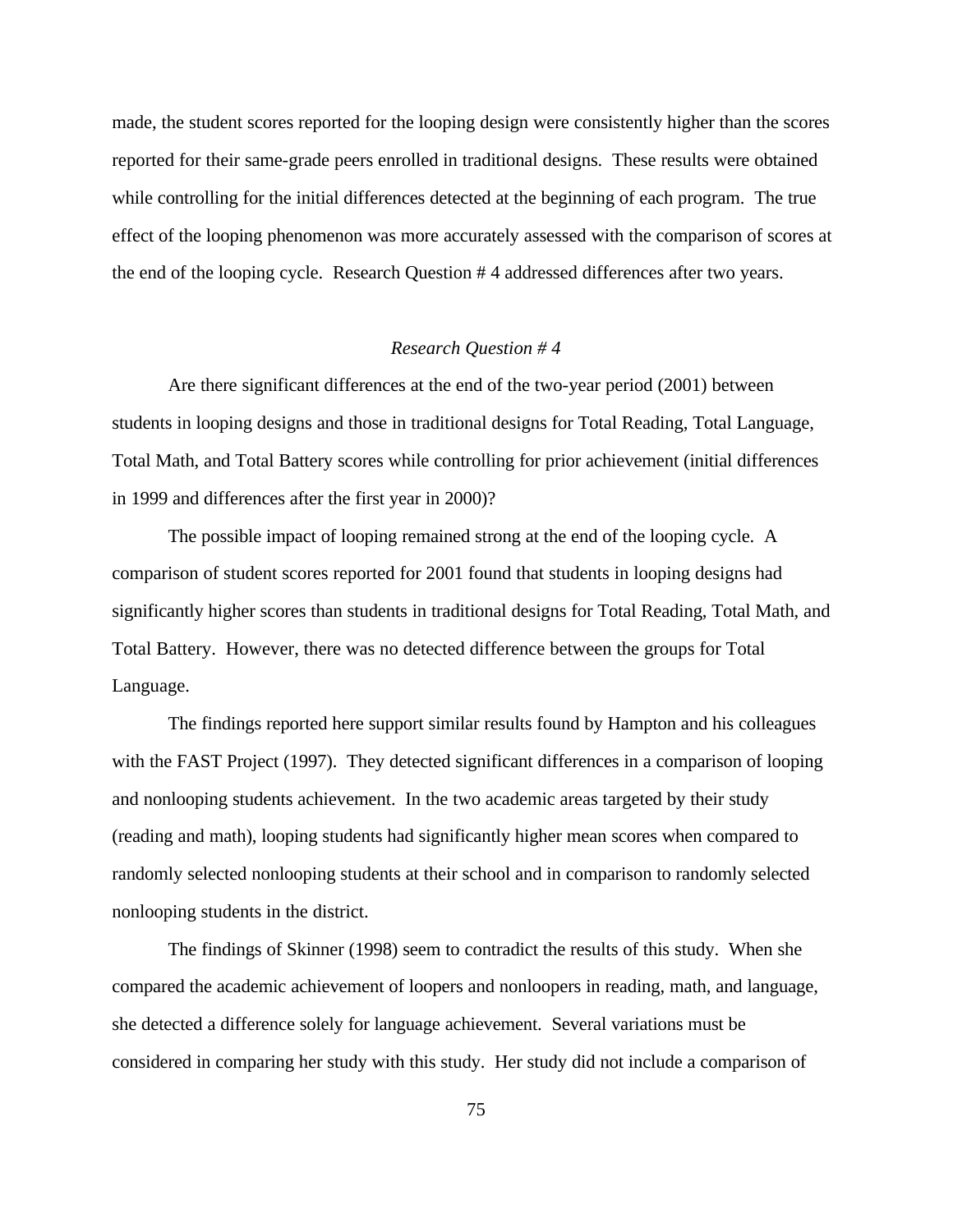made, the student scores reported for the looping design were consistently higher than the scores reported for their same-grade peers enrolled in traditional designs. These results were obtained while controlling for the initial differences detected at the beginning of each program. The true effect of the looping phenomenon was more accurately assessed with the comparison of scores at the end of the looping cycle. Research Question # 4 addressed differences after two years.

### *Research Question # 4*

Are there significant differences at the end of the two-year period (2001) between students in looping designs and those in traditional designs for Total Reading, Total Language, Total Math, and Total Battery scores while controlling for prior achievement (initial differences in 1999 and differences after the first year in 2000)?

The possible impact of looping remained strong at the end of the looping cycle. A comparison of student scores reported for 2001 found that students in looping designs had significantly higher scores than students in traditional designs for Total Reading, Total Math, and Total Battery. However, there was no detected difference between the groups for Total Language.

The findings reported here support similar results found by Hampton and his colleagues with the FAST Project (1997). They detected significant differences in a comparison of looping and nonlooping students achievement. In the two academic areas targeted by their study (reading and math), looping students had significantly higher mean scores when compared to randomly selected nonlooping students at their school and in comparison to randomly selected nonlooping students in the district.

The findings of Skinner (1998) seem to contradict the results of this study. When she compared the academic achievement of loopers and nonloopers in reading, math, and language, she detected a difference solely for language achievement. Several variations must be considered in comparing her study with this study. Her study did not include a comparison of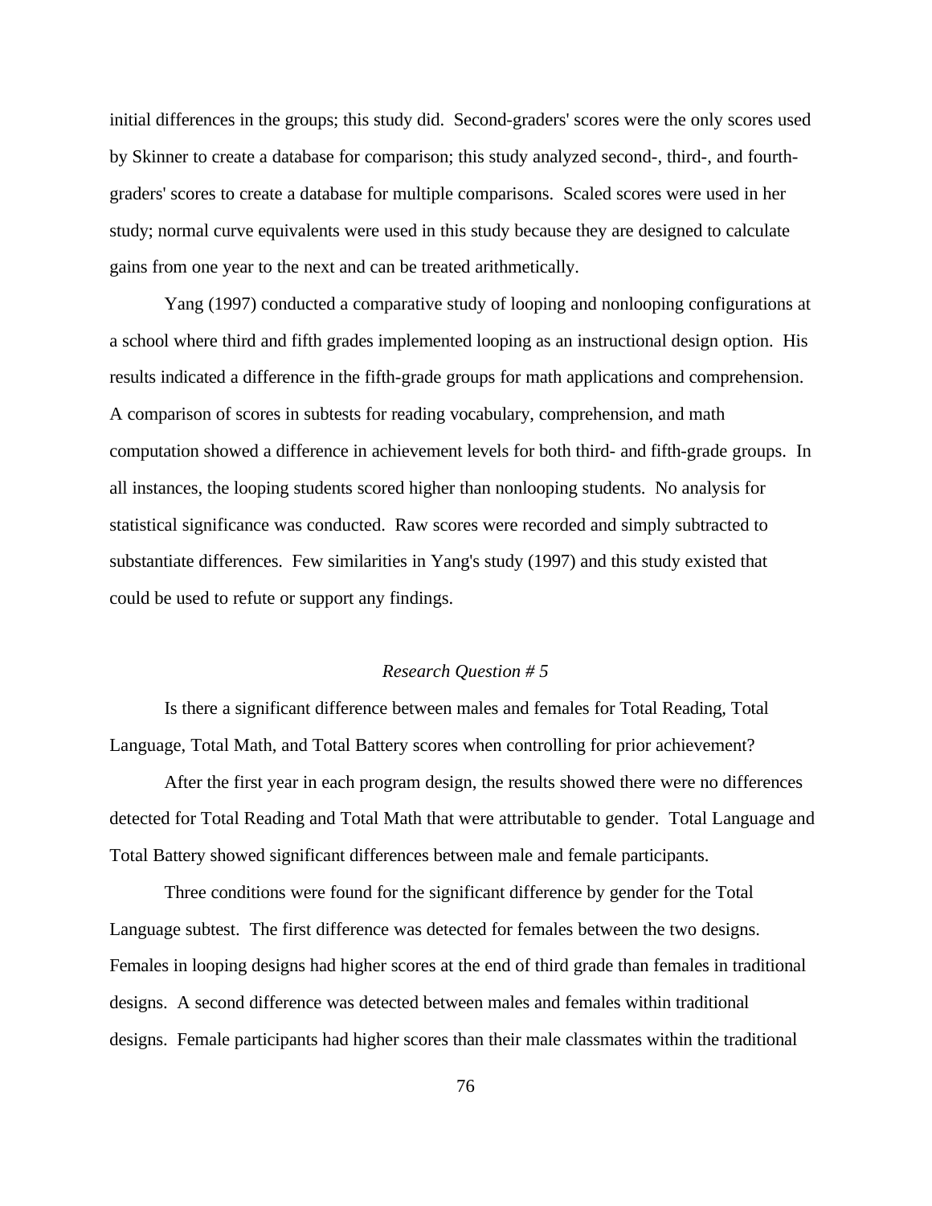initial differences in the groups; this study did. Second-graders' scores were the only scores used by Skinner to create a database for comparison; this study analyzed second-, third-, and fourth-graders' scores to create a database for multiple comparisons. Scaled scores were used in her study; normal curve equivalents were used in this study because they are designed to calculate gains from one year to the next and can be treated arithmetically.

Yang (1997) conducted a comparative study of looping and nonlooping configurations at a school where third and fifth grades implemented looping as an instructional design option. His results indicated a difference in the fifth-grade groups for math applications and comprehension. A comparison of scores in subtests for reading vocabulary, comprehension, and math computation showed a difference in achievement levels for both third- and fifth-grade groups. In all instances, the looping students scored higher than nonlooping students. No analysis for statistical significance was conducted. Raw scores were recorded and simply subtracted to substantiate differences. Few similarities in Yang's study (1997) and this study existed that could be used to refute or support any findings.

*Research Question # 5*

Is there a significant difference between males and females for Total Reading, Total Language, Total Math, and Total Battery scores when controlling for prior achievement?

After the first year in each program design, the results showed there were no differences detected for Total Reading and Total Math that were attributable to gender. Total Language and Total Battery showed significant differences between male and female participants.

Three conditions were found for the significant difference by gender for the Total Language subtest. The first difference was detected for females between the two designs. Females in looping designs had higher scores at the end of third grade than females in traditional designs. A second difference was detected between males and females within traditional designs. Female participants had higher scores than their male classmates within the traditional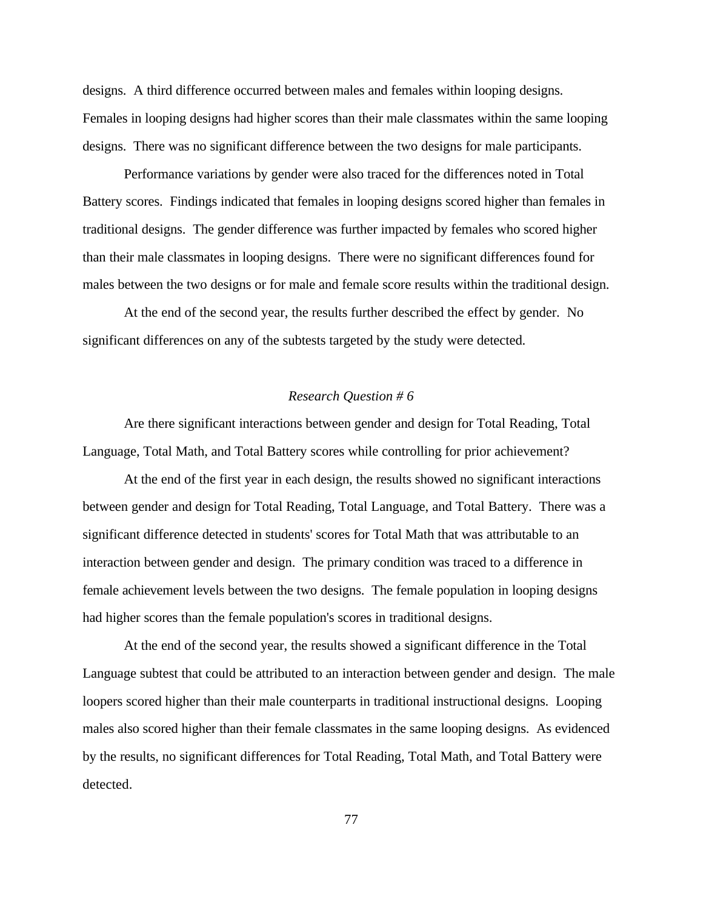designs. A third difference occurred between males and females within looping designs. Females in looping designs had higher scores than their male classmates within the same looping designs. There was no significant difference between the two designs for male participants.

Performance variations by gender were also traced for the differences noted in Total Battery scores. Findings indicated that females in looping designs scored higher than females in traditional designs. The gender difference was further impacted by females who scored higher than their male classmates in looping designs. There were no significant differences found for males between the two designs or for male and female score results within the traditional design.

At the end of the second year, the results further described the effect by gender. No significant differences on any of the subtests targeted by the study were detected.

### *Research Question # 6*

Are there significant interactions between gender and design for Total Reading, Total Language, Total Math, and Total Battery scores while controlling for prior achievement?

At the end of the first year in each design, the results showed no significant interactions between gender and design for Total Reading, Total Language, and Total Battery. There was a significant difference detected in students' scores for Total Math that was attributable to an interaction between gender and design. The primary condition was traced to a difference in female achievement levels between the two designs. The female population in looping designs had higher scores than the female population's scores in traditional designs.

At the end of the second year, the results showed a significant difference in the Total Language subtest that could be attributed to an interaction between gender and design. The male loopers scored higher than their male counterparts in traditional instructional designs. Looping males also scored higher than their female classmates in the same looping designs. As evidenced by the results, no significant differences for Total Reading, Total Math, and Total Battery were detected.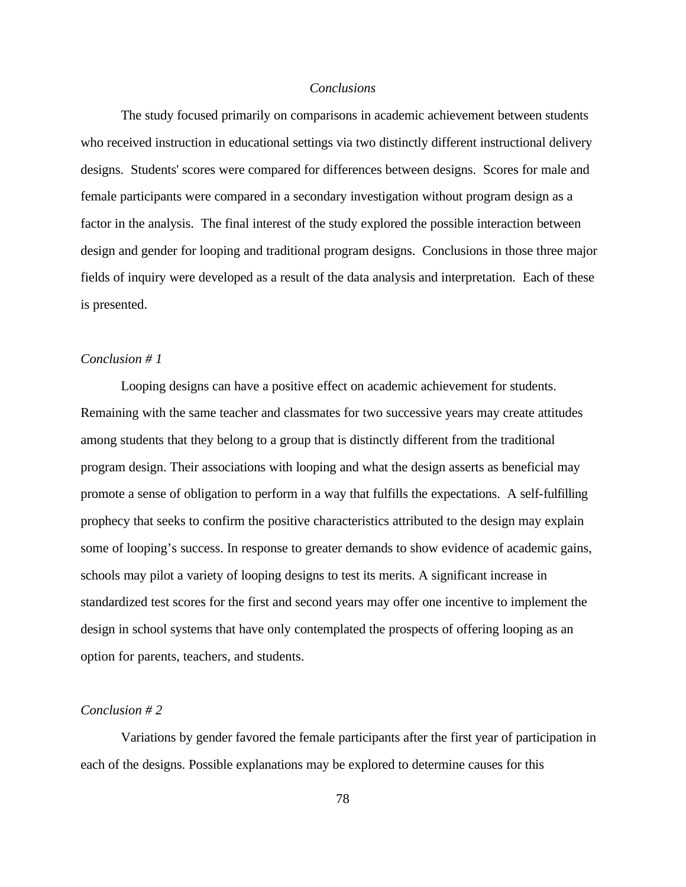## *Conclusions*

The study focused primarily on comparisons in academic achievement between students who received instruction in educational settings via two distinctly different instructional delivery designs. Students' scores were compared for differences between designs. Scores for male and female participants were compared in a secondary investigation without program design as a factor in the analysis. The final interest of the study explored the possible interaction between design and gender for looping and traditional program designs. Conclusions in those three major fields of inquiry were developed as a result of the data analysis and interpretation. Each of these is presented.

### *Conclusion # 1*

Looping designs can have a positive effect on academic achievement for students. Remaining with the same teacher and classmates for two successive years may create attitudes among students that they belong to a group that is distinctly different from the traditional program design. Their associations with looping and what the design asserts as beneficial may promote a sense of obligation to perform in a way that fulfills the expectations. A self-fulfilling prophecy that seeks to confirm the positive characteristics attributed to the design may explain some of looping's success. In response to greater demands to show evidence of academic gains, schools may pilot a variety of looping designs to test its merits. A significant increase in standardized test scores for the first and second years may offer one incentive to implement the design in school systems that have only contemplated the prospects of offering looping as an option for parents, teachers, and students.

### *Conclusion # 2*

Variations by gender favored the female participants after the first year of participation in each of the designs. Possible explanations may be explored to determine causes for this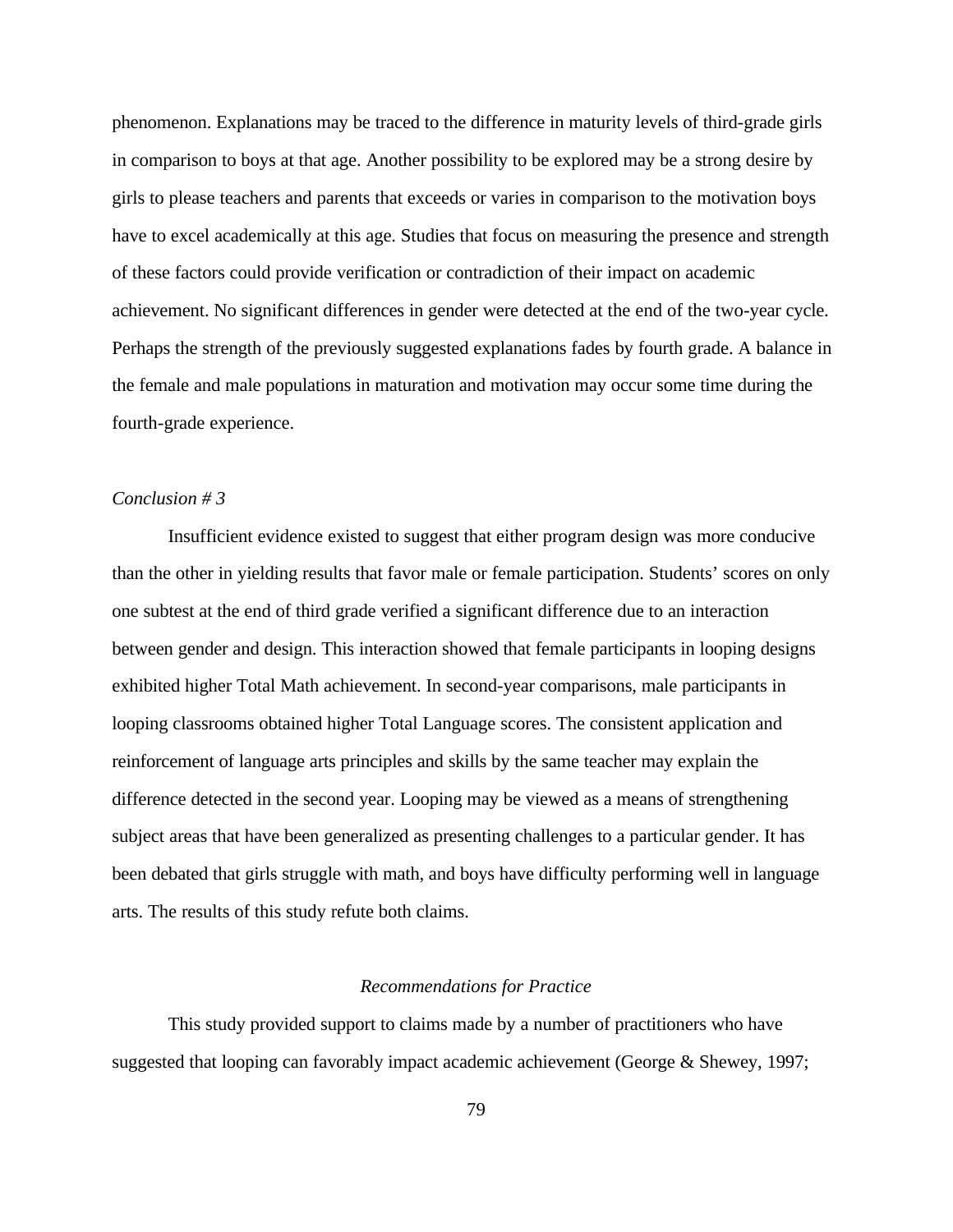phenomenon. Explanations may be traced to the difference in maturity levels of third-grade girls in comparison to boys at that age. Another possibility to be explored may be a strong desire by girls to please teachers and parents that exceeds or varies in comparison to the motivation boys have to excel academically at this age. Studies that focus on measuring the presence and strength of these factors could provide verification or contradiction of their impact on academic achievement. No significant differences in gender were detected at the end of the two-year cycle. Perhaps the strength of the previously suggested explanations fades by fourth grade. A balance in the female and male populations in maturation and motivation may occur some time during the fourth-grade experience.

*Conclusion # 3*

Insufficient evidence existed to suggest that either program design was more conducive than the other in yielding results that favor male or female participation. Students' scores on only one subtest at the end of third grade verified a significant difference due to an interaction between gender and design. This interaction showed that female participants in looping designs exhibited higher Total Math achievement. In second-year comparisons, male participants in looping classrooms obtained higher Total Language scores. The consistent application and reinforcement of language arts principles and skills by the same teacher may explain the difference detected in the second year. Looping may be viewed as a means of strengthening subject areas that have been generalized as presenting challenges to a particular gender. It has been debated that girls struggle with math, and boys have difficulty performing well in language arts. The results of this study refute both claims.

## *Recommendations for Practice*

This study provided support to claims made by a number of practitioners who have suggested that looping can favorably impact academic achievement (George & Shewey, 1997;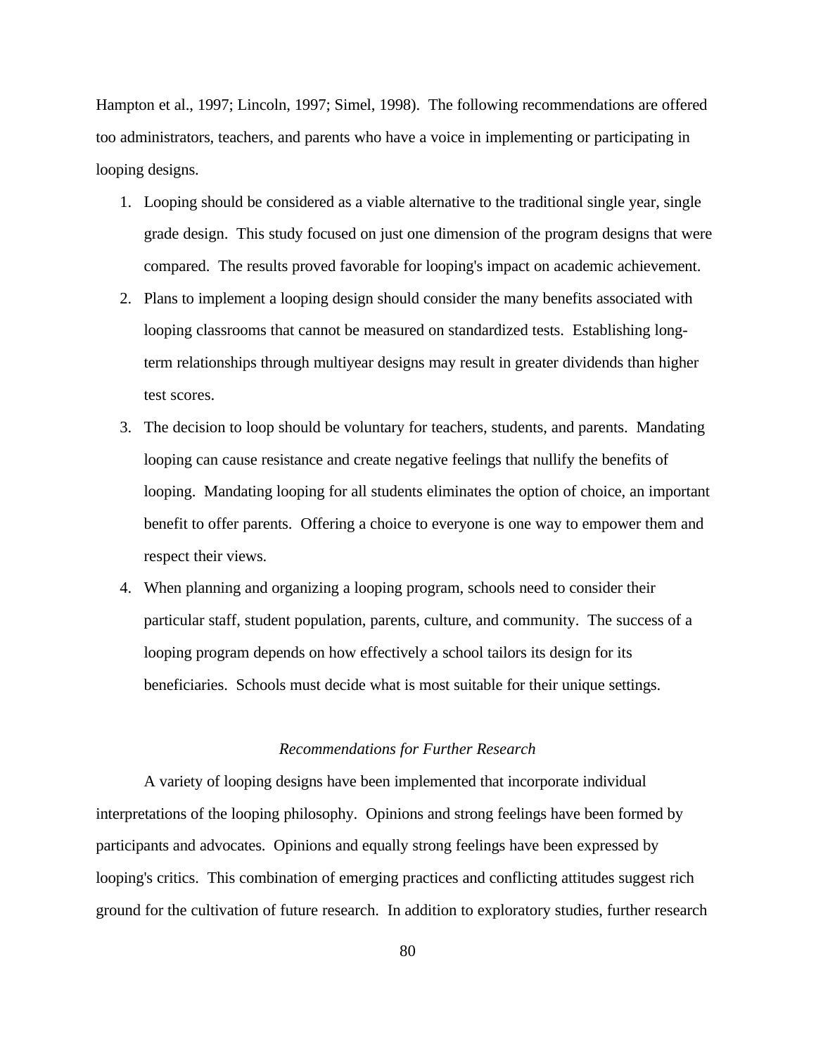Hampton et al., 1997; Lincoln, 1997; Simel, 1998). The following recommendations are offered too administrators, teachers, and parents who have a voice in implementing or participating in looping designs.

1. Looping should be considered as a viable alternative to the traditional single year, single grade design. This study focused on just one dimension of the program designs that were compared. The results proved favorable for looping's impact on academic achievement.
2. Plans to implement a looping design should consider the many benefits associated with looping classrooms that cannot be measured on standardized tests. Establishing long-term relationships through multiyear designs may result in greater dividends than higher test scores.
3. The decision to loop should be voluntary for teachers, students, and parents. Mandating looping can cause resistance and create negative feelings that nullify the benefits of looping. Mandating looping for all students eliminates the option of choice, an important benefit to offer parents. Offering a choice to everyone is one way to empower them and respect their views.
4. When planning and organizing a looping program, schools need to consider their particular staff, student population, parents, culture, and community. The success of a looping program depends on how effectively a school tailors its design for its beneficiaries. Schools must decide what is most suitable for their unique settings.

### *Recommendations for Further Research*

A variety of looping designs have been implemented that incorporate individual interpretations of the looping philosophy. Opinions and strong feelings have been formed by participants and advocates. Opinions and equally strong feelings have been expressed by looping's critics. This combination of emerging practices and conflicting attitudes suggest rich ground for the cultivation of future research. In addition to exploratory studies, further research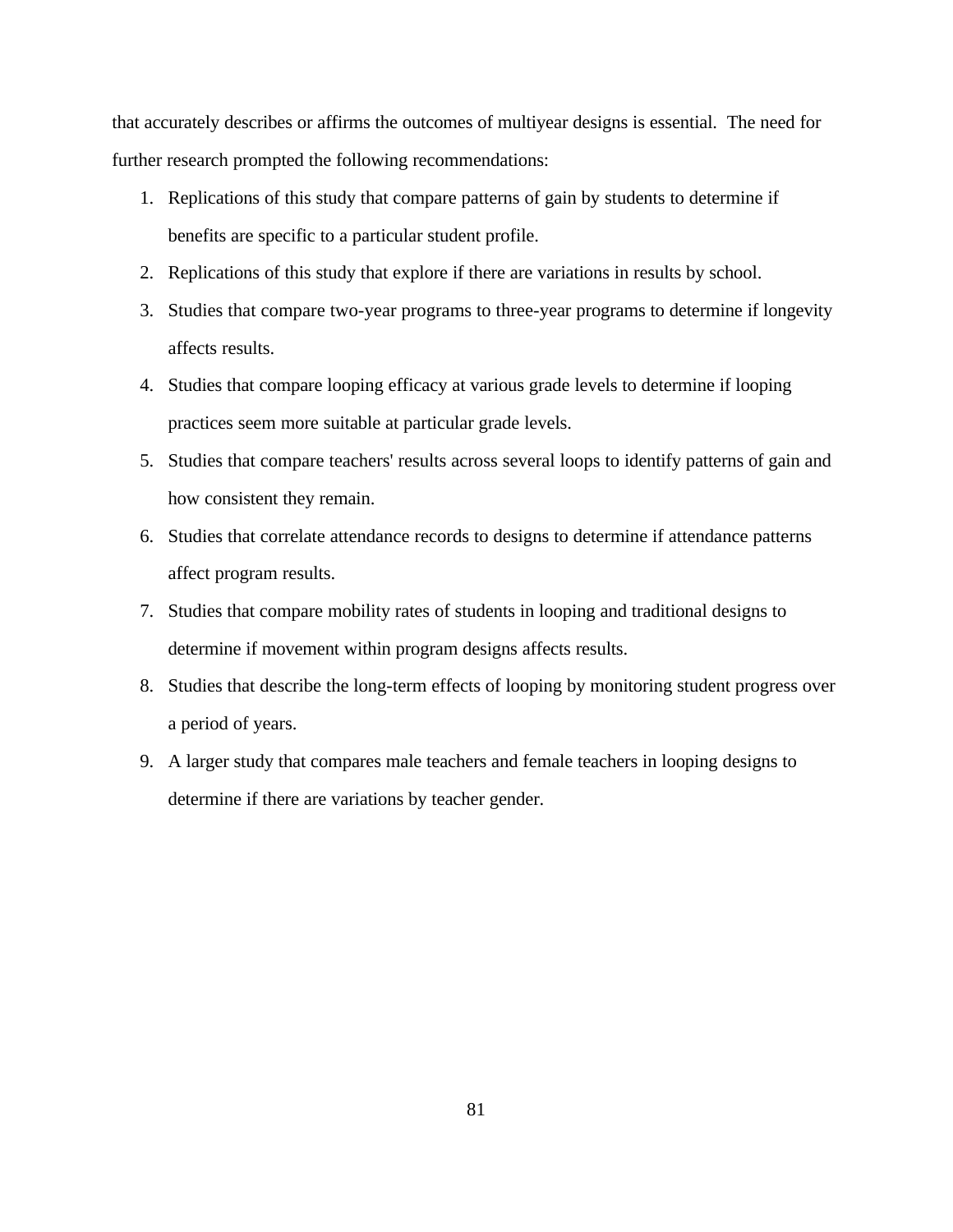that accurately describes or affirms the outcomes of multiyear designs is essential. The need for further research prompted the following recommendations:

1. Replications of this study that compare patterns of gain by students to determine if benefits are specific to a particular student profile.
2. Replications of this study that explore if there are variations in results by school.
3. Studies that compare two-year programs to three-year programs to determine if longevity affects results.
4. Studies that compare looping efficacy at various grade levels to determine if looping practices seem more suitable at particular grade levels.
5. Studies that compare teachers' results across several loops to identify patterns of gain and how consistent they remain.
6. Studies that correlate attendance records to designs to determine if attendance patterns affect program results.
7. Studies that compare mobility rates of students in looping and traditional designs to determine if movement within program designs affects results.
8. Studies that describe the long-term effects of looping by monitoring student progress over a period of years.
9. A larger study that compares male teachers and female teachers in looping designs to determine if there are variations by teacher gender.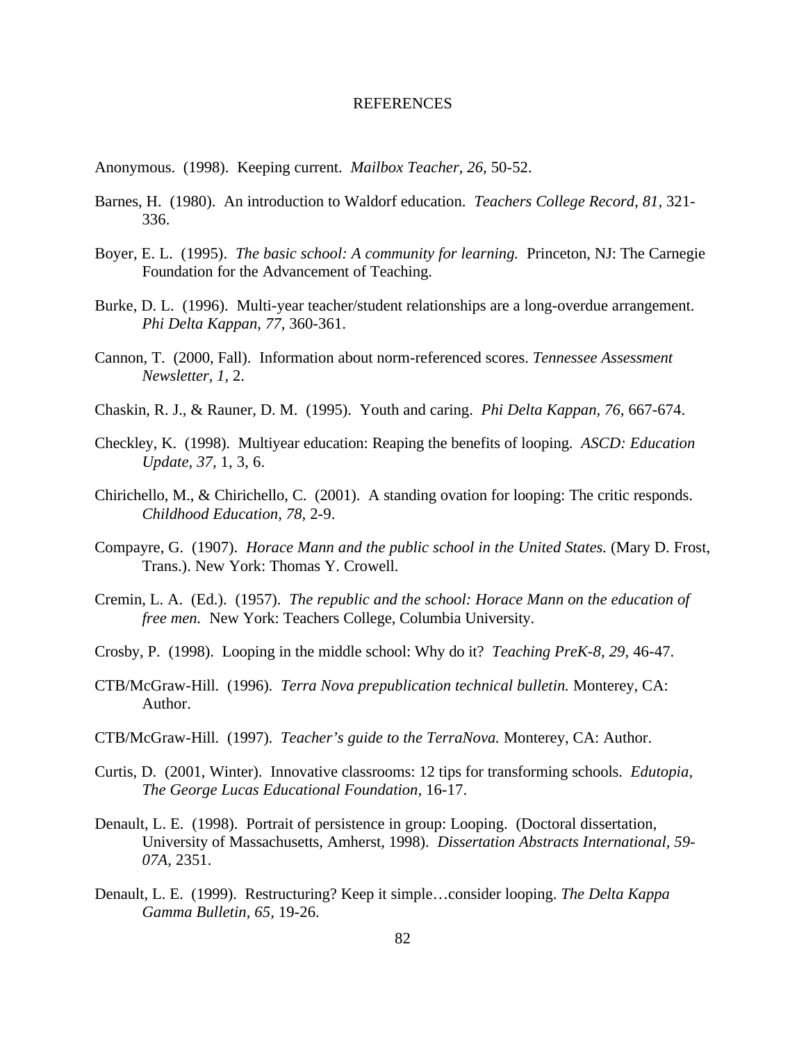# REFERENCES

Anonymous. (1998). Keeping current. *Mailbox Teacher, 26,* 50-52.

Barnes, H. (1980). An introduction to Waldorf education. *Teachers College Record, 81,* 321-336.

Boyer, E. L. (1995). *The basic school: A community for learning.* Princeton, NJ: The Carnegie Foundation for the Advancement of Teaching.

Burke, D. L. (1996). Multi-year teacher/student relationships are a long-overdue arrangement. *Phi Delta Kappan, 77,* 360-361.

Cannon, T. (2000, Fall). Information about norm-referenced scores. *Tennessee Assessment Newsletter, 1,* 2.

Chaskin, R. J., & Rauner, D. M. (1995). Youth and caring. *Phi Delta Kappan, 76,* 667-674.

Checkley, K. (1998). Multiyear education: Reaping the benefits of looping. *ASCD: Education Update, 37,* 1, 3, 6.

Chirichello, M., & Chirichello, C. (2001). A standing ovation for looping: The critic responds. *Childhood Education, 78,* 2-9.

Compayre, G. (1907). *Horace Mann and the public school in the United States.* (Mary D. Frost, Trans.). New York: Thomas Y. Crowell.

Cremin, L. A. (Ed.). (1957). *The republic and the school: Horace Mann on the education of free men.* New York: Teachers College, Columbia University.

Crosby, P. (1998). Looping in the middle school: Why do it? *Teaching PreK-8, 29,* 46-47.

CTB/McGraw-Hill. (1996). *Terra Nova prepublication technical bulletin.* Monterey, CA: Author.

CTB/McGraw-Hill. (1997). *Teacher's guide to the TerraNova.* Monterey, CA: Author.

Curtis, D. (2001, Winter). Innovative classrooms: 12 tips for transforming schools. *Edutopia, The George Lucas Educational Foundation,* 16-17.

Denault, L. E. (1998). Portrait of persistence in group: Looping. (Doctoral dissertation, University of Massachusetts, Amherst, 1998). *Dissertation Abstracts International, 59-07A,* 2351.

Denault, L. E. (1999). Restructuring? Keep it simple…consider looping. *The Delta Kappa Gamma Bulletin, 65,* 19-26.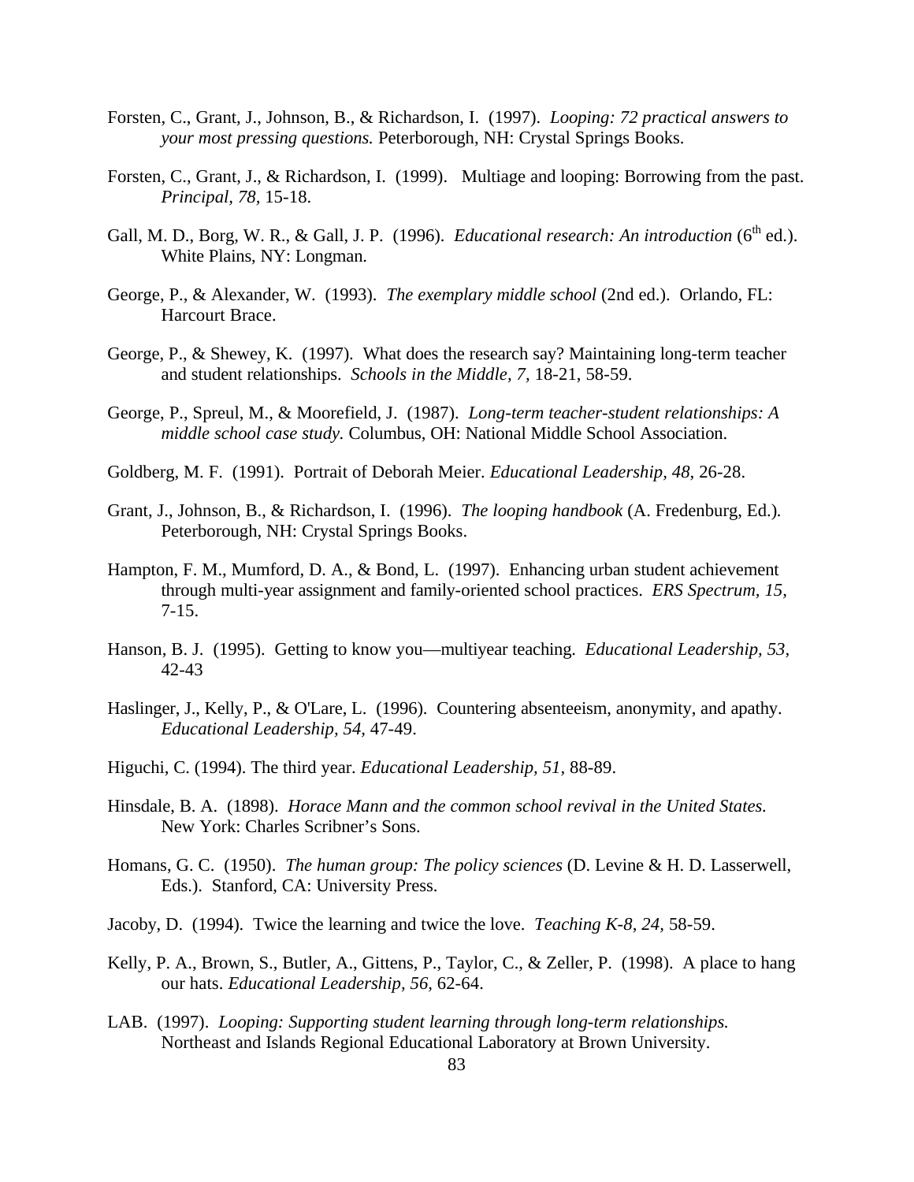Forsten, C., Grant, J., Johnson, B., & Richardson, I. (1997). *Looping: 72 practical answers to your most pressing questions.* Peterborough, NH: Crystal Springs Books.

Forsten, C., Grant, J., & Richardson, I. (1999). Multiage and looping: Borrowing from the past. *Principal, 78,* 15-18.

Gall, M. D., Borg, W. R., & Gall, J. P. (1996). *Educational research: An introduction* (6th ed.). White Plains, NY: Longman.

George, P., & Alexander, W. (1993). *The exemplary middle school* (2nd ed.). Orlando, FL: Harcourt Brace.

George, P., & Shewey, K. (1997). What does the research say? Maintaining long-term teacher and student relationships. *Schools in the Middle, 7,* 18-21, 58-59.

George, P., Spreul, M., & Moorefield, J. (1987). *Long-term teacher-student relationships: A middle school case study.* Columbus, OH: National Middle School Association.

Goldberg, M. F. (1991). Portrait of Deborah Meier. *Educational Leadership, 48,* 26-28.

Grant, J., Johnson, B., & Richardson, I. (1996). *The looping handbook* (A. Fredenburg, Ed.). Peterborough, NH: Crystal Springs Books.

Hampton, F. M., Mumford, D. A., & Bond, L. (1997). Enhancing urban student achievement through multi-year assignment and family-oriented school practices. *ERS Spectrum, 15,* 7-15.

Hanson, B. J. (1995). Getting to know you—multiyear teaching. *Educational Leadership, 53,* 42-43

Haslinger, J., Kelly, P., & O'Lare, L. (1996). Countering absenteeism, anonymity, and apathy. *Educational Leadership, 54,* 47-49.

Higuchi, C. (1994). The third year. *Educational Leadership, 51,* 88-89.

Hinsdale, B. A. (1898). *Horace Mann and the common school revival in the United States.* New York: Charles Scribner's Sons.

Homans, G. C. (1950). *The human group: The policy sciences* (D. Levine & H. D. Lasserwell, Eds.). Stanford, CA: University Press.

Jacoby, D. (1994). Twice the learning and twice the love. *Teaching K-8, 24,* 58-59.

Kelly, P. A., Brown, S., Butler, A., Gittens, P., Taylor, C., & Zeller, P. (1998). A place to hang our hats. *Educational Leadership, 56,* 62-64.

LAB. (1997). *Looping: Supporting student learning through long-term relationships.* Northeast and Islands Regional Educational Laboratory at Brown University.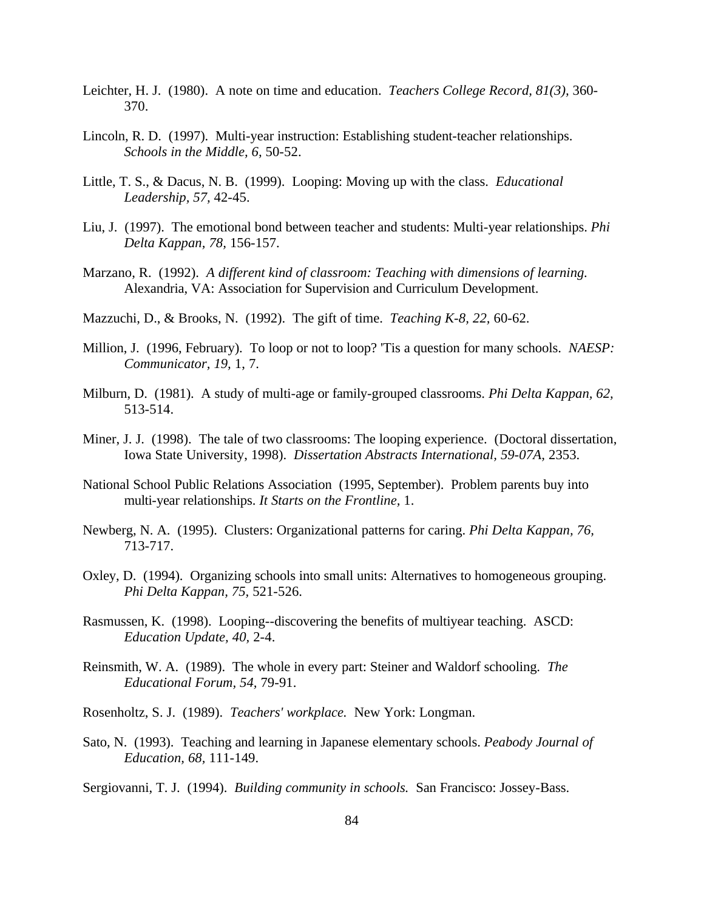Leichter, H. J. (1980). A note on time and education. *Teachers College Record, 81(3),* 360-370.

Lincoln, R. D. (1997). Multi-year instruction: Establishing student-teacher relationships. *Schools in the Middle, 6,* 50-52.

Little, T. S., & Dacus, N. B. (1999). Looping: Moving up with the class. *Educational Leadership, 57,* 42-45.

Liu, J. (1997). The emotional bond between teacher and students: Multi-year relationships. *Phi Delta Kappan, 78,* 156-157.

Marzano, R. (1992). *A different kind of classroom: Teaching with dimensions of learning.* Alexandria, VA: Association for Supervision and Curriculum Development.

Mazzuchi, D., & Brooks, N. (1992). The gift of time. *Teaching K-8, 22,* 60-62.

Million, J. (1996, February). To loop or not to loop? 'Tis a question for many schools. *NAESP: Communicator, 19,* 1, 7.

Milburn, D. (1981). A study of multi-age or family-grouped classrooms. *Phi Delta Kappan, 62,* 513-514.

Miner, J. J. (1998). The tale of two classrooms: The looping experience. (Doctoral dissertation, Iowa State University, 1998). *Dissertation Abstracts International, 59-07A,* 2353.

National School Public Relations Association (1995, September). Problem parents buy into multi-year relationships. *It Starts on the Frontline,* 1.

Newberg, N. A. (1995). Clusters: Organizational patterns for caring. *Phi Delta Kappan, 76,* 713-717.

Oxley, D. (1994). Organizing schools into small units: Alternatives to homogeneous grouping. *Phi Delta Kappan, 75,* 521-526.

Rasmussen, K. (1998). Looping--discovering the benefits of multiyear teaching. ASCD: *Education Update, 40,* 2-4.

Reinsmith, W. A. (1989). The whole in every part: Steiner and Waldorf schooling. *The Educational Forum, 54,* 79-91.

Rosenholtz, S. J. (1989). *Teachers' workplace.* New York: Longman.

Sato, N. (1993). Teaching and learning in Japanese elementary schools. *Peabody Journal of Education, 68,* 111-149.

Sergiovanni, T. J. (1994). *Building community in schools.* San Francisco: Jossey-Bass.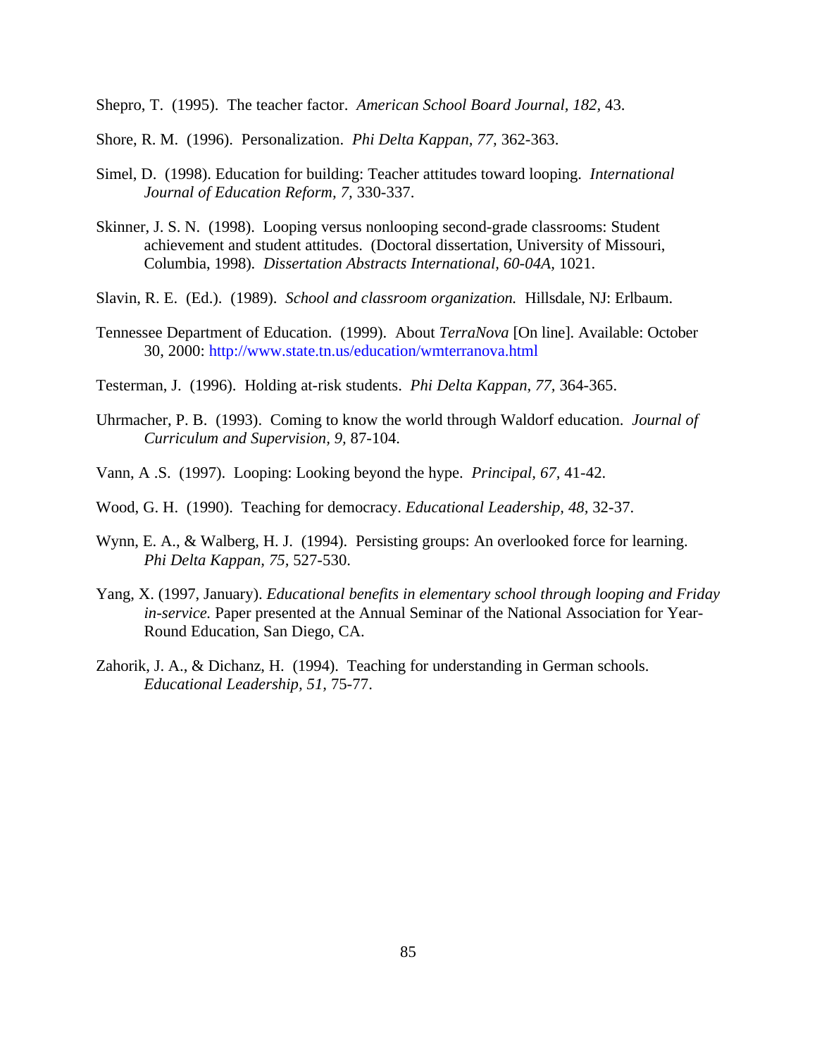Shepro, T. (1995). The teacher factor. *American School Board Journal, 182,* 43.

Shore, R. M. (1996). Personalization. *Phi Delta Kappan, 77,* 362-363.

Simel, D. (1998). Education for building: Teacher attitudes toward looping. *International Journal of Education Reform, 7,* 330-337.

Skinner, J. S. N. (1998). Looping versus nonlooping second-grade classrooms: Student achievement and student attitudes. (Doctoral dissertation, University of Missouri, Columbia, 1998). *Dissertation Abstracts International, 60-04A,* 1021.

Slavin, R. E. (Ed.). (1989). *School and classroom organization.* Hillsdale, NJ: Erlbaum.

Tennessee Department of Education. (1999). About *TerraNova* [On line]. Available: October 30, 2000: http://www.state.tn.us/education/wmterranova.html

Testerman, J. (1996). Holding at-risk students. *Phi Delta Kappan, 77,* 364-365.

Uhrmacher, P. B. (1993). Coming to know the world through Waldorf education. *Journal of Curriculum and Supervision, 9,* 87-104.

Vann, A .S. (1997). Looping: Looking beyond the hype. *Principal, 67,* 41-42.

Wood, G. H. (1990). Teaching for democracy. *Educational Leadership, 48,* 32-37.

Wynn, E. A., & Walberg, H. J. (1994). Persisting groups: An overlooked force for learning. *Phi Delta Kappan, 75,* 527-530.

Yang, X. (1997, January). *Educational benefits in elementary school through looping and Friday in-service.* Paper presented at the Annual Seminar of the National Association for Year-Round Education, San Diego, CA.

Zahorik, J. A., & Dichanz, H. (1994). Teaching for understanding in German schools. *Educational Leadership, 51,* 75-77.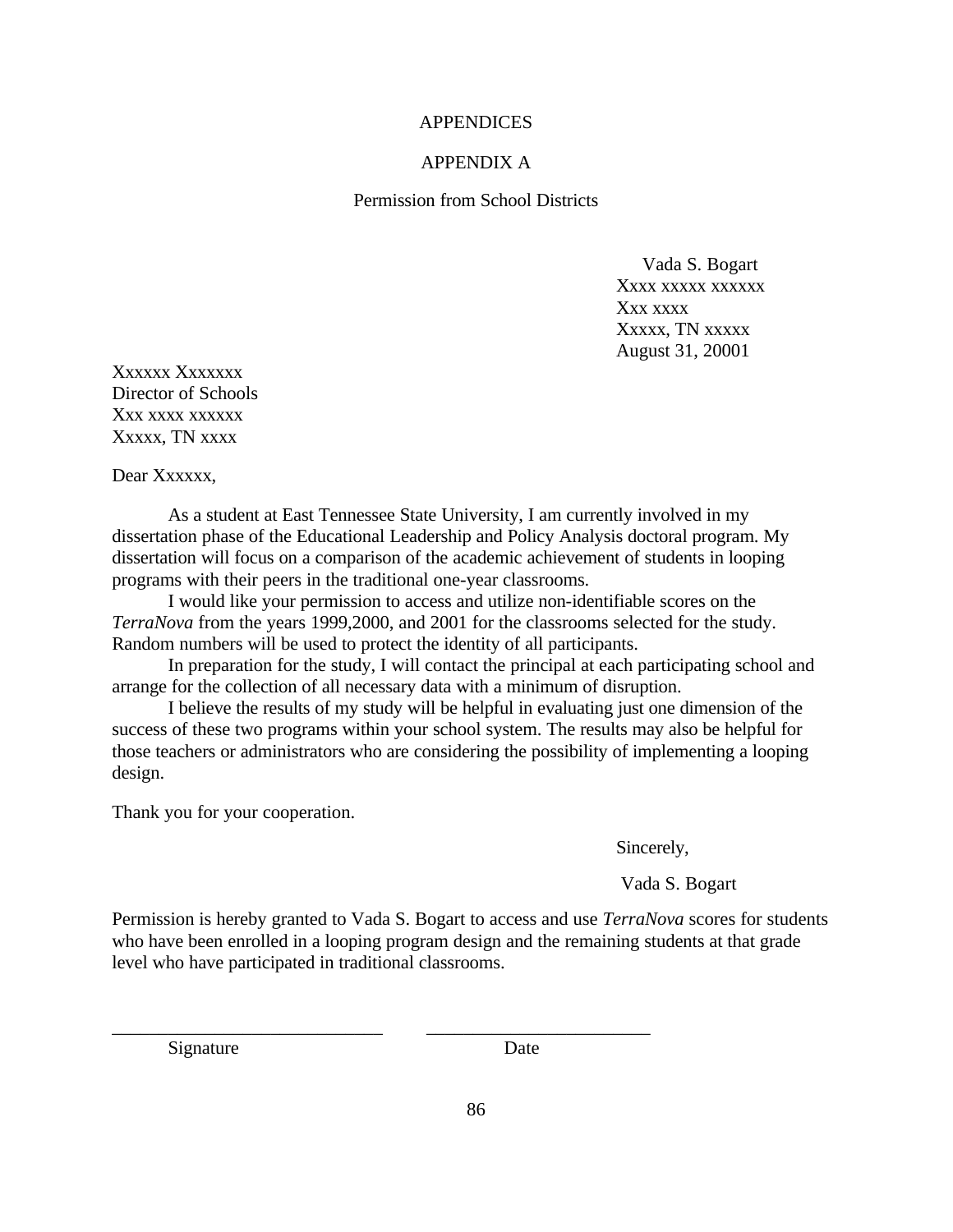# APPENDICES

## APPENDIX A

### Permission from School Districts

Vada S. Bogart
Xxxx xxxxx xxxxxx
Xxx xxxx
Xxxxx, TN xxxxx
August 31, 20001

Xxxxxx Xxxxxxx
Director of Schools
Xxx xxxx xxxxxx
Xxxxx, TN xxxx

Dear Xxxxxx,

As a student at East Tennessee State University, I am currently involved in my dissertation phase of the Educational Leadership and Policy Analysis doctoral program. My dissertation will focus on a comparison of the academic achievement of students in looping programs with their peers in the traditional one-year classrooms.

I would like your permission to access and utilize non-identifiable scores on the *TerraNova* from the years 1999,2000, and 2001 for the classrooms selected for the study. Random numbers will be used to protect the identity of all participants.

In preparation for the study, I will contact the principal at each participating school and arrange for the collection of all necessary data with a minimum of disruption.

I believe the results of my study will be helpful in evaluating just one dimension of the success of these two programs within your school system. The results may also be helpful for those teachers or administrators who are considering the possibility of implementing a looping design.

Thank you for your cooperation.

Sincerely,

Vada S. Bogart

Permission is hereby granted to Vada S. Bogart to access and use *TerraNova* scores for students who have been enrolled in a looping program design and the remaining students at that grade level who have participated in traditional classrooms.

_____________________________ _________________________
Signature Date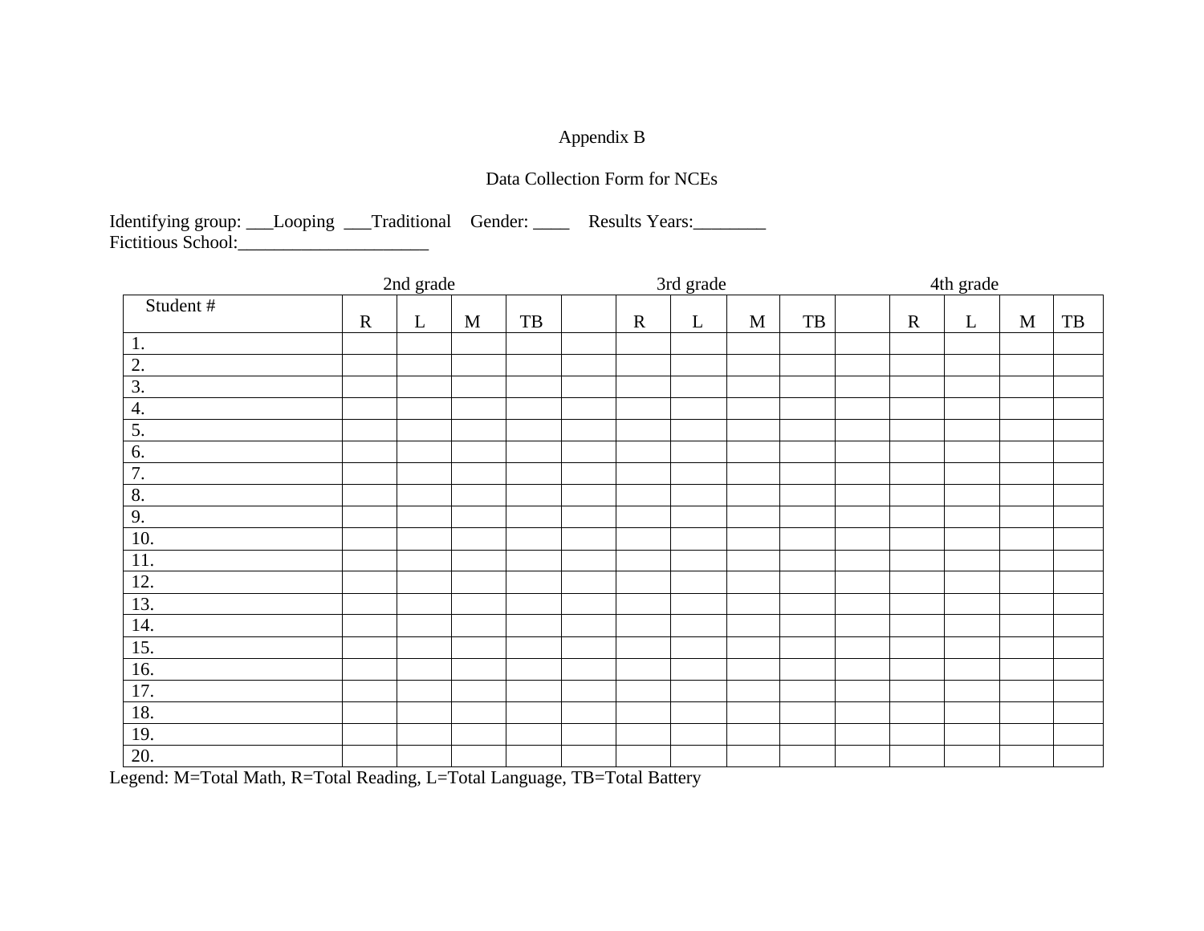Appendix B

Data Collection Form for NCEs

Identifying group: ___Looping ___Traditional Gender: ____ Results Years:________
Fictitious School:______________________

| | 2nd grade | | | | | 3rd grade | | | | | 4th grade | | | |
|---|---|---|---|---|---|---|---|---|---|---|---|---|---|---|
| Student # | R | L | M | TB | | R | L | M | TB | | R | L | M | TB |
| 1. | | | | | | | | | | | | | | |
| 2. | | | | | | | | | | | | | | |
| 3. | | | | | | | | | | | | | | |
| 4. | | | | | | | | | | | | | | |
| 5. | | | | | | | | | | | | | | |
| 6. | | | | | | | | | | | | | | |
| 7. | | | | | | | | | | | | | | |
| 8. | | | | | | | | | | | | | | |
| 9. | | | | | | | | | | | | | | |
| 10. | | | | | | | | | | | | | | |
| 11. | | | | | | | | | | | | | | |
| 12. | | | | | | | | | | | | | | |
| 13. | | | | | | | | | | | | | | |
| 14. | | | | | | | | | | | | | | |
| 15. | | | | | | | | | | | | | | |
| 16. | | | | | | | | | | | | | | |
| 17. | | | | | | | | | | | | | | |
| 18. | | | | | | | | | | | | | | |
| 19. | | | | | | | | | | | | | | |
| 20. | | | | | | | | | | | | | | |

Legend: M=Total Math, R=Total Reading, L=Total Language, TB=Total Battery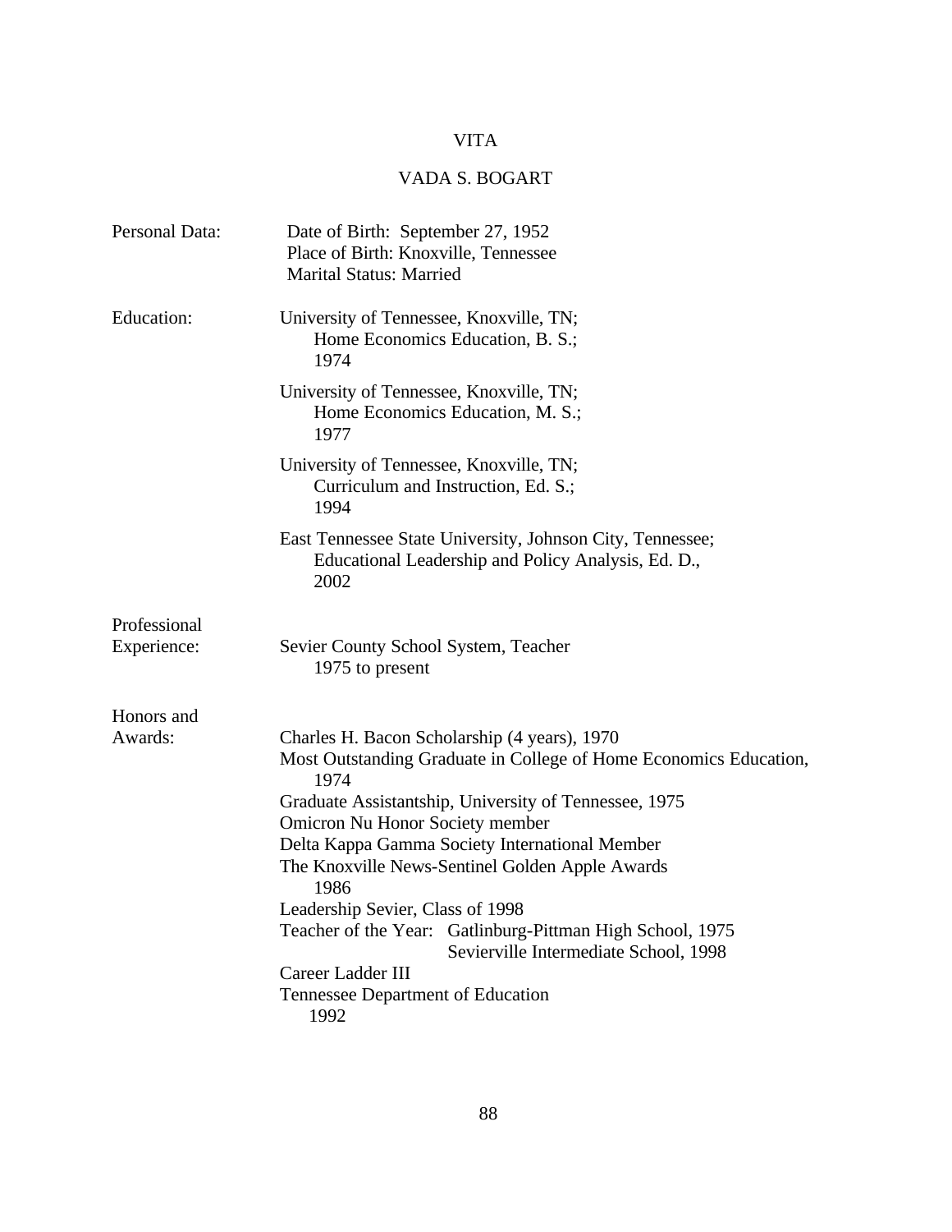# VITA

## VADA S. BOGART

| | |
|---|---|
| Personal Data: | Date of Birth: September 27, 1952<br>Place of Birth: Knoxville, Tennessee<br>Marital Status: Married |
| Education: | University of Tennessee, Knoxville, TN;<br>Home Economics Education, B. S.;<br>1974<br><br>University of Tennessee, Knoxville, TN;<br>Home Economics Education, M. S.;<br>1977<br><br>University of Tennessee, Knoxville, TN;<br>Curriculum and Instruction, Ed. S.;<br>1994<br><br>East Tennessee State University, Johnson City, Tennessee;<br>Educational Leadership and Policy Analysis, Ed. D.,<br>2002 |
| Professional Experience: | Sevier County School System, Teacher<br>1975 to present |
| Honors and Awards: | Charles H. Bacon Scholarship (4 years), 1970<br>Most Outstanding Graduate in College of Home Economics Education, 1974<br>Graduate Assistantship, University of Tennessee, 1975<br>Omicron Nu Honor Society member<br>Delta Kappa Gamma Society International Member<br>The Knoxville News-Sentinel Golden Apple Awards<br>1986<br>Leadership Sevier, Class of 1998<br>Teacher of the Year: Gatlinburg-Pittman High School, 1975<br>Sevierville Intermediate School, 1998<br>Career Ladder III<br>Tennessee Department of Education<br>1992 |